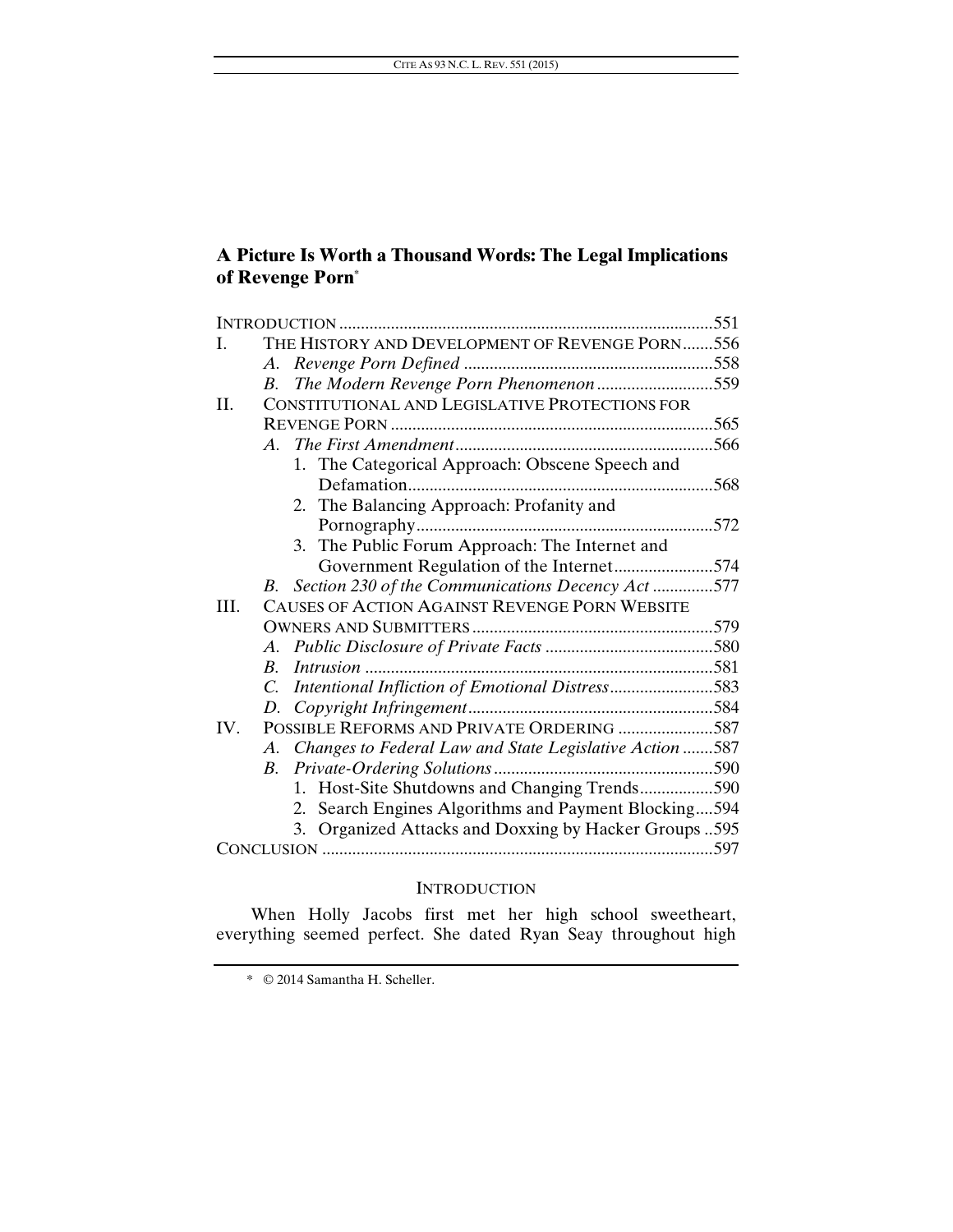# A Picture Is Worth a Thousand Words: The Legal Implications of Revenge Porn*

INTRODUCTION ........ 551

I. THE HISTORY AND DEVELOPMENT OF REVENGE PORN ........ 556
- *A. Revenge Porn Defined* ........ 558
- *B. The Modern Revenge Porn Phenomenon* ........ 559

II. CONSTITUTIONAL AND LEGISLATIVE PROTECTIONS FOR REVENGE PORN ........ 565
- *A. The First Amendment* ........ 566
  1. The Categorical Approach: Obscene Speech and Defamation ........ 568
  2. The Balancing Approach: Profanity and Pornography ........ 572
  3. The Public Forum Approach: The Internet and Government Regulation of the Internet ........ 574
- *B. Section 230 of the Communications Decency Act* ........ 577

III. CAUSES OF ACTION AGAINST REVENGE PORN WEBSITE OWNERS AND SUBMITTERS ........ 579
- *A. Public Disclosure of Private Facts* ........ 580
- *B. Intrusion* ........ 581
- *C. Intentional Infliction of Emotional Distress* ........ 583
- *D. Copyright Infringement* ........ 584

IV. POSSIBLE REFORMS AND PRIVATE ORDERING ........ 587
- *A. Changes to Federal Law and State Legislative Action* ........ 587
- *B. Private-Ordering Solutions* ........ 590
  1. Host-Site Shutdowns and Changing Trends ........ 590
  2. Search Engines Algorithms and Payment Blocking ........ 594
  3. Organized Attacks and Doxxing by Hacker Groups ........ 595

CONCLUSION ........ 597

## INTRODUCTION

When Holly Jacobs first met her high school sweetheart, everything seemed perfect. She dated Ryan Seay throughout high

---

\* © 2014 Samantha H. Scheller.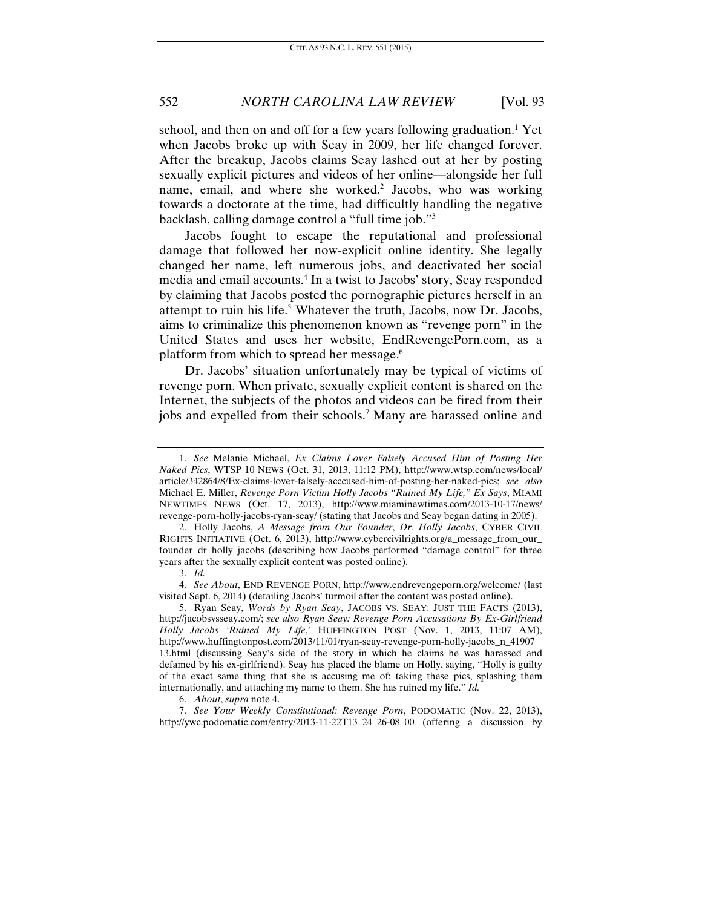school, and then on and off for a few years following graduation.[1] Yet when Jacobs broke up with Seay in 2009, her life changed forever. After the breakup, Jacobs claims Seay lashed out at her by posting sexually explicit pictures and videos of her online—alongside her full name, email, and where she worked.[2] Jacobs, who was working towards a doctorate at the time, had difficultly handling the negative backlash, calling damage control a "full time job."[3]

Jacobs fought to escape the reputational and professional damage that followed her now-explicit online identity. She legally changed her name, left numerous jobs, and deactivated her social media and email accounts.[4] In a twist to Jacobs' story, Seay responded by claiming that Jacobs posted the pornographic pictures herself in an attempt to ruin his life.[5] Whatever the truth, Jacobs, now Dr. Jacobs, aims to criminalize this phenomenon known as "revenge porn" in the United States and uses her website, EndRevengePorn.com, as a platform from which to spread her message.[6]

Dr. Jacobs' situation unfortunately may be typical of victims of revenge porn. When private, sexually explicit content is shared on the Internet, the subjects of the photos and videos can be fired from their jobs and expelled from their schools.[7] Many are harassed online and

---

1. *See* Melanie Michael, *Ex Claims Lover Falsely Accused Him of Posting Her Naked Pics*, WTSP 10 NEWS (Oct. 31, 2013, 11:12 PM), http://www.wtsp.com/news/local/article/342864/8/Ex-claims-lover-falsely-acccused-him-of-posting-her-naked-pics; *see also* Michael E. Miller, *Revenge Porn Victim Holly Jacobs "Ruined My Life," Ex Says*, MIAMI NEWTIMES NEWS (Oct. 17, 2013), http://www.miaminewtimes.com/2013-10-17/news/revenge-porn-holly-jacobs-ryan-seay/ (stating that Jacobs and Seay began dating in 2005).

2. Holly Jacobs, *A Message from Our Founder*, *Dr. Holly Jacobs*, CYBER CIVIL RIGHTS INITIATIVE (Oct. 6, 2013), http://www.cybercivilrights.org/a_message_from_our_founder_dr_holly_jacobs (describing how Jacobs performed "damage control" for three years after the sexually explicit content was posted online).

3. *Id.*

4. *See About*, END REVENGE PORN, http://www.endrevengeporn.org/welcome/ (last visited Sept. 6, 2014) (detailing Jacobs' turmoil after the content was posted online).

5. Ryan Seay, *Words by Ryan Seay*, JACOBS VS. SEAY: JUST THE FACTS (2013), http://jacobsvsseay.com/; *see also Ryan Seay: Revenge Porn Accusations By Ex-Girlfriend Holly Jacobs 'Ruined My Life,'* HUFFINGTON POST (Nov. 1, 2013, 11:07 AM), http://www.huffingtonpost.com/2013/11/01/ryan-seay-revenge-porn-holly-jacobs_n_4190713.html (discussing Seay's side of the story in which he claims he was harassed and defamed by his ex-girlfriend). Seay has placed the blame on Holly, saying, "Holly is guilty of the exact same thing that she is accusing me of: taking these pics, splashing them internationally, and attaching my name to them. She has ruined my life." *Id.*

6. *About*, *supra* note 4.

7. *See Your Weekly Constitutional: Revenge Porn*, PODOMATIC (Nov. 22, 2013), http://ywc.podomatic.com/entry/2013-11-22T13_24_26-08_00 (offering a discussion by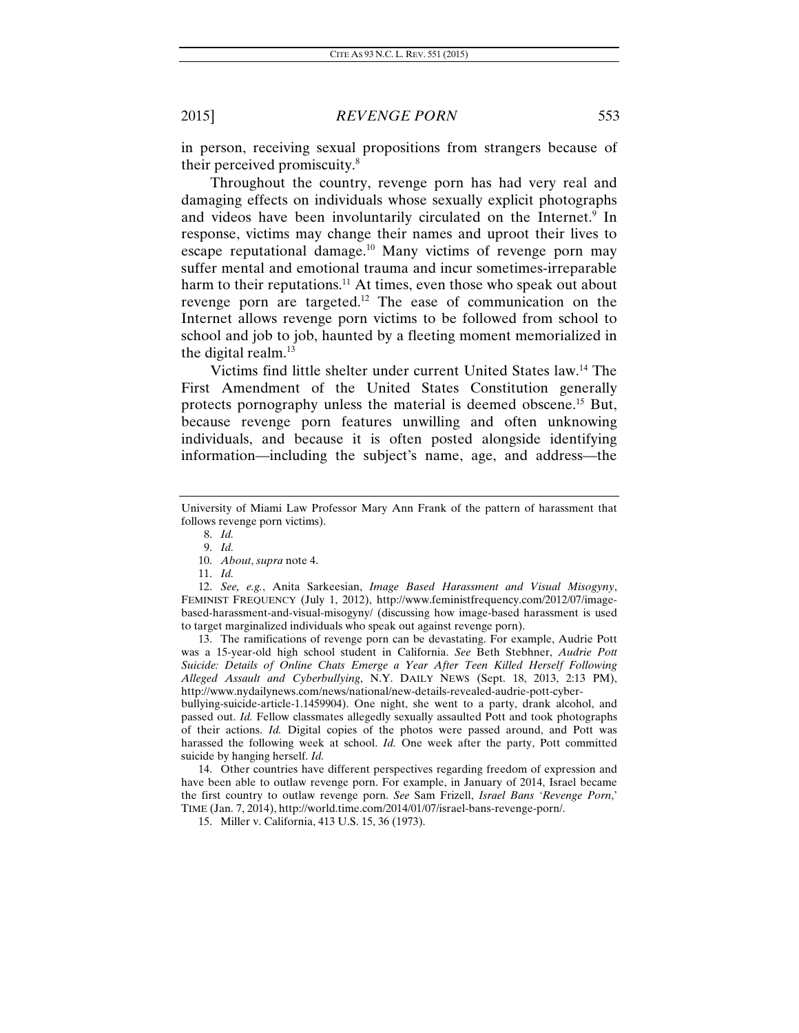in person, receiving sexual propositions from strangers because of their perceived promiscuity.[8]

Throughout the country, revenge porn has had very real and damaging effects on individuals whose sexually explicit photographs and videos have been involuntarily circulated on the Internet.[9] In response, victims may change their names and uproot their lives to escape reputational damage.[10] Many victims of revenge porn may suffer mental and emotional trauma and incur sometimes-irreparable harm to their reputations.[11] At times, even those who speak out about revenge porn are targeted.[12] The ease of communication on the Internet allows revenge porn victims to be followed from school to school and job to job, haunted by a fleeting moment memorialized in the digital realm.[13]

Victims find little shelter under current United States law.[14] The First Amendment of the United States Constitution generally protects pornography unless the material is deemed obscene.[15] But, because revenge porn features unwilling and often unknowing individuals, and because it is often posted alongside identifying information—including the subject's name, age, and address—the

---

University of Miami Law Professor Mary Ann Frank of the pattern of harassment that follows revenge porn victims).

8. *Id.*

9. *Id.*

10. *About*, *supra* note 4.

11. *Id.*

12. *See, e.g.*, Anita Sarkeesian, *Image Based Harassment and Visual Misogyny*, FEMINIST FREQUENCY (July 1, 2012), http://www.feministfrequency.com/2012/07/image-based-harassment-and-visual-misogyny/ (discussing how image-based harassment is used to target marginalized individuals who speak out against revenge porn).

13. The ramifications of revenge porn can be devastating. For example, Audrie Pott was a 15-year-old high school student in California. *See* Beth Stebhner, *Audrie Pott Suicide: Details of Online Chats Emerge a Year After Teen Killed Herself Following Alleged Assault and Cyberbullying*, N.Y. DAILY NEWS (Sept. 18, 2013, 2:13 PM), http://www.nydailynews.com/news/national/new-details-revealed-audrie-pott-cyber-bullying-suicide-article-1.1459904). One night, she went to a party, drank alcohol, and passed out. *Id.* Fellow classmates allegedly sexually assaulted Pott and took photographs of their actions. *Id.* Digital copies of the photos were passed around, and Pott was harassed the following week at school. *Id.* One week after the party, Pott committed suicide by hanging herself. *Id.*

14. Other countries have different perspectives regarding freedom of expression and have been able to outlaw revenge porn. For example, in January of 2014, Israel became the first country to outlaw revenge porn. *See* Sam Frizell, *Israel Bans 'Revenge Porn*,' TIME (Jan. 7, 2014), http://world.time.com/2014/01/07/israel-bans-revenge-porn/.

15. Miller v. California, 413 U.S. 15, 36 (1973).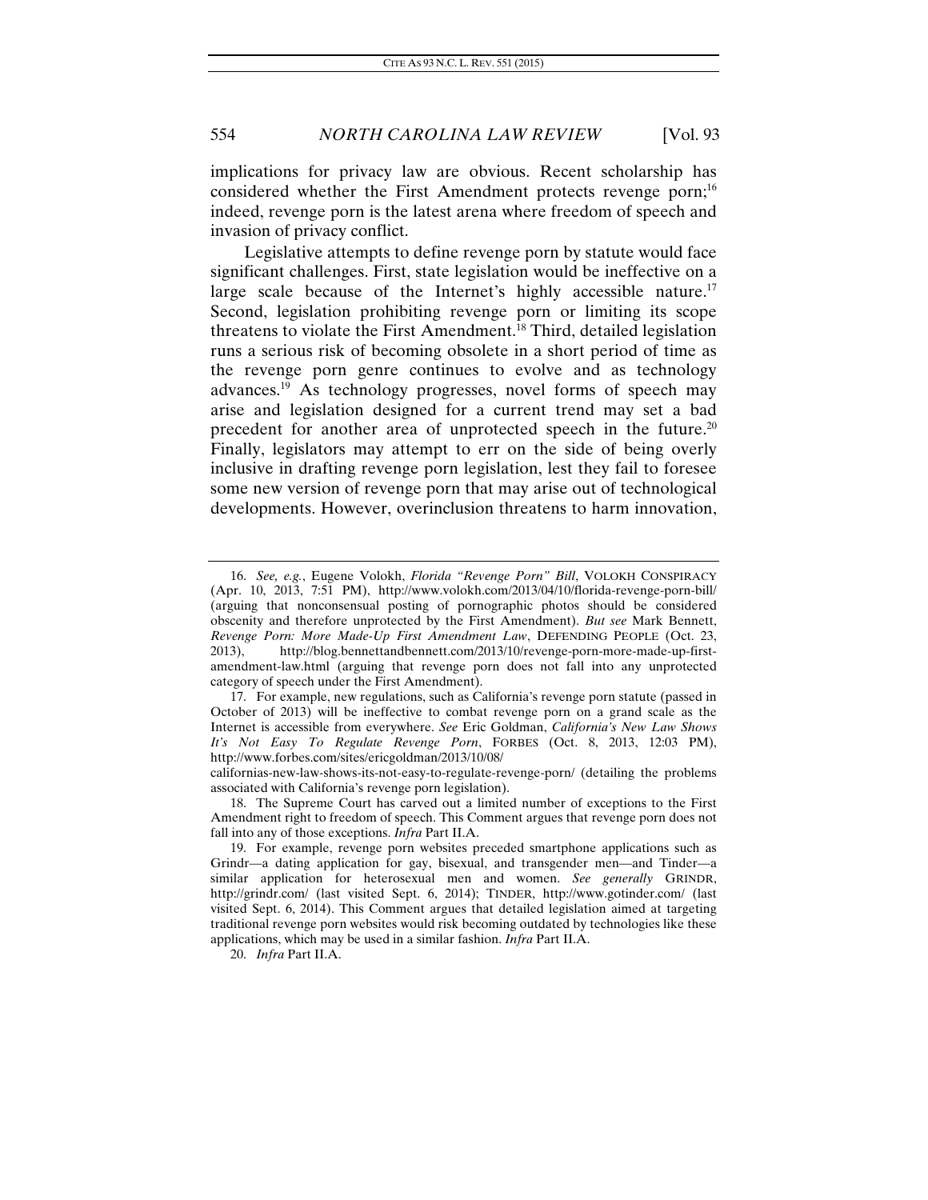implications for privacy law are obvious. Recent scholarship has considered whether the First Amendment protects revenge porn;[16] indeed, revenge porn is the latest arena where freedom of speech and invasion of privacy conflict.

Legislative attempts to define revenge porn by statute would face significant challenges. First, state legislation would be ineffective on a large scale because of the Internet's highly accessible nature.[17] Second, legislation prohibiting revenge porn or limiting its scope threatens to violate the First Amendment.[18] Third, detailed legislation runs a serious risk of becoming obsolete in a short period of time as the revenge porn genre continues to evolve and as technology advances.[19] As technology progresses, novel forms of speech may arise and legislation designed for a current trend may set a bad precedent for another area of unprotected speech in the future.[20] Finally, legislators may attempt to err on the side of being overly inclusive in drafting revenge porn legislation, lest they fail to foresee some new version of revenge porn that may arise out of technological developments. However, overinclusion threatens to harm innovation,

---

16. *See, e.g.*, Eugene Volokh, *Florida "Revenge Porn" Bill*, VOLOKH CONSPIRACY (Apr. 10, 2013, 7:51 PM), http://www.volokh.com/2013/04/10/florida-revenge-porn-bill/ (arguing that nonconsensual posting of pornographic photos should be considered obscenity and therefore unprotected by the First Amendment). *But see* Mark Bennett, *Revenge Porn: More Made-Up First Amendment Law*, DEFENDING PEOPLE (Oct. 23, 2013), http://blog.bennettandbennett.com/2013/10/revenge-porn-more-made-up-first-amendment-law.html (arguing that revenge porn does not fall into any unprotected category of speech under the First Amendment).

17. For example, new regulations, such as California's revenge porn statute (passed in October of 2013) will be ineffective to combat revenge porn on a grand scale as the Internet is accessible from everywhere. *See* Eric Goldman, *California's New Law Shows It's Not Easy To Regulate Revenge Porn*, FORBES (Oct. 8, 2013, 12:03 PM), http://www.forbes.com/sites/ericgoldman/2013/10/08/californias-new-law-shows-its-not-easy-to-regulate-revenge-porn/ (detailing the problems associated with California's revenge porn legislation).

18. The Supreme Court has carved out a limited number of exceptions to the First Amendment right to freedom of speech. This Comment argues that revenge porn does not fall into any of those exceptions. *Infra* Part II.A.

19. For example, revenge porn websites preceded smartphone applications such as Grindr—a dating application for gay, bisexual, and transgender men—and Tinder—a similar application for heterosexual men and women. *See generally* GRINDR, http://grindr.com/ (last visited Sept. 6, 2014); TINDER, http://www.gotinder.com/ (last visited Sept. 6, 2014). This Comment argues that detailed legislation aimed at targeting traditional revenge porn websites would risk becoming outdated by technologies like these applications, which may be used in a similar fashion. *Infra* Part II.A.

20. *Infra* Part II.A.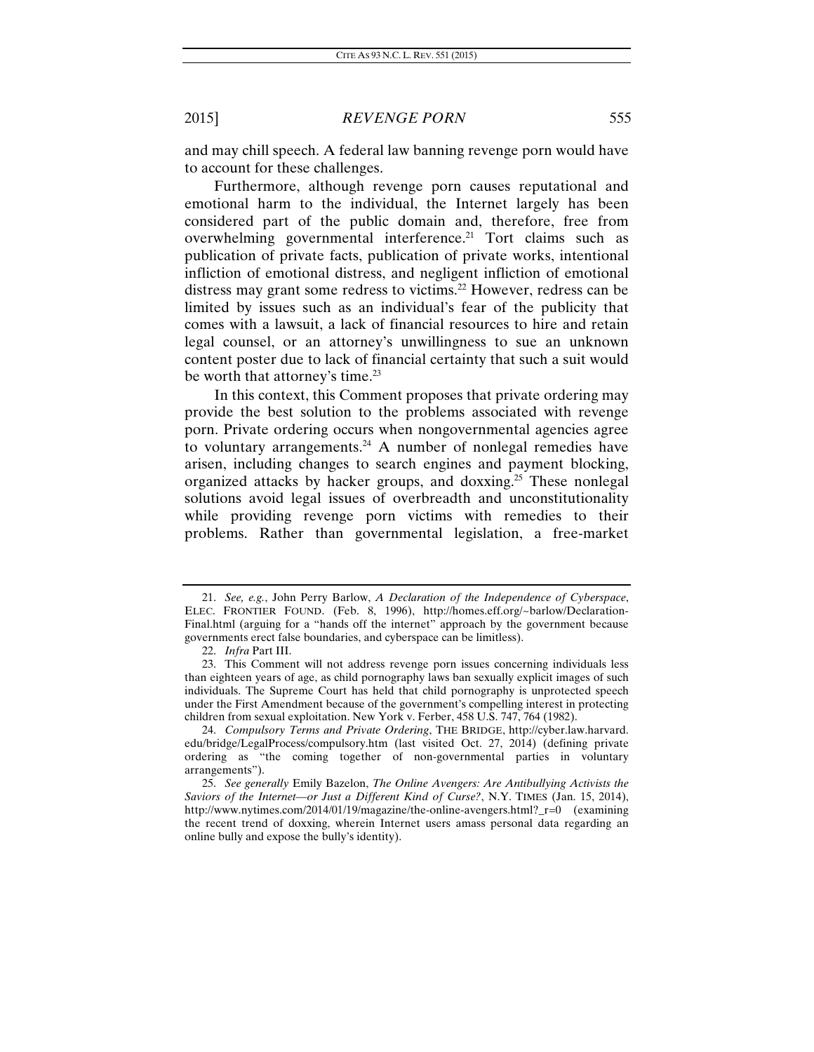and may chill speech. A federal law banning revenge porn would have to account for these challenges.

Furthermore, although revenge porn causes reputational and emotional harm to the individual, the Internet largely has been considered part of the public domain and, therefore, free from overwhelming governmental interference.[21] Tort claims such as publication of private facts, publication of private works, intentional infliction of emotional distress, and negligent infliction of emotional distress may grant some redress to victims.[22] However, redress can be limited by issues such as an individual's fear of the publicity that comes with a lawsuit, a lack of financial resources to hire and retain legal counsel, or an attorney's unwillingness to sue an unknown content poster due to lack of financial certainty that such a suit would be worth that attorney's time.[23]

In this context, this Comment proposes that private ordering may provide the best solution to the problems associated with revenge porn. Private ordering occurs when nongovernmental agencies agree to voluntary arrangements.[24] A number of nonlegal remedies have arisen, including changes to search engines and payment blocking, organized attacks by hacker groups, and doxxing.[25] These nonlegal solutions avoid legal issues of overbreadth and unconstitutionality while providing revenge porn victims with remedies to their problems. Rather than governmental legislation, a free-market

---

21. *See, e.g.*, John Perry Barlow, *A Declaration of the Independence of Cyberspace*, ELEC. FRONTIER FOUND. (Feb. 8, 1996), http://homes.eff.org/~barlow/Declaration-Final.html (arguing for a "hands off the internet" approach by the government because governments erect false boundaries, and cyberspace can be limitless).

22. *Infra* Part III.

23. This Comment will not address revenge porn issues concerning individuals less than eighteen years of age, as child pornography laws ban sexually explicit images of such individuals. The Supreme Court has held that child pornography is unprotected speech under the First Amendment because of the government's compelling interest in protecting children from sexual exploitation. New York v. Ferber, 458 U.S. 747, 764 (1982).

24. *Compulsory Terms and Private Ordering*, THE BRIDGE, http://cyber.law.harvard.edu/bridge/LegalProcess/compulsory.htm (last visited Oct. 27, 2014) (defining private ordering as "the coming together of non-governmental parties in voluntary arrangements").

25. *See generally* Emily Bazelon, *The Online Avengers: Are Antibullying Activists the Saviors of the Internet—or Just a Different Kind of Curse?*, N.Y. TIMES (Jan. 15, 2014), http://www.nytimes.com/2014/01/19/magazine/the-online-avengers.html?_r=0 (examining the recent trend of doxxing, wherein Internet users amass personal data regarding an online bully and expose the bully's identity).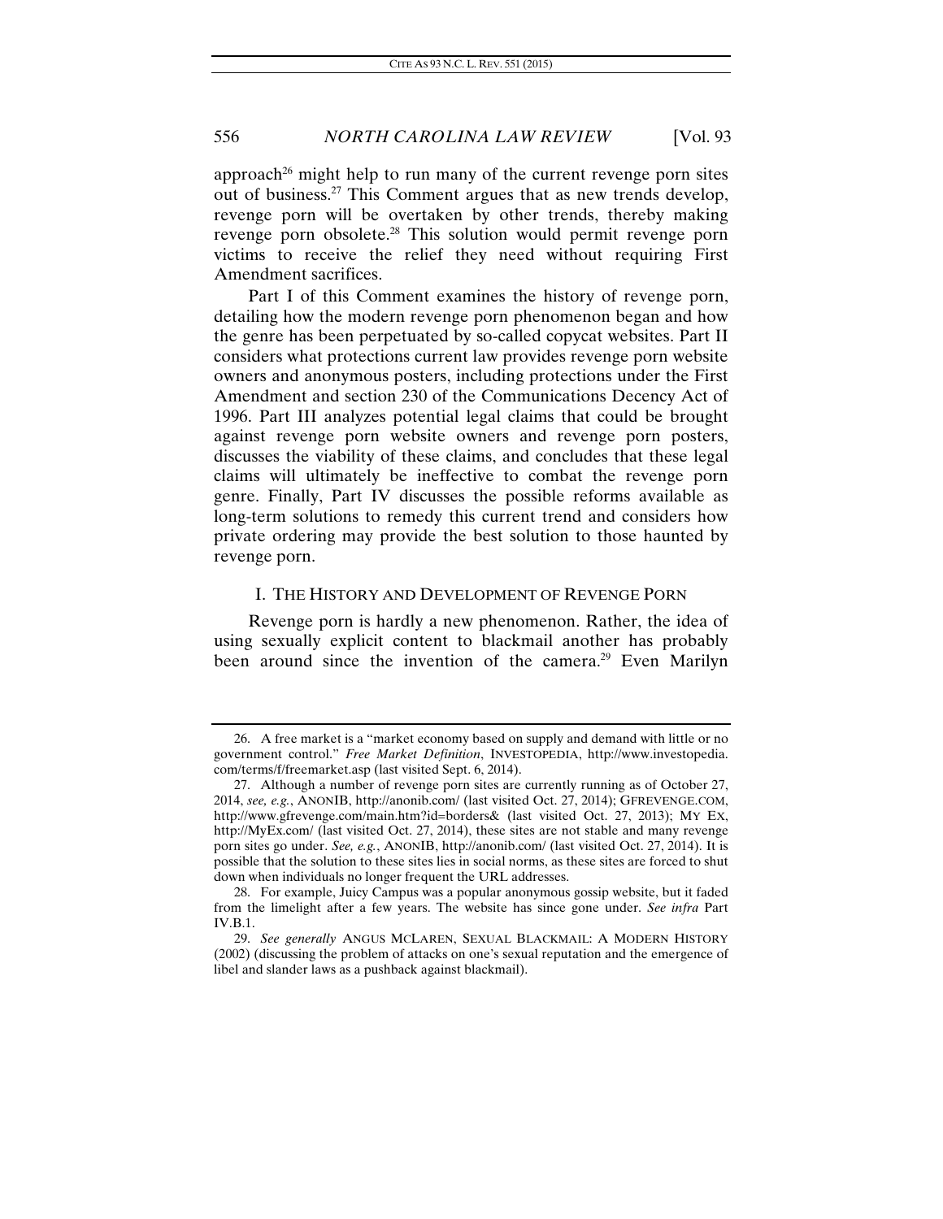approach[26] might help to run many of the current revenge porn sites out of business.[27] This Comment argues that as new trends develop, revenge porn will be overtaken by other trends, thereby making revenge porn obsolete.[28] This solution would permit revenge porn victims to receive the relief they need without requiring First Amendment sacrifices.

Part I of this Comment examines the history of revenge porn, detailing how the modern revenge porn phenomenon began and how the genre has been perpetuated by so-called copycat websites. Part II considers what protections current law provides revenge porn website owners and anonymous posters, including protections under the First Amendment and section 230 of the Communications Decency Act of 1996. Part III analyzes potential legal claims that could be brought against revenge porn website owners and revenge porn posters, discusses the viability of these claims, and concludes that these legal claims will ultimately be ineffective to combat the revenge porn genre. Finally, Part IV discusses the possible reforms available as long-term solutions to remedy this current trend and considers how private ordering may provide the best solution to those haunted by revenge porn.

## I. THE HISTORY AND DEVELOPMENT OF REVENGE PORN

Revenge porn is hardly a new phenomenon. Rather, the idea of using sexually explicit content to blackmail another has probably been around since the invention of the camera.[29] Even Marilyn

---

26. A free market is a "market economy based on supply and demand with little or no government control." *Free Market Definition*, INVESTOPEDIA, http://www.investopedia.com/terms/f/freemarket.asp (last visited Sept. 6, 2014).

27. Although a number of revenge porn sites are currently running as of October 27, 2014, *see, e.g.*, ANONIB, http://anonib.com/ (last visited Oct. 27, 2014); GFREVENGE.COM, http://www.gfrevenge.com/main.htm?id=borders& (last visited Oct. 27, 2013); MY EX, http://MyEx.com/ (last visited Oct. 27, 2014), these sites are not stable and many revenge porn sites go under. *See, e.g.*, ANONIB, http://anonib.com/ (last visited Oct. 27, 2014). It is possible that the solution to these sites lies in social norms, as these sites are forced to shut down when individuals no longer frequent the URL addresses.

28. For example, Juicy Campus was a popular anonymous gossip website, but it faded from the limelight after a few years. The website has since gone under. *See infra* Part IV.B.1.

29. *See generally* ANGUS MCLAREN, SEXUAL BLACKMAIL: A MODERN HISTORY (2002) (discussing the problem of attacks on one's sexual reputation and the emergence of libel and slander laws as a pushback against blackmail).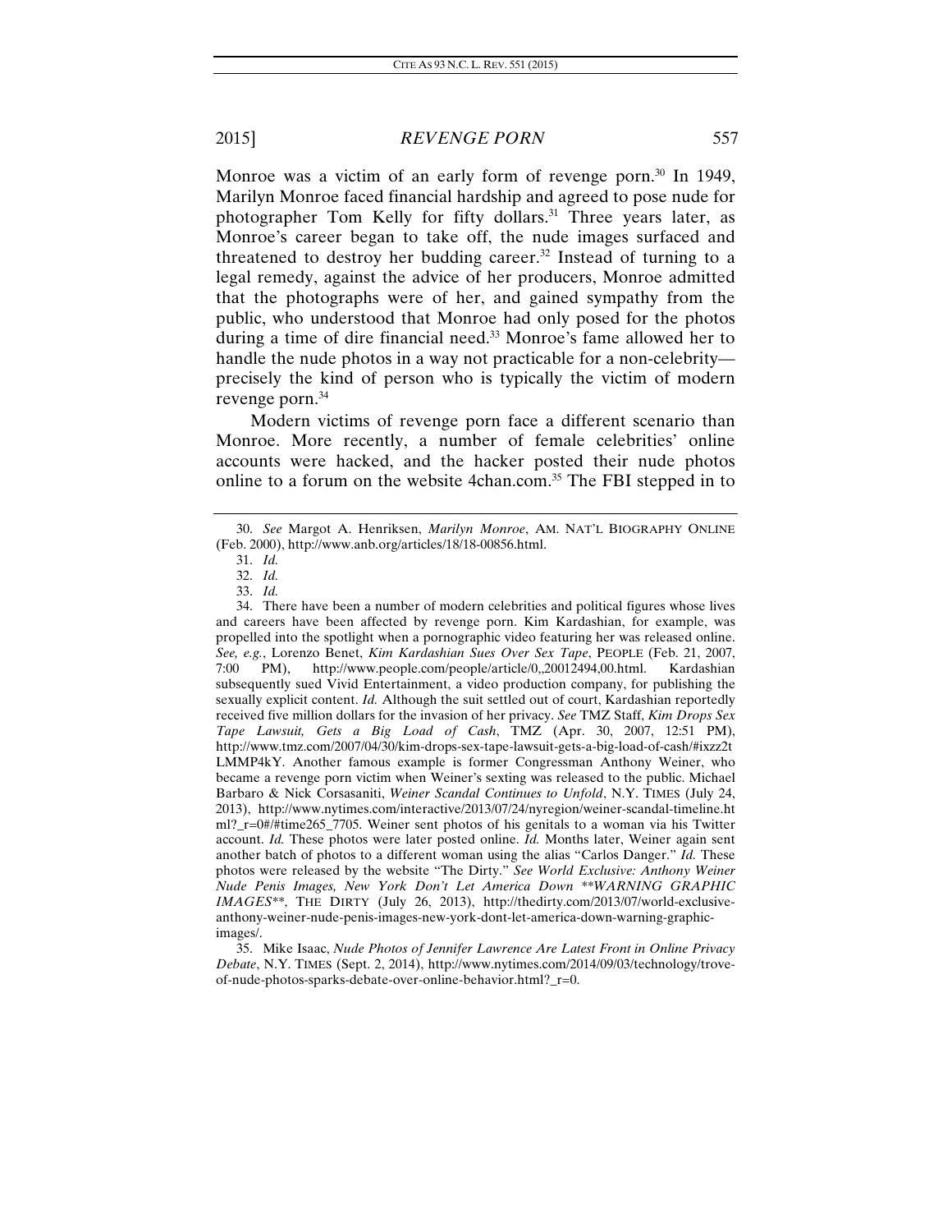Monroe was a victim of an early form of revenge porn.[30] In 1949, Marilyn Monroe faced financial hardship and agreed to pose nude for photographer Tom Kelly for fifty dollars.[31] Three years later, as Monroe's career began to take off, the nude images surfaced and threatened to destroy her budding career.[32] Instead of turning to a legal remedy, against the advice of her producers, Monroe admitted that the photographs were of her, and gained sympathy from the public, who understood that Monroe had only posed for the photos during a time of dire financial need.[33] Monroe's fame allowed her to handle the nude photos in a way not practicable for a non-celebrity—precisely the kind of person who is typically the victim of modern revenge porn.[34]

Modern victims of revenge porn face a different scenario than Monroe. More recently, a number of female celebrities' online accounts were hacked, and the hacker posted their nude photos online to a forum on the website 4chan.com.[35] The FBI stepped in to

---

30. *See* Margot A. Henriksen, *Marilyn Monroe*, AM. NAT'L BIOGRAPHY ONLINE (Feb. 2000), http://www.anb.org/articles/18/18-00856.html.

31. *Id.*

32. *Id.*

33. *Id.*

34. There have been a number of modern celebrities and political figures whose lives and careers have been affected by revenge porn. Kim Kardashian, for example, was propelled into the spotlight when a pornographic video featuring her was released online. *See, e.g.*, Lorenzo Benet, *Kim Kardashian Sues Over Sex Tape*, PEOPLE (Feb. 21, 2007, 7:00 PM), http://www.people.com/people/article/0,,20012494,00.html. Kardashian subsequently sued Vivid Entertainment, a video production company, for publishing the sexually explicit content. *Id.* Although the suit settled out of court, Kardashian reportedly received five million dollars for the invasion of her privacy. *See* TMZ Staff, *Kim Drops Sex Tape Lawsuit, Gets a Big Load of Cash*, TMZ (Apr. 30, 2007, 12:51 PM), http://www.tmz.com/2007/04/30/kim-drops-sex-tape-lawsuit-gets-a-big-load-of-cash/#ixzz2tLMMP4kY. Another famous example is former Congressman Anthony Weiner, who became a revenge porn victim when Weiner's sexting was released to the public. Michael Barbaro & Nick Corsasaniti, *Weiner Scandal Continues to Unfold*, N.Y. TIMES (July 24, 2013), http://www.nytimes.com/interactive/2013/07/24/nyregion/weiner-scandal-timeline.html?_r=0#/#time265_7705. Weiner sent photos of his genitals to a woman via his Twitter account. *Id.* These photos were later posted online. *Id.* Months later, Weiner again sent another batch of photos to a different woman using the alias "Carlos Danger." *Id.* These photos were released by the website "The Dirty." *See World Exclusive: Anthony Weiner Nude Penis Images, New York Don't Let America Down \*\*WARNING GRAPHIC IMAGES\*\**, THE DIRTY (July 26, 2013), http://thedirty.com/2013/07/world-exclusive-anthony-weiner-nude-penis-images-new-york-dont-let-america-down-warning-graphic-images/.

35. Mike Isaac, *Nude Photos of Jennifer Lawrence Are Latest Front in Online Privacy Debate*, N.Y. TIMES (Sept. 2, 2014), http://www.nytimes.com/2014/09/03/technology/trove-of-nude-photos-sparks-debate-over-online-behavior.html?_r=0.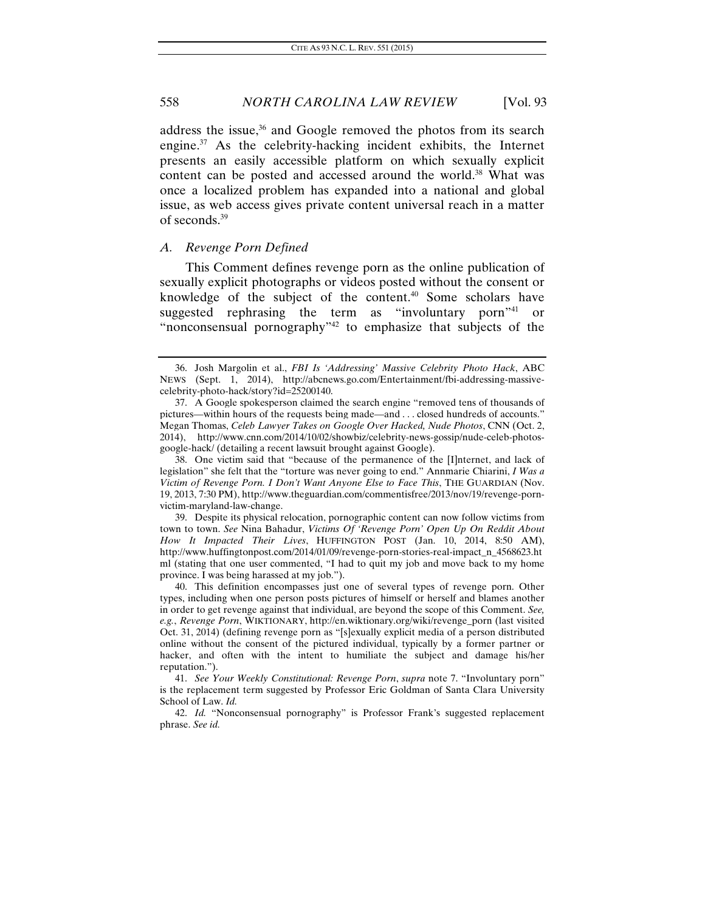address the issue,[36] and Google removed the photos from its search engine.[37] As the celebrity-hacking incident exhibits, the Internet presents an easily accessible platform on which sexually explicit content can be posted and accessed around the world.[38] What was once a localized problem has expanded into a national and global issue, as web access gives private content universal reach in a matter of seconds.[39]

### *A. Revenge Porn Defined*

This Comment defines revenge porn as the online publication of sexually explicit photographs or videos posted without the consent or knowledge of the subject of the content.[40] Some scholars have suggested rephrasing the term as "involuntary porn"[41] or "nonconsensual pornography"[42] to emphasize that subjects of the

---

36. Josh Margolin et al., *FBI Is 'Addressing' Massive Celebrity Photo Hack*, ABC NEWS (Sept. 1, 2014), http://abcnews.go.com/Entertainment/fbi-addressing-massive-celebrity-photo-hack/story?id=25200140.

37. A Google spokesperson claimed the search engine "removed tens of thousands of pictures—within hours of the requests being made—and . . . closed hundreds of accounts." Megan Thomas, *Celeb Lawyer Takes on Google Over Hacked, Nude Photos*, CNN (Oct. 2, 2014), http://www.cnn.com/2014/10/02/showbiz/celebrity-news-gossip/nude-celeb-photos-google-hack/ (detailing a recent lawsuit brought against Google).

38. One victim said that "because of the permanence of the [I]nternet, and lack of legislation" she felt that the "torture was never going to end." Annmarie Chiarini, *I Was a Victim of Revenge Porn. I Don't Want Anyone Else to Face This*, THE GUARDIAN (Nov. 19, 2013, 7:30 PM), http://www.theguardian.com/commentisfree/2013/nov/19/revenge-porn-victim-maryland-law-change.

39. Despite its physical relocation, pornographic content can now follow victims from town to town. *See* Nina Bahadur, *Victims Of 'Revenge Porn' Open Up On Reddit About How It Impacted Their Lives*, HUFFINGTON POST (Jan. 10, 2014, 8:50 AM), http://www.huffingtonpost.com/2014/01/09/revenge-porn-stories-real-impact_n_4568623.html (stating that one user commented, "I had to quit my job and move back to my home province. I was being harassed at my job.").

40. This definition encompasses just one of several types of revenge porn. Other types, including when one person posts pictures of himself or herself and blames another in order to get revenge against that individual, are beyond the scope of this Comment. *See, e.g.*, *Revenge Porn*, WIKTIONARY, http://en.wiktionary.org/wiki/revenge_porn (last visited Oct. 31, 2014) (defining revenge porn as "[s]exually explicit media of a person distributed online without the consent of the pictured individual, typically by a former partner or hacker, and often with the intent to humiliate the subject and damage his/her reputation.").

41. *See Your Weekly Constitutional: Revenge Porn*, *supra* note 7. "Involuntary porn" is the replacement term suggested by Professor Eric Goldman of Santa Clara University School of Law. *Id.*

42. *Id.* "Nonconsensual pornography" is Professor Frank's suggested replacement phrase. *See id.*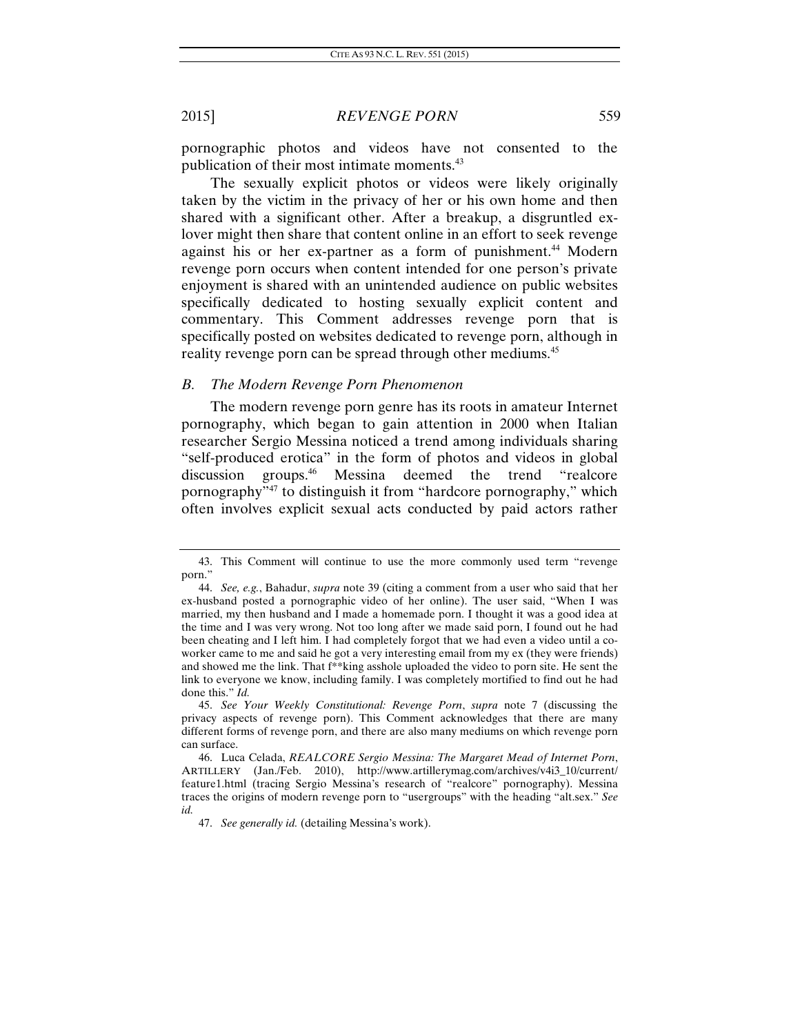pornographic photos and videos have not consented to the publication of their most intimate moments.[43]

The sexually explicit photos or videos were likely originally taken by the victim in the privacy of her or his own home and then shared with a significant other. After a breakup, a disgruntled ex-lover might then share that content online in an effort to seek revenge against his or her ex-partner as a form of punishment.[44] Modern revenge porn occurs when content intended for one person's private enjoyment is shared with an unintended audience on public websites specifically dedicated to hosting sexually explicit content and commentary. This Comment addresses revenge porn that is specifically posted on websites dedicated to revenge porn, although in reality revenge porn can be spread through other mediums.[45]

### *B. The Modern Revenge Porn Phenomenon*

The modern revenge porn genre has its roots in amateur Internet pornography, which began to gain attention in 2000 when Italian researcher Sergio Messina noticed a trend among individuals sharing "self-produced erotica" in the form of photos and videos in global discussion groups.[46] Messina deemed the trend "realcore pornography"[47] to distinguish it from "hardcore pornography," which often involves explicit sexual acts conducted by paid actors rather

---

43. This Comment will continue to use the more commonly used term "revenge porn."

44. *See, e.g.*, Bahadur, *supra* note 39 (citing a comment from a user who said that her ex-husband posted a pornographic video of her online). The user said, "When I was married, my then husband and I made a homemade porn. I thought it was a good idea at the time and I was very wrong. Not too long after we made said porn, I found out he had been cheating and I left him. I had completely forgot that we had even a video until a co-worker came to me and said he got a very interesting email from my ex (they were friends) and showed me the link. That f**king asshole uploaded the video to porn site. He sent the link to everyone we know, including family. I was completely mortified to find out he had done this." *Id.*

45. *See Your Weekly Constitutional: Revenge Porn*, *supra* note 7 (discussing the privacy aspects of revenge porn). This Comment acknowledges that there are many different forms of revenge porn, and there are also many mediums on which revenge porn can surface.

46. Luca Celada, *REALCORE Sergio Messina: The Margaret Mead of Internet Porn*, ARTILLERY (Jan./Feb. 2010), http://www.artillerymag.com/archives/v4i3_10/current/feature1.html (tracing Sergio Messina's research of "realcore" pornography). Messina traces the origins of modern revenge porn to "usergroups" with the heading "alt.sex." *See id.*

47. *See generally id.* (detailing Messina's work).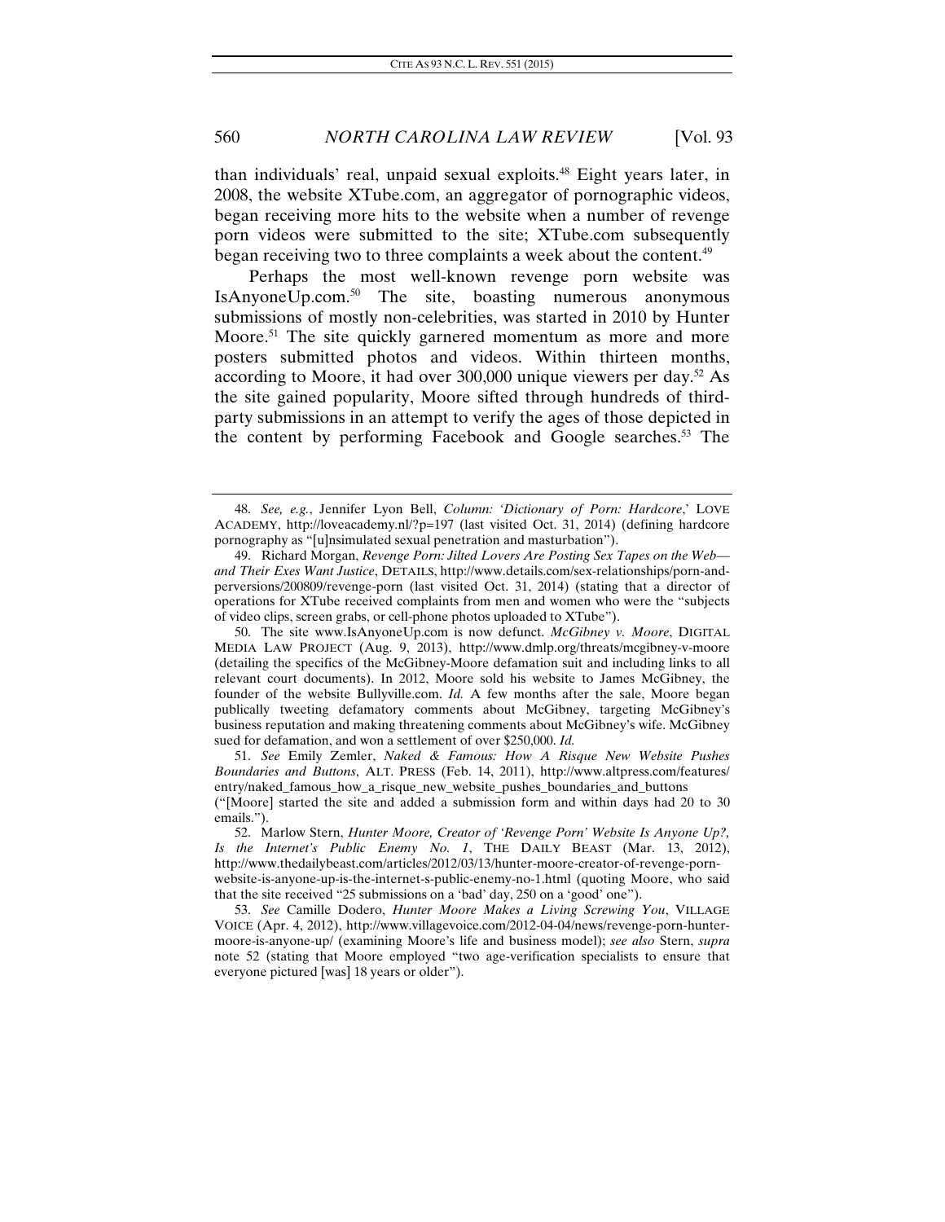than individuals' real, unpaid sexual exploits.[48] Eight years later, in 2008, the website XTube.com, an aggregator of pornographic videos, began receiving more hits to the website when a number of revenge porn videos were submitted to the site; XTube.com subsequently began receiving two to three complaints a week about the content.[49]

Perhaps the most well-known revenge porn website was IsAnyoneUp.com.[50] The site, boasting numerous anonymous submissions of mostly non-celebrities, was started in 2010 by Hunter Moore.[51] The site quickly garnered momentum as more and more posters submitted photos and videos. Within thirteen months, according to Moore, it had over 300,000 unique viewers per day.[52] As the site gained popularity, Moore sifted through hundreds of third-party submissions in an attempt to verify the ages of those depicted in the content by performing Facebook and Google searches.[53] The

---

48. *See, e.g.*, Jennifer Lyon Bell, *Column: 'Dictionary of Porn: Hardcore*,' LOVE ACADEMY, http://loveacademy.nl/?p=197 (last visited Oct. 31, 2014) (defining hardcore pornography as "[u]nsimulated sexual penetration and masturbation").

49. Richard Morgan, *Revenge Porn: Jilted Lovers Are Posting Sex Tapes on the Web—and Their Exes Want Justice*, DETAILS, http://www.details.com/sex-relationships/porn-and-perversions/200809/revenge-porn (last visited Oct. 31, 2014) (stating that a director of operations for XTube received complaints from men and women who were the "subjects of video clips, screen grabs, or cell-phone photos uploaded to XTube").

50. The site www.IsAnyoneUp.com is now defunct. *McGibney v. Moore*, DIGITAL MEDIA LAW PROJECT (Aug. 9, 2013), http://www.dmlp.org/threats/mcgibney-v-moore (detailing the specifics of the McGibney-Moore defamation suit and including links to all relevant court documents). In 2012, Moore sold his website to James McGibney, the founder of the website Bullyville.com. *Id.* A few months after the sale, Moore began publically tweeting defamatory comments about McGibney, targeting McGibney's business reputation and making threatening comments about McGibney's wife. McGibney sued for defamation, and won a settlement of over $250,000. *Id.*

51. *See* Emily Zemler, *Naked & Famous: How A Risque New Website Pushes Boundaries and Buttons*, ALT. PRESS (Feb. 14, 2011), http://www.altpress.com/features/entry/naked_famous_how_a_risque_new_website_pushes_boundaries_and_buttons ("[Moore] started the site and added a submission form and within days had 20 to 30 emails.").

52. Marlow Stern, *Hunter Moore, Creator of 'Revenge Porn' Website Is Anyone Up?, Is the Internet's Public Enemy No. 1*, THE DAILY BEAST (Mar. 13, 2012), http://www.thedailybeast.com/articles/2012/03/13/hunter-moore-creator-of-revenge-porn-website-is-anyone-up-is-the-internet-s-public-enemy-no-1.html (quoting Moore, who said that the site received "25 submissions on a 'bad' day, 250 on a 'good' one").

53. *See* Camille Dodero, *Hunter Moore Makes a Living Screwing You*, VILLAGE VOICE (Apr. 4, 2012), http://www.villagevoice.com/2012-04-04/news/revenge-porn-hunter-moore-is-anyone-up/ (examining Moore's life and business model); *see also* Stern, *supra* note 52 (stating that Moore employed "two age-verification specialists to ensure that everyone pictured [was] 18 years or older").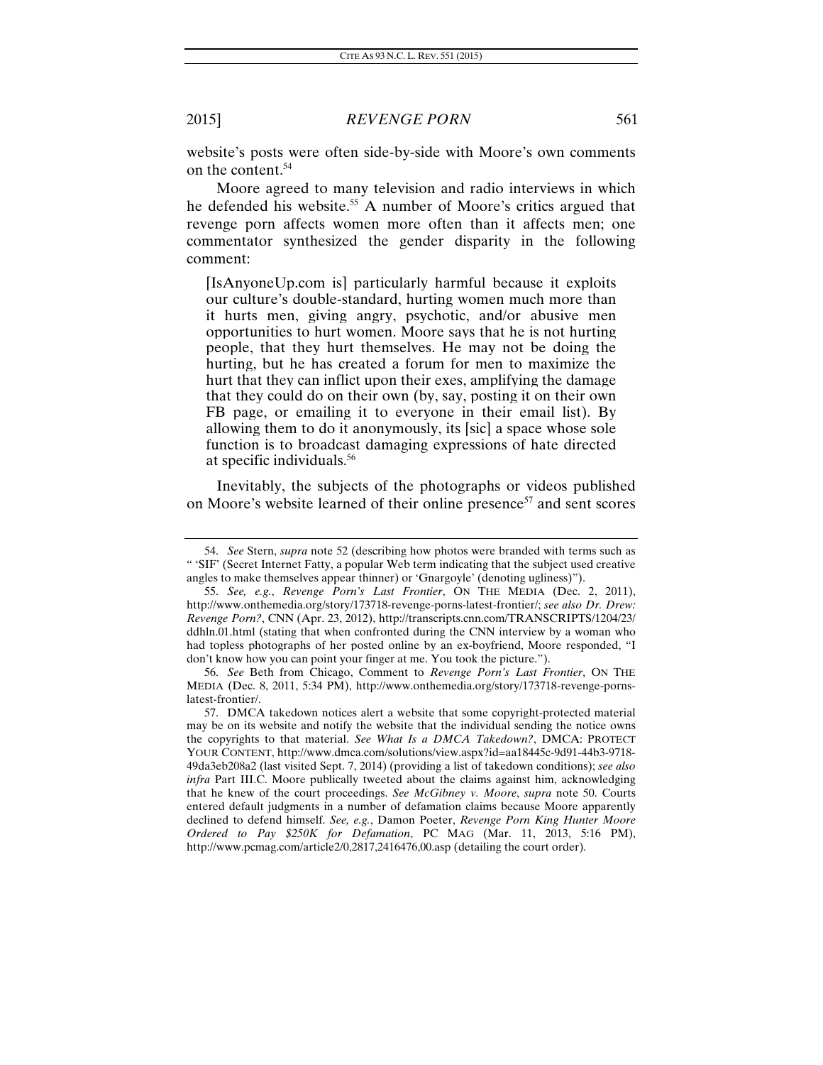website's posts were often side-by-side with Moore's own comments on the content.[54]

Moore agreed to many television and radio interviews in which he defended his website.[55] A number of Moore's critics argued that revenge porn affects women more often than it affects men; one commentator synthesized the gender disparity in the following comment:

> [IsAnyoneUp.com is] particularly harmful because it exploits our culture's double-standard, hurting women much more than it hurts men, giving angry, psychotic, and/or abusive men opportunities to hurt women. Moore says that he is not hurting people, that they hurt themselves. He may not be doing the hurting, but he has created a forum for men to maximize the hurt that they can inflict upon their exes, amplifying the damage that they could do on their own (by, say, posting it on their own FB page, or emailing it to everyone in their email list). By allowing them to do it anonymously, its [sic] a space whose sole function is to broadcast damaging expressions of hate directed at specific individuals.[56]

Inevitably, the subjects of the photographs or videos published on Moore's website learned of their online presence[57] and sent scores

---

54. *See* Stern, *supra* note 52 (describing how photos were branded with terms such as " 'SIF' (Secret Internet Fatty, a popular Web term indicating that the subject used creative angles to make themselves appear thinner) or 'Gnargoyle' (denoting ugliness)").

55. *See, e.g.*, *Revenge Porn's Last Frontier*, ON THE MEDIA (Dec. 2, 2011), http://www.onthemedia.org/story/173718-revenge-porns-latest-frontier/; *see also Dr. Drew: Revenge Porn?*, CNN (Apr. 23, 2012), http://transcripts.cnn.com/TRANSCRIPTS/1204/23/ddhln.01.html (stating that when confronted during the CNN interview by a woman who had topless photographs of her posted online by an ex-boyfriend, Moore responded, "I don't know how you can point your finger at me. You took the picture.").

56. *See* Beth from Chicago, Comment to *Revenge Porn's Last Frontier*, ON THE MEDIA (Dec. 8, 2011, 5:34 PM), http://www.onthemedia.org/story/173718-revenge-porns-latest-frontier/.

57. DMCA takedown notices alert a website that some copyright-protected material may be on its website and notify the website that the individual sending the notice owns the copyrights to that material. *See What Is a DMCA Takedown?*, DMCA: PROTECT YOUR CONTENT, http://www.dmca.com/solutions/view.aspx?id=aa18445c-9d91-44b3-9718-49da3eb208a2 (last visited Sept. 7, 2014) (providing a list of takedown conditions); *see also infra* Part III.C. Moore publically tweeted about the claims against him, acknowledging that he knew of the court proceedings. *See McGibney v. Moore*, *supra* note 50. Courts entered default judgments in a number of defamation claims because Moore apparently declined to defend himself. *See, e.g.*, Damon Poeter, *Revenge Porn King Hunter Moore Ordered to Pay $250K for Defamation*, PC MAG (Mar. 11, 2013, 5:16 PM), http://www.pcmag.com/article2/0,2817,2416476,00.asp (detailing the court order).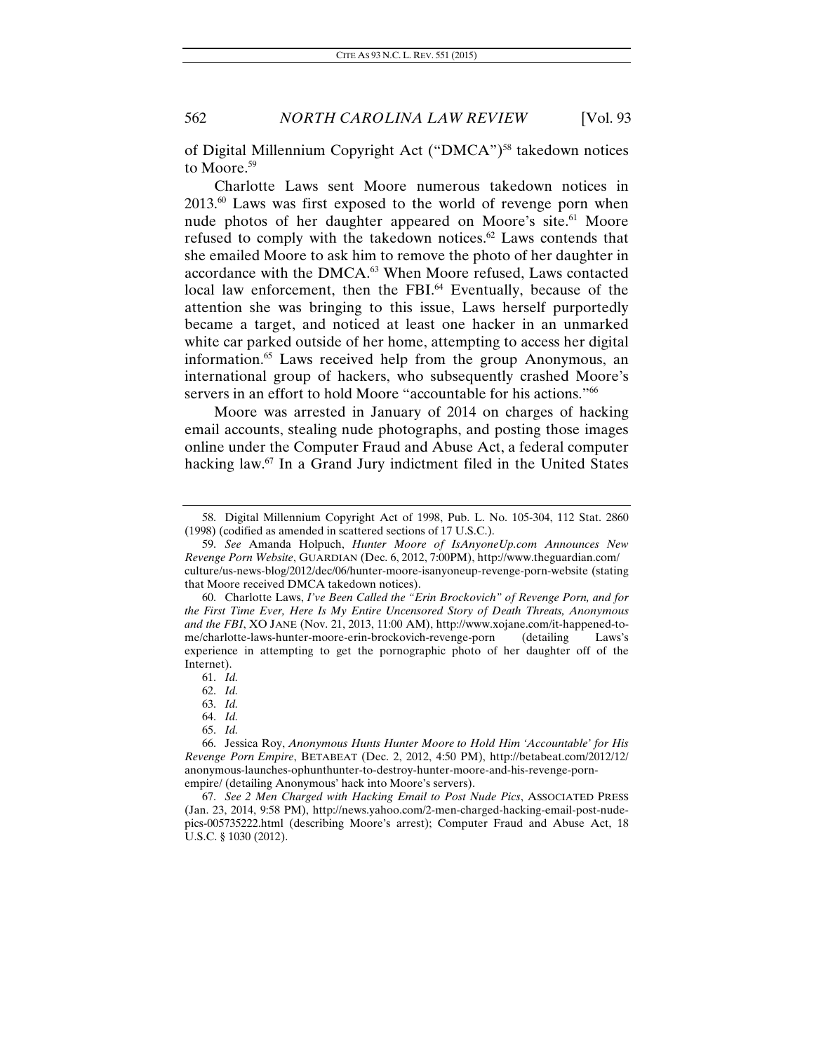of Digital Millennium Copyright Act ("DMCA")[58] takedown notices to Moore.[59]

Charlotte Laws sent Moore numerous takedown notices in 2013.[60] Laws was first exposed to the world of revenge porn when nude photos of her daughter appeared on Moore's site.[61] Moore refused to comply with the takedown notices.[62] Laws contends that she emailed Moore to ask him to remove the photo of her daughter in accordance with the DMCA.[63] When Moore refused, Laws contacted local law enforcement, then the FBI.[64] Eventually, because of the attention she was bringing to this issue, Laws herself purportedly became a target, and noticed at least one hacker in an unmarked white car parked outside of her home, attempting to access her digital information.[65] Laws received help from the group Anonymous, an international group of hackers, who subsequently crashed Moore's servers in an effort to hold Moore "accountable for his actions."[66]

Moore was arrested in January of 2014 on charges of hacking email accounts, stealing nude photographs, and posting those images online under the Computer Fraud and Abuse Act, a federal computer hacking law.[67] In a Grand Jury indictment filed in the United States

---

58. Digital Millennium Copyright Act of 1998, Pub. L. No. 105-304, 112 Stat. 2860 (1998) (codified as amended in scattered sections of 17 U.S.C.).

59. *See* Amanda Holpuch, *Hunter Moore of IsAnyoneUp.com Announces New Revenge Porn Website*, GUARDIAN (Dec. 6, 2012, 7:00PM), http://www.theguardian.com/culture/us-news-blog/2012/dec/06/hunter-moore-isanyoneup-revenge-porn-website (stating that Moore received DMCA takedown notices).

60. Charlotte Laws, *I've Been Called the "Erin Brockovich" of Revenge Porn, and for the First Time Ever, Here Is My Entire Uncensored Story of Death Threats, Anonymous and the FBI*, XO JANE (Nov. 21, 2013, 11:00 AM), http://www.xojane.com/it-happened-to-me/charlotte-laws-hunter-moore-erin-brockovich-revenge-porn (detailing Laws's experience in attempting to get the pornographic photo of her daughter off of the Internet).

61. *Id.*

62. *Id.*

63. *Id.*

64. *Id.*

65. *Id.*

66. Jessica Roy, *Anonymous Hunts Hunter Moore to Hold Him 'Accountable' for His Revenge Porn Empire*, BETABEAT (Dec. 2, 2012, 4:50 PM), http://betabeat.com/2012/12/anonymous-launches-ophunthunter-to-destroy-hunter-moore-and-his-revenge-porn-empire/ (detailing Anonymous' hack into Moore's servers).

67. *See 2 Men Charged with Hacking Email to Post Nude Pics*, ASSOCIATED PRESS (Jan. 23, 2014, 9:58 PM), http://news.yahoo.com/2-men-charged-hacking-email-post-nude-pics-005735222.html (describing Moore's arrest); Computer Fraud and Abuse Act, 18 U.S.C. § 1030 (2012).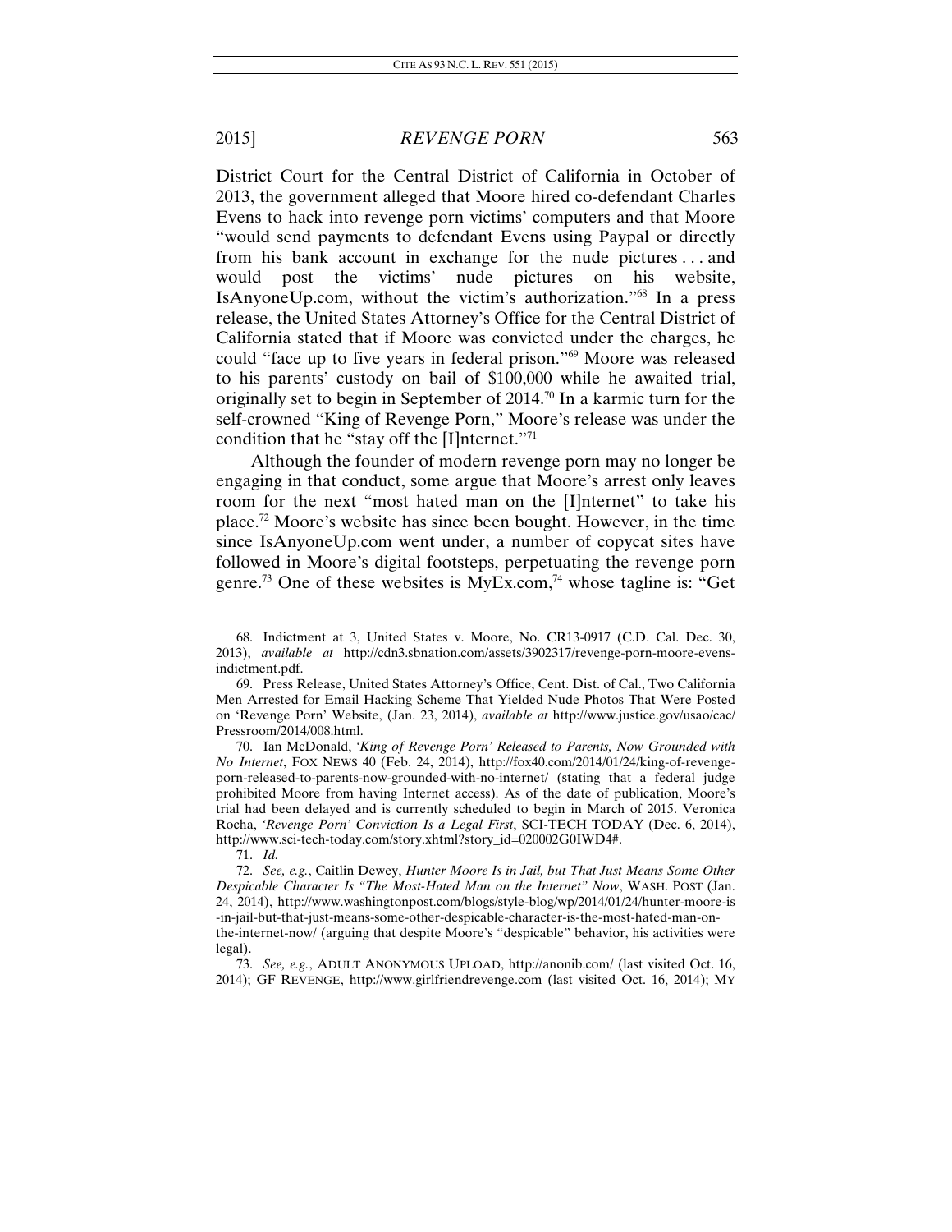District Court for the Central District of California in October of 2013, the government alleged that Moore hired co-defendant Charles Evens to hack into revenge porn victims' computers and that Moore "would send payments to defendant Evens using Paypal or directly from his bank account in exchange for the nude pictures . . . and would post the victims' nude pictures on his website, IsAnyoneUp.com, without the victim's authorization."[68] In a press release, the United States Attorney's Office for the Central District of California stated that if Moore was convicted under the charges, he could "face up to five years in federal prison."[69] Moore was released to his parents' custody on bail of $100,000 while he awaited trial, originally set to begin in September of 2014.[70] In a karmic turn for the self-crowned "King of Revenge Porn," Moore's release was under the condition that he "stay off the [I]nternet."[71]

Although the founder of modern revenge porn may no longer be engaging in that conduct, some argue that Moore's arrest only leaves room for the next "most hated man on the [I]nternet" to take his place.[72] Moore's website has since been bought. However, in the time since IsAnyoneUp.com went under, a number of copycat sites have followed in Moore's digital footsteps, perpetuating the revenge porn genre.[73] One of these websites is MyEx.com,[74] whose tagline is: "Get

---

68. Indictment at 3, United States v. Moore, No. CR13-0917 (C.D. Cal. Dec. 30, 2013), *available at* http://cdn3.sbnation.com/assets/3902317/revenge-porn-moore-evens-indictment.pdf.

69. Press Release, United States Attorney's Office, Cent. Dist. of Cal., Two California Men Arrested for Email Hacking Scheme That Yielded Nude Photos That Were Posted on 'Revenge Porn' Website, (Jan. 23, 2014), *available at* http://www.justice.gov/usao/cac/Pressroom/2014/008.html.

70. Ian McDonald, *'King of Revenge Porn' Released to Parents, Now Grounded with No Internet*, FOX NEWS 40 (Feb. 24, 2014), http://fox40.com/2014/01/24/king-of-revenge-porn-released-to-parents-now-grounded-with-no-internet/ (stating that a federal judge prohibited Moore from having Internet access). As of the date of publication, Moore's trial had been delayed and is currently scheduled to begin in March of 2015. Veronica Rocha, *'Revenge Porn' Conviction Is a Legal First*, SCI-TECH TODAY (Dec. 6, 2014), http://www.sci-tech-today.com/story.xhtml?story_id=020002G0IWD4#.

71. *Id.*

72. *See, e.g.*, Caitlin Dewey, *Hunter Moore Is in Jail, but That Just Means Some Other Despicable Character Is "The Most-Hated Man on the Internet" Now*, WASH. POST (Jan. 24, 2014), http://www.washingtonpost.com/blogs/style-blog/wp/2014/01/24/hunter-moore-is-in-jail-but-that-just-means-some-other-despicable-character-is-the-most-hated-man-on-the-internet-now/ (arguing that despite Moore's "despicable" behavior, his activities were legal).

73. *See, e.g.*, ADULT ANONYMOUS UPLOAD, http://anonib.com/ (last visited Oct. 16, 2014); GF REVENGE, http://www.girlfriendrevenge.com (last visited Oct. 16, 2014); MY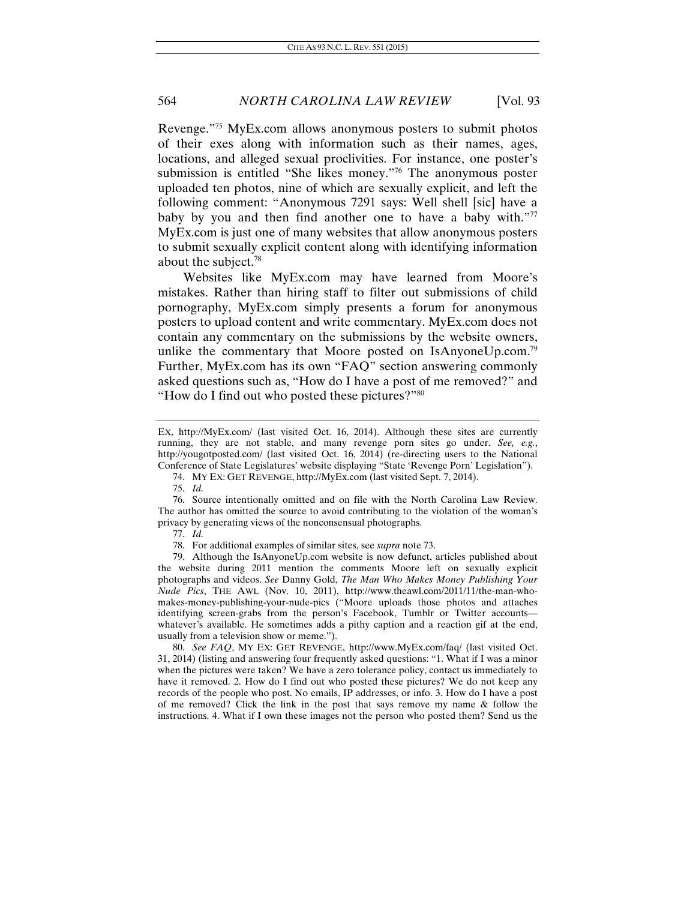Revenge."[75] MyEx.com allows anonymous posters to submit photos of their exes along with information such as their names, ages, locations, and alleged sexual proclivities. For instance, one poster's submission is entitled "She likes money."[76] The anonymous poster uploaded ten photos, nine of which are sexually explicit, and left the following comment: "Anonymous 7291 says: Well shell [sic] have a baby by you and then find another one to have a baby with."[77] MyEx.com is just one of many websites that allow anonymous posters to submit sexually explicit content along with identifying information about the subject.[78]

Websites like MyEx.com may have learned from Moore's mistakes. Rather than hiring staff to filter out submissions of child pornography, MyEx.com simply presents a forum for anonymous posters to upload content and write commentary. MyEx.com does not contain any commentary on the submissions by the website owners, unlike the commentary that Moore posted on IsAnyoneUp.com.[79] Further, MyEx.com has its own "FAQ" section answering commonly asked questions such as, "How do I have a post of me removed?" and "How do I find out who posted these pictures?"[80]

---

EX, http://MyEx.com/ (last visited Oct. 16, 2014). Although these sites are currently running, they are not stable, and many revenge porn sites go under. *See, e.g.*, http://yougotposted.com/ (last visited Oct. 16, 2014) (re-directing users to the National Conference of State Legislatures' website displaying "State 'Revenge Porn' Legislation").

74. MY EX: GET REVENGE, http://MyEx.com (last visited Sept. 7, 2014).

75. *Id.*

76. Source intentionally omitted and on file with the North Carolina Law Review. The author has omitted the source to avoid contributing to the violation of the woman's privacy by generating views of the nonconsensual photographs.

77. *Id.*

78. For additional examples of similar sites, see *supra* note 73.

79. Although the IsAnyoneUp.com website is now defunct, articles published about the website during 2011 mention the comments Moore left on sexually explicit photographs and videos. *See* Danny Gold, *The Man Who Makes Money Publishing Your Nude Pics*, THE AWL (Nov. 10, 2011), http://www.theawl.com/2011/11/the-man-who-makes-money-publishing-your-nude-pics ("Moore uploads those photos and attaches identifying screen-grabs from the person's Facebook, Tumblr or Twitter accounts—whatever's available. He sometimes adds a pithy caption and a reaction gif at the end, usually from a television show or meme.").

80. *See FAQ*, MY EX: GET REVENGE, http://www.MyEx.com/faq/ (last visited Oct. 31, 2014) (listing and answering four frequently asked questions: "1. What if I was a minor when the pictures were taken? We have a zero tolerance policy, contact us immediately to have it removed. 2. How do I find out who posted these pictures? We do not keep any records of the people who post. No emails, IP addresses, or info. 3. How do I have a post of me removed? Click the link in the post that says remove my name & follow the instructions. 4. What if I own these images not the person who posted them? Send us the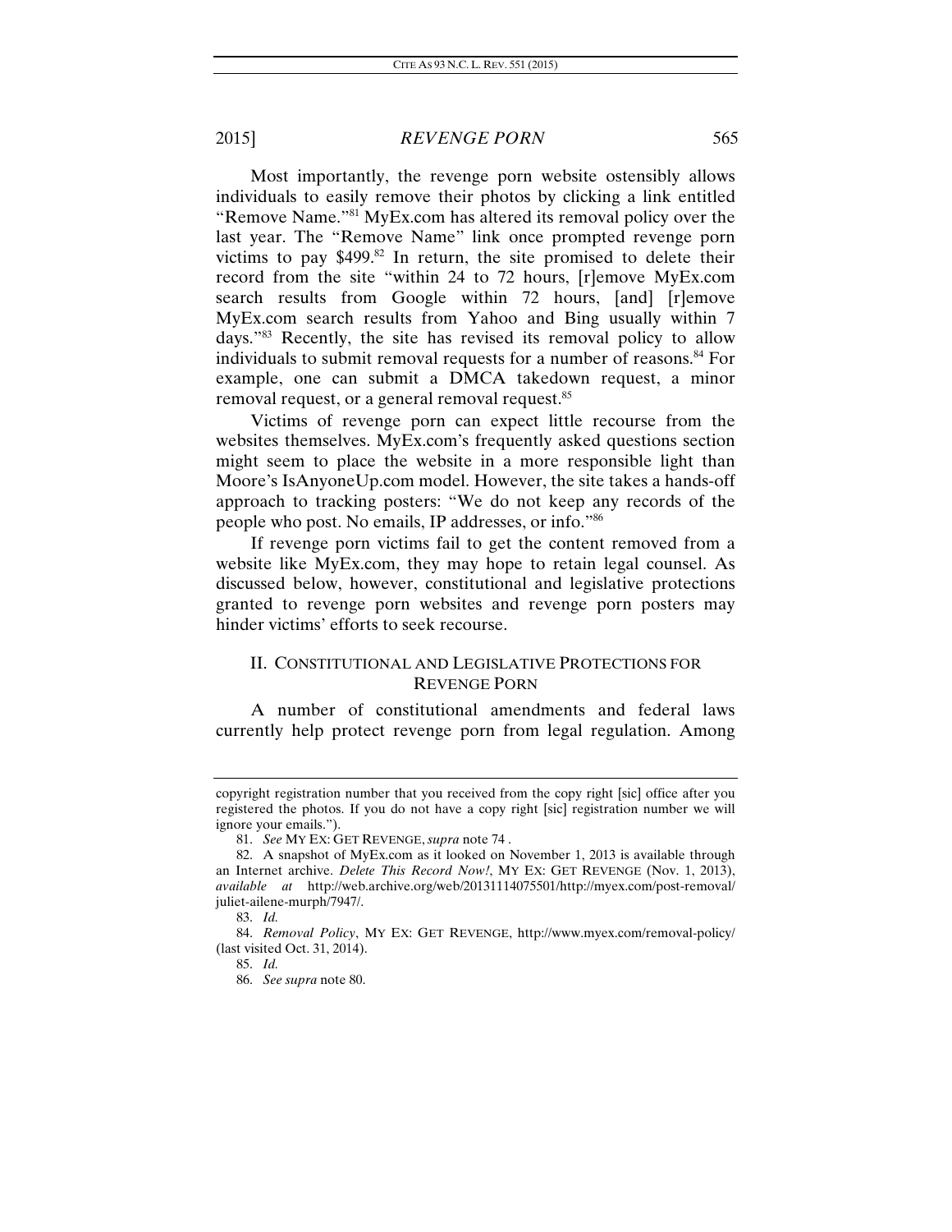Most importantly, the revenge porn website ostensibly allows individuals to easily remove their photos by clicking a link entitled "Remove Name."[81] MyEx.com has altered its removal policy over the last year. The "Remove Name" link once prompted revenge porn victims to pay $499.[82] In return, the site promised to delete their record from the site "within 24 to 72 hours, [r]emove MyEx.com search results from Google within 72 hours, [and] [r]emove MyEx.com search results from Yahoo and Bing usually within 7 days."[83] Recently, the site has revised its removal policy to allow individuals to submit removal requests for a number of reasons.[84] For example, one can submit a DMCA takedown request, a minor removal request, or a general removal request.[85]

Victims of revenge porn can expect little recourse from the websites themselves. MyEx.com's frequently asked questions section might seem to place the website in a more responsible light than Moore's IsAnyoneUp.com model. However, the site takes a hands-off approach to tracking posters: "We do not keep any records of the people who post. No emails, IP addresses, or info."[86]

If revenge porn victims fail to get the content removed from a website like MyEx.com, they may hope to retain legal counsel. As discussed below, however, constitutional and legislative protections granted to revenge porn websites and revenge porn posters may hinder victims' efforts to seek recourse.

## II. CONSTITUTIONAL AND LEGISLATIVE PROTECTIONS FOR REVENGE PORN

A number of constitutional amendments and federal laws currently help protect revenge porn from legal regulation. Among

---

copyright registration number that you received from the copy right [sic] office after you registered the photos. If you do not have a copy right [sic] registration number we will ignore your emails.").

81. *See* MY EX: GET REVENGE, *supra* note 74 .

82. A snapshot of MyEx.com as it looked on November 1, 2013 is available through an Internet archive. *Delete This Record Now!*, MY EX: GET REVENGE (Nov. 1, 2013), *available at* http://web.archive.org/web/20131114075501/http://myex.com/post-removal/juliet-ailene-murph/7947/.

83. *Id.*

84. *Removal Policy*, MY EX: GET REVENGE, http://www.myex.com/removal-policy/ (last visited Oct. 31, 2014).

85. *Id.*

86. *See supra* note 80.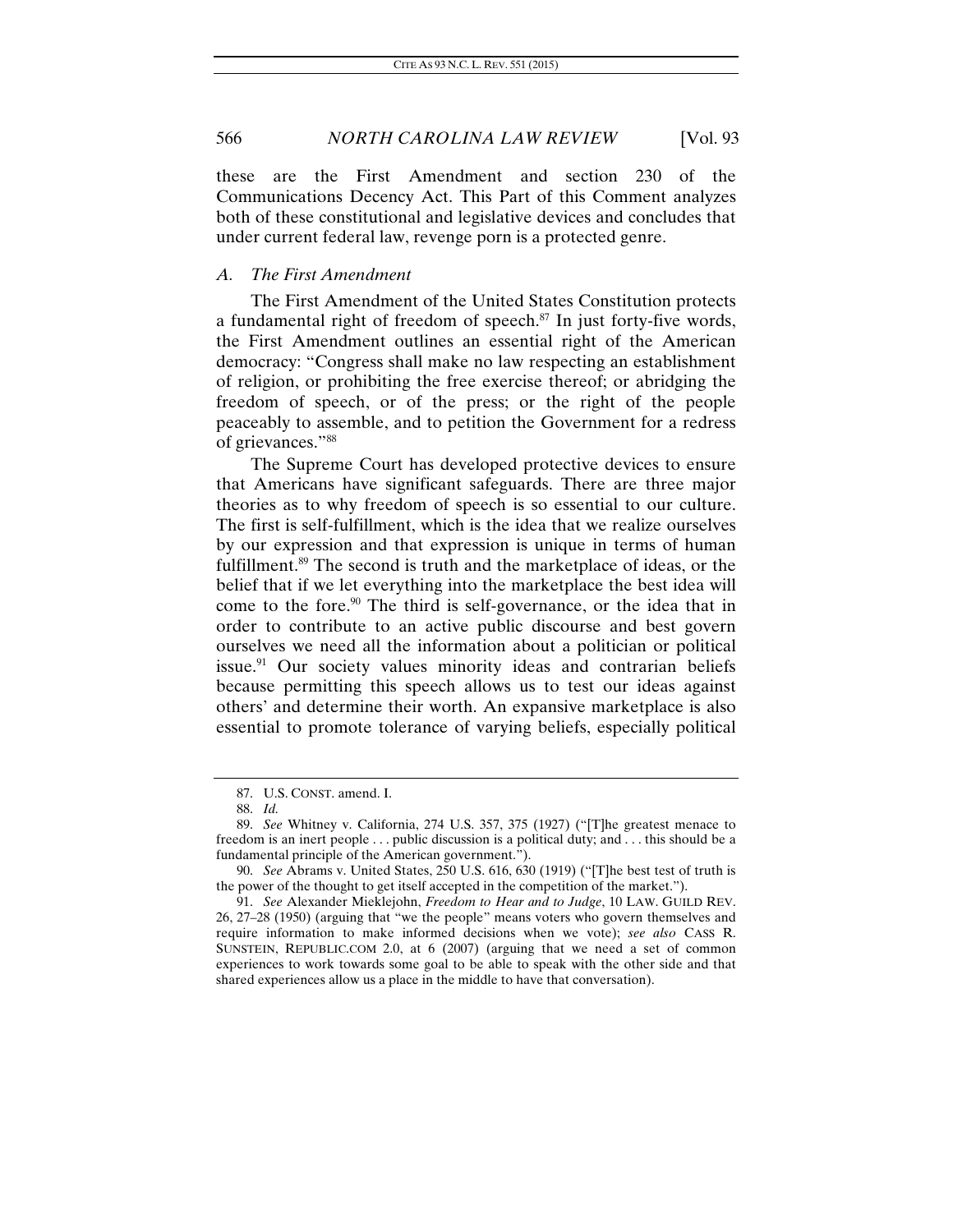these are the First Amendment and section 230 of the Communications Decency Act. This Part of this Comment analyzes both of these constitutional and legislative devices and concludes that under current federal law, revenge porn is a protected genre.

### *A. The First Amendment*

The First Amendment of the United States Constitution protects a fundamental right of freedom of speech.[87] In just forty-five words, the First Amendment outlines an essential right of the American democracy: "Congress shall make no law respecting an establishment of religion, or prohibiting the free exercise thereof; or abridging the freedom of speech, or of the press; or the right of the people peaceably to assemble, and to petition the Government for a redress of grievances."[88]

The Supreme Court has developed protective devices to ensure that Americans have significant safeguards. There are three major theories as to why freedom of speech is so essential to our culture. The first is self-fulfillment, which is the idea that we realize ourselves by our expression and that expression is unique in terms of human fulfillment.[89] The second is truth and the marketplace of ideas, or the belief that if we let everything into the marketplace the best idea will come to the fore.[90] The third is self-governance, or the idea that in order to contribute to an active public discourse and best govern ourselves we need all the information about a politician or political issue.[91] Our society values minority ideas and contrarian beliefs because permitting this speech allows us to test our ideas against others' and determine their worth. An expansive marketplace is also essential to promote tolerance of varying beliefs, especially political

---

87. U.S. CONST. amend. I.

88. *Id.*

89. *See* Whitney v. California, 274 U.S. 357, 375 (1927) ("[T]he greatest menace to freedom is an inert people . . . public discussion is a political duty; and . . . this should be a fundamental principle of the American government.").

90. *See* Abrams v. United States, 250 U.S. 616, 630 (1919) ("[T]he best test of truth is the power of the thought to get itself accepted in the competition of the market.").

91. *See* Alexander Mieklejohn, *Freedom to Hear and to Judge*, 10 LAW. GUILD REV. 26, 27–28 (1950) (arguing that "we the people" means voters who govern themselves and require information to make informed decisions when we vote); *see also* CASS R. SUNSTEIN, REPUBLIC.COM 2.0, at 6 (2007) (arguing that we need a set of common experiences to work towards some goal to be able to speak with the other side and that shared experiences allow us a place in the middle to have that conversation).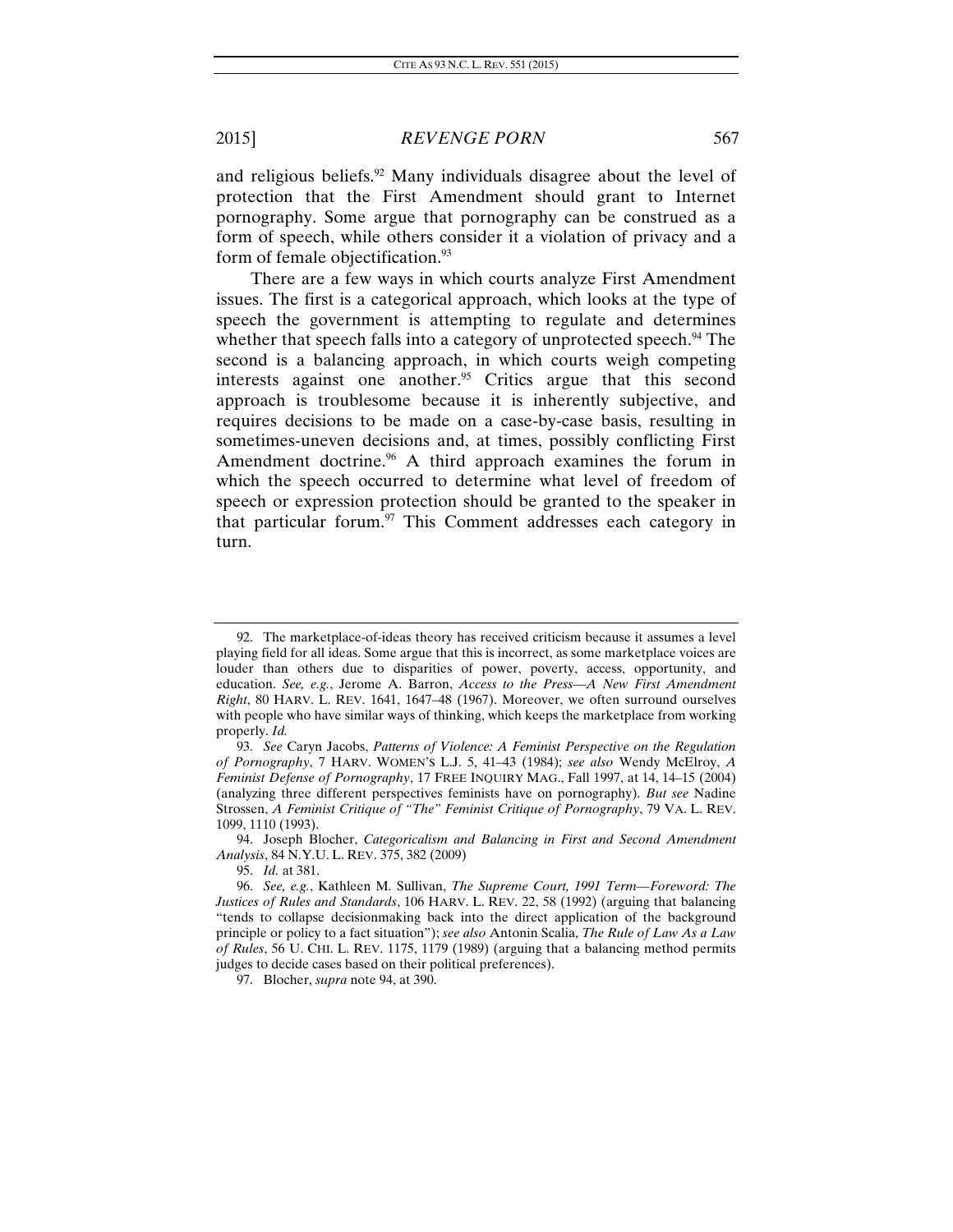and religious beliefs.[92] Many individuals disagree about the level of protection that the First Amendment should grant to Internet pornography. Some argue that pornography can be construed as a form of speech, while others consider it a violation of privacy and a form of female objectification.[93]

There are a few ways in which courts analyze First Amendment issues. The first is a categorical approach, which looks at the type of speech the government is attempting to regulate and determines whether that speech falls into a category of unprotected speech.[94] The second is a balancing approach, in which courts weigh competing interests against one another.[95] Critics argue that this second approach is troublesome because it is inherently subjective, and requires decisions to be made on a case-by-case basis, resulting in sometimes-uneven decisions and, at times, possibly conflicting First Amendment doctrine.[96] A third approach examines the forum in which the speech occurred to determine what level of freedom of speech or expression protection should be granted to the speaker in that particular forum.[97] This Comment addresses each category in turn.

---

92. The marketplace-of-ideas theory has received criticism because it assumes a level playing field for all ideas. Some argue that this is incorrect, as some marketplace voices are louder than others due to disparities of power, poverty, access, opportunity, and education. *See, e.g.*, Jerome A. Barron, *Access to the Press—A New First Amendment Right*, 80 HARV. L. REV. 1641, 1647–48 (1967). Moreover, we often surround ourselves with people who have similar ways of thinking, which keeps the marketplace from working properly. *Id.*

93. *See* Caryn Jacobs, *Patterns of Violence: A Feminist Perspective on the Regulation of Pornography*, 7 HARV. WOMEN'S L.J. 5, 41–43 (1984); *see also* Wendy McElroy, *A Feminist Defense of Pornography*, 17 FREE INQUIRY MAG., Fall 1997, at 14, 14–15 (2004) (analyzing three different perspectives feminists have on pornography). *But see* Nadine Strossen, *A Feminist Critique of "The" Feminist Critique of Pornography*, 79 VA. L. REV. 1099, 1110 (1993).

94. Joseph Blocher, *Categoricalism and Balancing in First and Second Amendment Analysis*, 84 N.Y.U. L. REV. 375, 382 (2009)

95. *Id.* at 381.

96. *See, e.g.*, Kathleen M. Sullivan, *The Supreme Court, 1991 Term—Foreword: The Justices of Rules and Standards*, 106 HARV. L. REV. 22, 58 (1992) (arguing that balancing "tends to collapse decisionmaking back into the direct application of the background principle or policy to a fact situation"); *see also* Antonin Scalia, *The Rule of Law As a Law of Rules*, 56 U. CHI. L. REV. 1175, 1179 (1989) (arguing that a balancing method permits judges to decide cases based on their political preferences).

97. Blocher, *supra* note 94, at 390.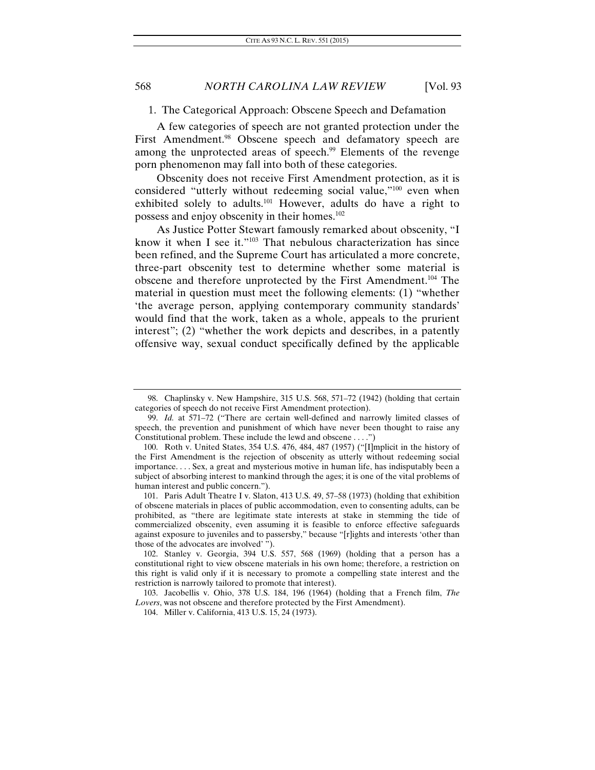### 1. The Categorical Approach: Obscene Speech and Defamation

A few categories of speech are not granted protection under the First Amendment.[98] Obscene speech and defamatory speech are among the unprotected areas of speech.[99] Elements of the revenge porn phenomenon may fall into both of these categories.

Obscenity does not receive First Amendment protection, as it is considered "utterly without redeeming social value,"[100] even when exhibited solely to adults.[101] However, adults do have a right to possess and enjoy obscenity in their homes.[102]

As Justice Potter Stewart famously remarked about obscenity, "I know it when I see it."[103] That nebulous characterization has since been refined, and the Supreme Court has articulated a more concrete, three-part obscenity test to determine whether some material is obscene and therefore unprotected by the First Amendment.[104] The material in question must meet the following elements: (1) "whether 'the average person, applying contemporary community standards' would find that the work, taken as a whole, appeals to the prurient interest"; (2) "whether the work depicts and describes, in a patently offensive way, sexual conduct specifically defined by the applicable

---

98. Chaplinsky v. New Hampshire, 315 U.S. 568, 571–72 (1942) (holding that certain categories of speech do not receive First Amendment protection).

99. *Id.* at 571–72 ("There are certain well-defined and narrowly limited classes of speech, the prevention and punishment of which have never been thought to raise any Constitutional problem. These include the lewd and obscene . . . .")

100. Roth v. United States, 354 U.S. 476, 484, 487 (1957) ("[I]mplicit in the history of the First Amendment is the rejection of obscenity as utterly without redeeming social importance. . . . Sex, a great and mysterious motive in human life, has indisputably been a subject of absorbing interest to mankind through the ages; it is one of the vital problems of human interest and public concern.").

101. Paris Adult Theatre I v. Slaton, 413 U.S. 49, 57–58 (1973) (holding that exhibition of obscene materials in places of public accommodation, even to consenting adults, can be prohibited, as "there are legitimate state interests at stake in stemming the tide of commercialized obscenity, even assuming it is feasible to enforce effective safeguards against exposure to juveniles and to passersby," because "[r]ights and interests 'other than those of the advocates are involved' ").

102. Stanley v. Georgia, 394 U.S. 557, 568 (1969) (holding that a person has a constitutional right to view obscene materials in his own home; therefore, a restriction on this right is valid only if it is necessary to promote a compelling state interest and the restriction is narrowly tailored to promote that interest).

103. Jacobellis v. Ohio, 378 U.S. 184, 196 (1964) (holding that a French film, *The Lovers*, was not obscene and therefore protected by the First Amendment).

104. Miller v. California, 413 U.S. 15, 24 (1973).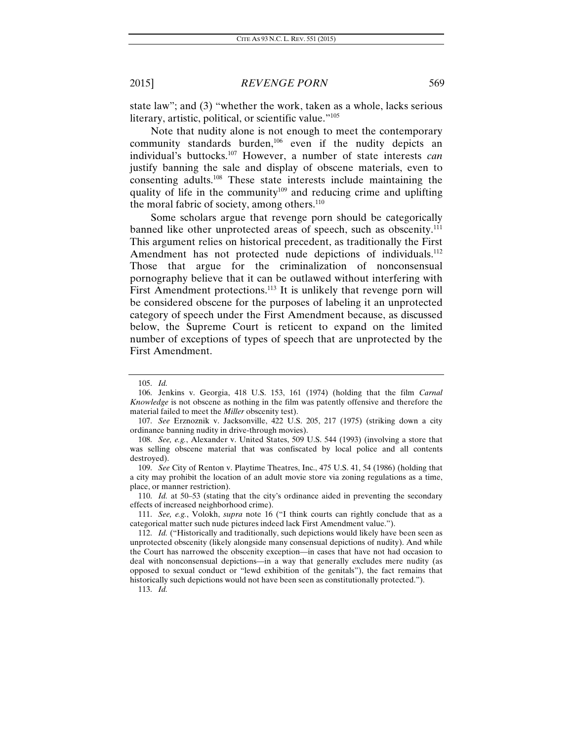state law"; and (3) "whether the work, taken as a whole, lacks serious literary, artistic, political, or scientific value."[105]

Note that nudity alone is not enough to meet the contemporary community standards burden,[106] even if the nudity depicts an individual's buttocks.[107] However, a number of state interests *can* justify banning the sale and display of obscene materials, even to consenting adults.[108] These state interests include maintaining the quality of life in the community[109] and reducing crime and uplifting the moral fabric of society, among others.[110]

Some scholars argue that revenge porn should be categorically banned like other unprotected areas of speech, such as obscenity.[111] This argument relies on historical precedent, as traditionally the First Amendment has not protected nude depictions of individuals.[112] Those that argue for the criminalization of nonconsensual pornography believe that it can be outlawed without interfering with First Amendment protections.[113] It is unlikely that revenge porn will be considered obscene for the purposes of labeling it an unprotected category of speech under the First Amendment because, as discussed below, the Supreme Court is reticent to expand on the limited number of exceptions of types of speech that are unprotected by the First Amendment.

---

105. *Id.*

106. Jenkins v. Georgia, 418 U.S. 153, 161 (1974) (holding that the film *Carnal Knowledge* is not obscene as nothing in the film was patently offensive and therefore the material failed to meet the *Miller* obscenity test).

107. *See* Erznoznik v. Jacksonville, 422 U.S. 205, 217 (1975) (striking down a city ordinance banning nudity in drive-through movies).

108. *See, e.g.*, Alexander v. United States, 509 U.S. 544 (1993) (involving a store that was selling obscene material that was confiscated by local police and all contents destroyed).

109. *See* City of Renton v. Playtime Theatres, Inc., 475 U.S. 41, 54 (1986) (holding that a city may prohibit the location of an adult movie store via zoning regulations as a time, place, or manner restriction).

110. *Id.* at 50–53 (stating that the city's ordinance aided in preventing the secondary effects of increased neighborhood crime).

111. *See, e.g.*, Volokh, *supra* note 16 ("I think courts can rightly conclude that as a categorical matter such nude pictures indeed lack First Amendment value.").

112. *Id.* ("Historically and traditionally, such depictions would likely have been seen as unprotected obscenity (likely alongside many consensual depictions of nudity). And while the Court has narrowed the obscenity exception—in cases that have not had occasion to deal with nonconsensual depictions—in a way that generally excludes mere nudity (as opposed to sexual conduct or "lewd exhibition of the genitals"), the fact remains that historically such depictions would not have been seen as constitutionally protected.").

113. *Id.*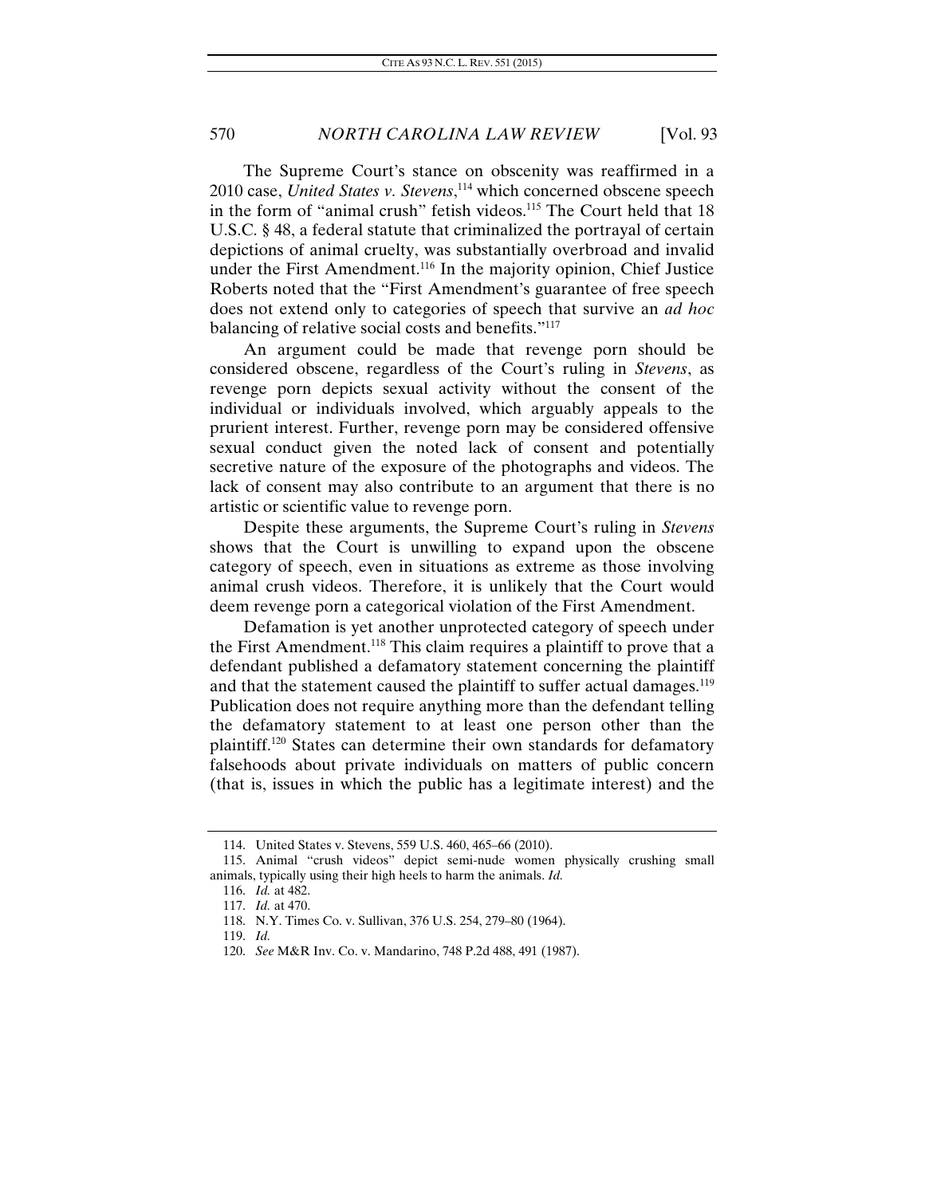The Supreme Court's stance on obscenity was reaffirmed in a 2010 case, *United States v. Stevens*,[114] which concerned obscene speech in the form of "animal crush" fetish videos.[115] The Court held that 18 U.S.C. § 48, a federal statute that criminalized the portrayal of certain depictions of animal cruelty, was substantially overbroad and invalid under the First Amendment.[116] In the majority opinion, Chief Justice Roberts noted that the "First Amendment's guarantee of free speech does not extend only to categories of speech that survive an *ad hoc* balancing of relative social costs and benefits."[117]

An argument could be made that revenge porn should be considered obscene, regardless of the Court's ruling in *Stevens*, as revenge porn depicts sexual activity without the consent of the individual or individuals involved, which arguably appeals to the prurient interest. Further, revenge porn may be considered offensive sexual conduct given the noted lack of consent and potentially secretive nature of the exposure of the photographs and videos. The lack of consent may also contribute to an argument that there is no artistic or scientific value to revenge porn.

Despite these arguments, the Supreme Court's ruling in *Stevens* shows that the Court is unwilling to expand upon the obscene category of speech, even in situations as extreme as those involving animal crush videos. Therefore, it is unlikely that the Court would deem revenge porn a categorical violation of the First Amendment.

Defamation is yet another unprotected category of speech under the First Amendment.[118] This claim requires a plaintiff to prove that a defendant published a defamatory statement concerning the plaintiff and that the statement caused the plaintiff to suffer actual damages.[119] Publication does not require anything more than the defendant telling the defamatory statement to at least one person other than the plaintiff.[120] States can determine their own standards for defamatory falsehoods about private individuals on matters of public concern (that is, issues in which the public has a legitimate interest) and the

---

114. United States v. Stevens, 559 U.S. 460, 465–66 (2010).

115. Animal "crush videos" depict semi-nude women physically crushing small animals, typically using their high heels to harm the animals. *Id.*

116. *Id.* at 482.

117. *Id.* at 470.

118. N.Y. Times Co. v. Sullivan, 376 U.S. 254, 279–80 (1964).

119. *Id.*

120. *See* M&R Inv. Co. v. Mandarino, 748 P.2d 488, 491 (1987).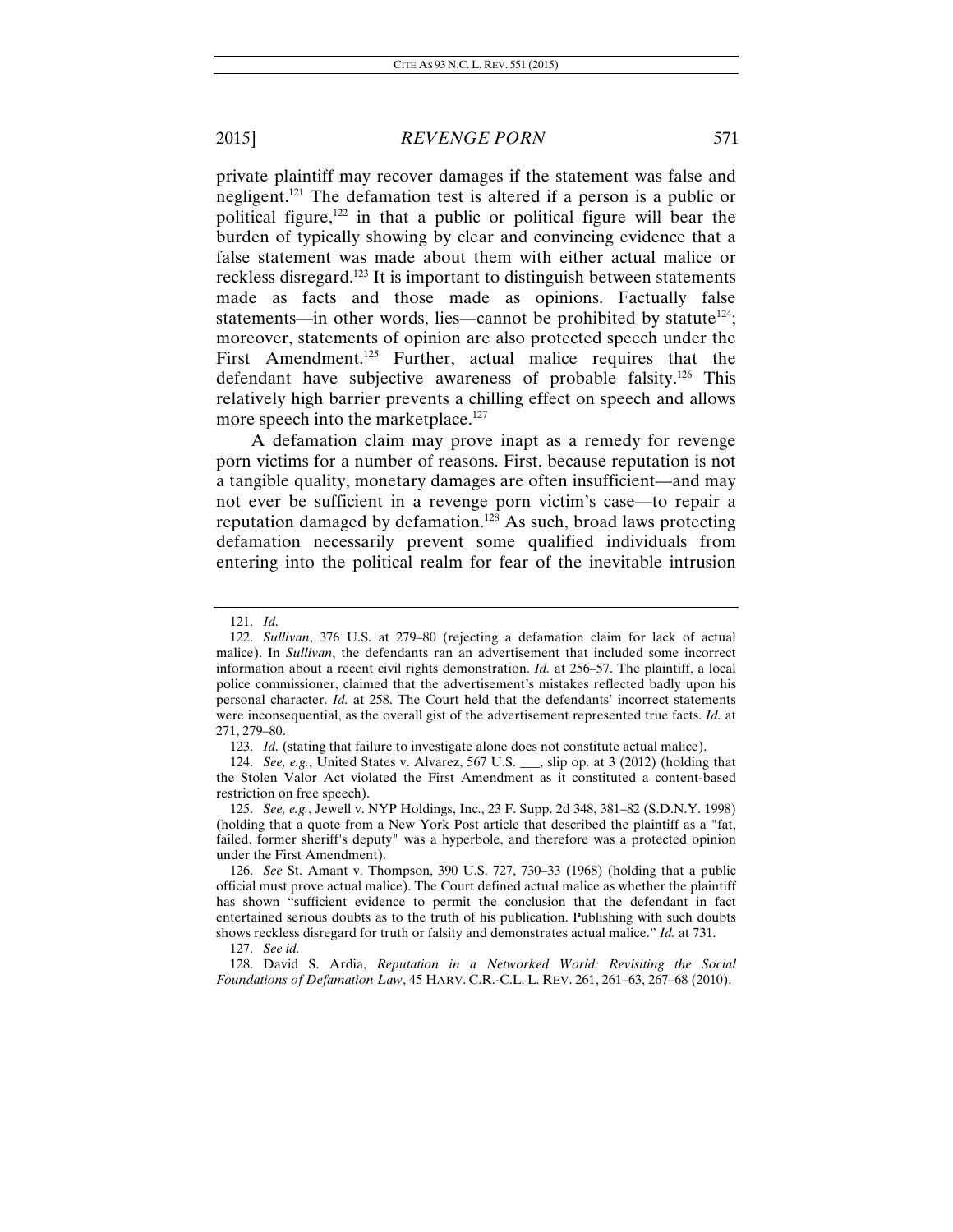private plaintiff may recover damages if the statement was false and negligent.[121] The defamation test is altered if a person is a public or political figure,[122] in that a public or political figure will bear the burden of typically showing by clear and convincing evidence that a false statement was made about them with either actual malice or reckless disregard.[123] It is important to distinguish between statements made as facts and those made as opinions. Factually false statements—in other words, lies—cannot be prohibited by statute[124]; moreover, statements of opinion are also protected speech under the First Amendment.[125] Further, actual malice requires that the defendant have subjective awareness of probable falsity.[126] This relatively high barrier prevents a chilling effect on speech and allows more speech into the marketplace.[127]

A defamation claim may prove inapt as a remedy for revenge porn victims for a number of reasons. First, because reputation is not a tangible quality, monetary damages are often insufficient—and may not ever be sufficient in a revenge porn victim's case—to repair a reputation damaged by defamation.[128] As such, broad laws protecting defamation necessarily prevent some qualified individuals from entering into the political realm for fear of the inevitable intrusion

---

121. *Id.*

122. *Sullivan*, 376 U.S. at 279–80 (rejecting a defamation claim for lack of actual malice). In *Sullivan*, the defendants ran an advertisement that included some incorrect information about a recent civil rights demonstration. *Id.* at 256–57. The plaintiff, a local police commissioner, claimed that the advertisement's mistakes reflected badly upon his personal character. *Id.* at 258. The Court held that the defendants' incorrect statements were inconsequential, as the overall gist of the advertisement represented true facts. *Id.* at 271, 279–80.

123. *Id.* (stating that failure to investigate alone does not constitute actual malice).

124. *See, e.g.*, United States v. Alvarez, 567 U.S. ___, slip op. at 3 (2012) (holding that the Stolen Valor Act violated the First Amendment as it constituted a content-based restriction on free speech).

125. *See, e.g.*, Jewell v. NYP Holdings, Inc., 23 F. Supp. 2d 348, 381–82 (S.D.N.Y. 1998) (holding that a quote from a New York Post article that described the plaintiff as a "fat, failed, former sheriff's deputy" was a hyperbole, and therefore was a protected opinion under the First Amendment).

126. *See* St. Amant v. Thompson, 390 U.S. 727, 730–33 (1968) (holding that a public official must prove actual malice). The Court defined actual malice as whether the plaintiff has shown "sufficient evidence to permit the conclusion that the defendant in fact entertained serious doubts as to the truth of his publication. Publishing with such doubts shows reckless disregard for truth or falsity and demonstrates actual malice." *Id.* at 731.

127. *See id.*

128. David S. Ardia, *Reputation in a Networked World: Revisiting the Social Foundations of Defamation Law*, 45 HARV. C.R.-C.L. L. REV. 261, 261–63, 267–68 (2010).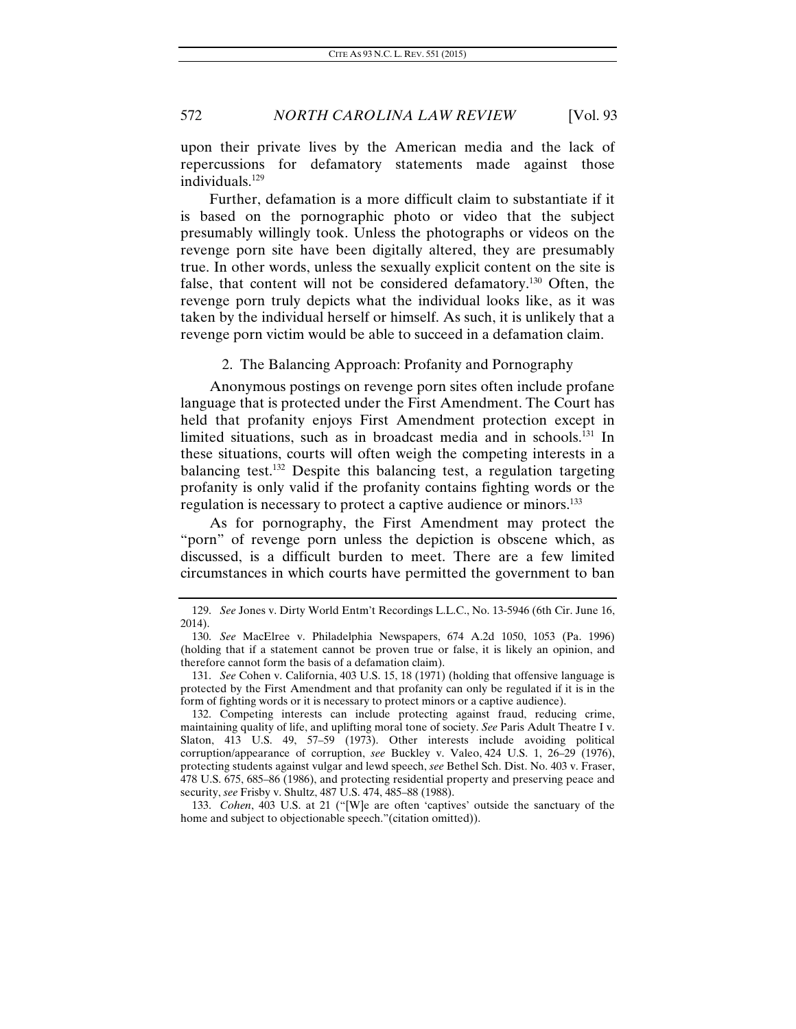upon their private lives by the American media and the lack of repercussions for defamatory statements made against those individuals.[129]

Further, defamation is a more difficult claim to substantiate if it is based on the pornographic photo or video that the subject presumably willingly took. Unless the photographs or videos on the revenge porn site have been digitally altered, they are presumably true. In other words, unless the sexually explicit content on the site is false, that content will not be considered defamatory.[130] Often, the revenge porn truly depicts what the individual looks like, as it was taken by the individual herself or himself. As such, it is unlikely that a revenge porn victim would be able to succeed in a defamation claim.

### 2. The Balancing Approach: Profanity and Pornography

Anonymous postings on revenge porn sites often include profane language that is protected under the First Amendment. The Court has held that profanity enjoys First Amendment protection except in limited situations, such as in broadcast media and in schools.[131] In these situations, courts will often weigh the competing interests in a balancing test.[132] Despite this balancing test, a regulation targeting profanity is only valid if the profanity contains fighting words or the regulation is necessary to protect a captive audience or minors.[133]

As for pornography, the First Amendment may protect the "porn" of revenge porn unless the depiction is obscene which, as discussed, is a difficult burden to meet. There are a few limited circumstances in which courts have permitted the government to ban

---

129. *See* Jones v. Dirty World Entm't Recordings L.L.C., No. 13-5946 (6th Cir. June 16, 2014).

130. *See* MacElree v. Philadelphia Newspapers, 674 A.2d 1050, 1053 (Pa. 1996) (holding that if a statement cannot be proven true or false, it is likely an opinion, and therefore cannot form the basis of a defamation claim).

131. *See* Cohen v. California, 403 U.S. 15, 18 (1971) (holding that offensive language is protected by the First Amendment and that profanity can only be regulated if it is in the form of fighting words or it is necessary to protect minors or a captive audience).

132. Competing interests can include protecting against fraud, reducing crime, maintaining quality of life, and uplifting moral tone of society. *See* Paris Adult Theatre I v. Slaton, 413 U.S. 49, 57–59 (1973). Other interests include avoiding political corruption/appearance of corruption, *see* Buckley v. Valeo, 424 U.S. 1, 26–29 (1976), protecting students against vulgar and lewd speech, *see* Bethel Sch. Dist. No. 403 v. Fraser, 478 U.S. 675, 685–86 (1986), and protecting residential property and preserving peace and security, *see* Frisby v. Shultz, 487 U.S. 474, 485–88 (1988).

133. *Cohen*, 403 U.S. at 21 ("[W]e are often 'captives' outside the sanctuary of the home and subject to objectionable speech."(citation omitted)).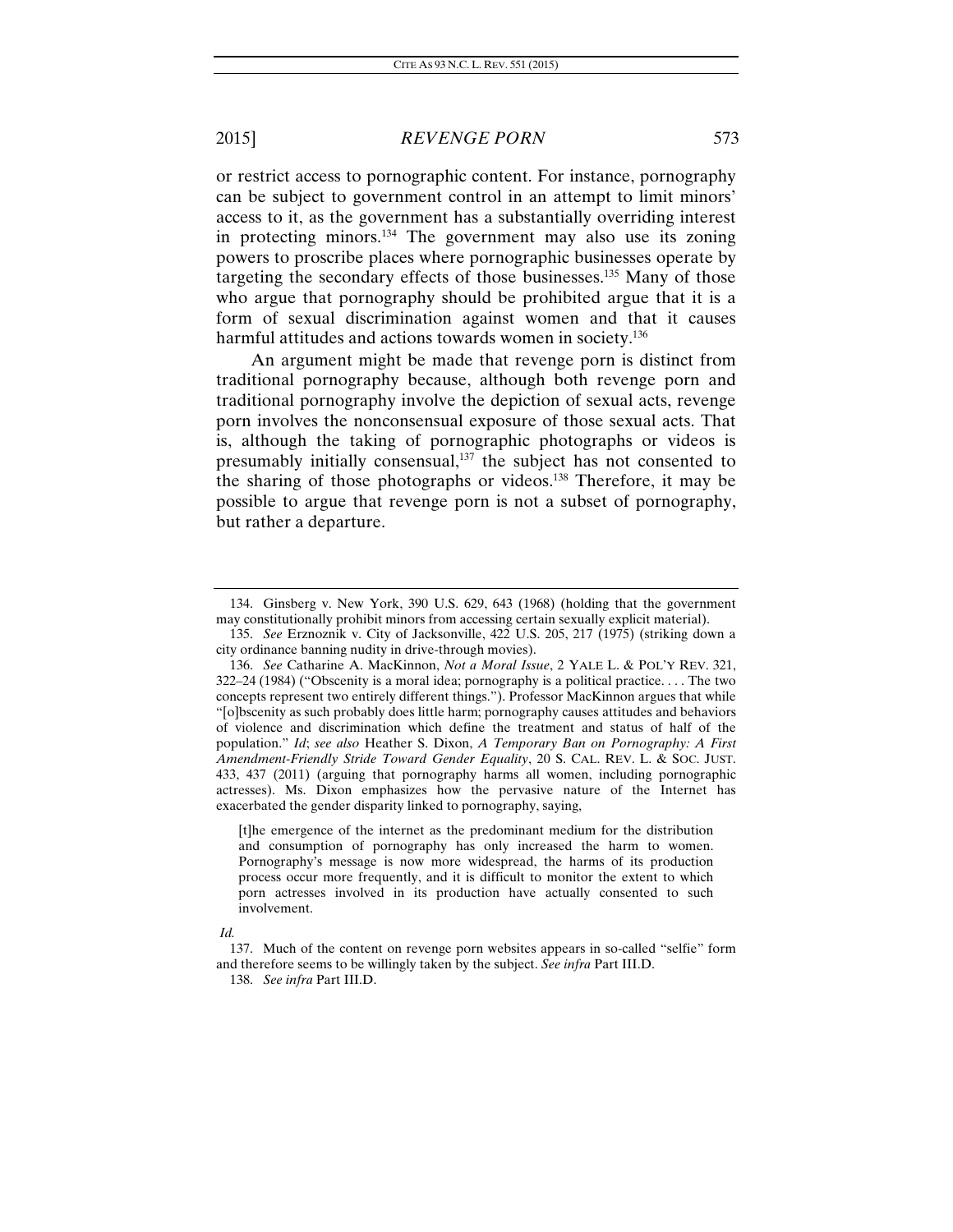or restrict access to pornographic content. For instance, pornography can be subject to government control in an attempt to limit minors' access to it, as the government has a substantially overriding interest in protecting minors.[134] The government may also use its zoning powers to proscribe places where pornographic businesses operate by targeting the secondary effects of those businesses.[135] Many of those who argue that pornography should be prohibited argue that it is a form of sexual discrimination against women and that it causes harmful attitudes and actions towards women in society.[136]

An argument might be made that revenge porn is distinct from traditional pornography because, although both revenge porn and traditional pornography involve the depiction of sexual acts, revenge porn involves the nonconsensual exposure of those sexual acts. That is, although the taking of pornographic photographs or videos is presumably initially consensual,[137] the subject has not consented to the sharing of those photographs or videos.[138] Therefore, it may be possible to argue that revenge porn is not a subset of pornography, but rather a departure.

---

134. Ginsberg v. New York, 390 U.S. 629, 643 (1968) (holding that the government may constitutionally prohibit minors from accessing certain sexually explicit material).

135. *See* Erznoznik v. City of Jacksonville, 422 U.S. 205, 217 (1975) (striking down a city ordinance banning nudity in drive-through movies).

136. *See* Catharine A. MacKinnon, *Not a Moral Issue*, 2 YALE L. & POL'Y REV. 321, 322–24 (1984) ("Obscenity is a moral idea; pornography is a political practice. . . . The two concepts represent two entirely different things."). Professor MacKinnon argues that while "[o]bscenity as such probably does little harm; pornography causes attitudes and behaviors of violence and discrimination which define the treatment and status of half of the population." *Id*; *see also* Heather S. Dixon, *A Temporary Ban on Pornography: A First Amendment-Friendly Stride Toward Gender Equality*, 20 S. CAL. REV. L. & SOC. JUST. 433, 437 (2011) (arguing that pornography harms all women, including pornographic actresses). Ms. Dixon emphasizes how the pervasive nature of the Internet has exacerbated the gender disparity linked to pornography, saying,

> [t]he emergence of the internet as the predominant medium for the distribution and consumption of pornography has only increased the harm to women. Pornography's message is now more widespread, the harms of its production process occur more frequently, and it is difficult to monitor the extent to which porn actresses involved in its production have actually consented to such involvement.

*Id.*

137. Much of the content on revenge porn websites appears in so-called "selfie" form and therefore seems to be willingly taken by the subject. *See infra* Part III.D.

138. *See infra* Part III.D.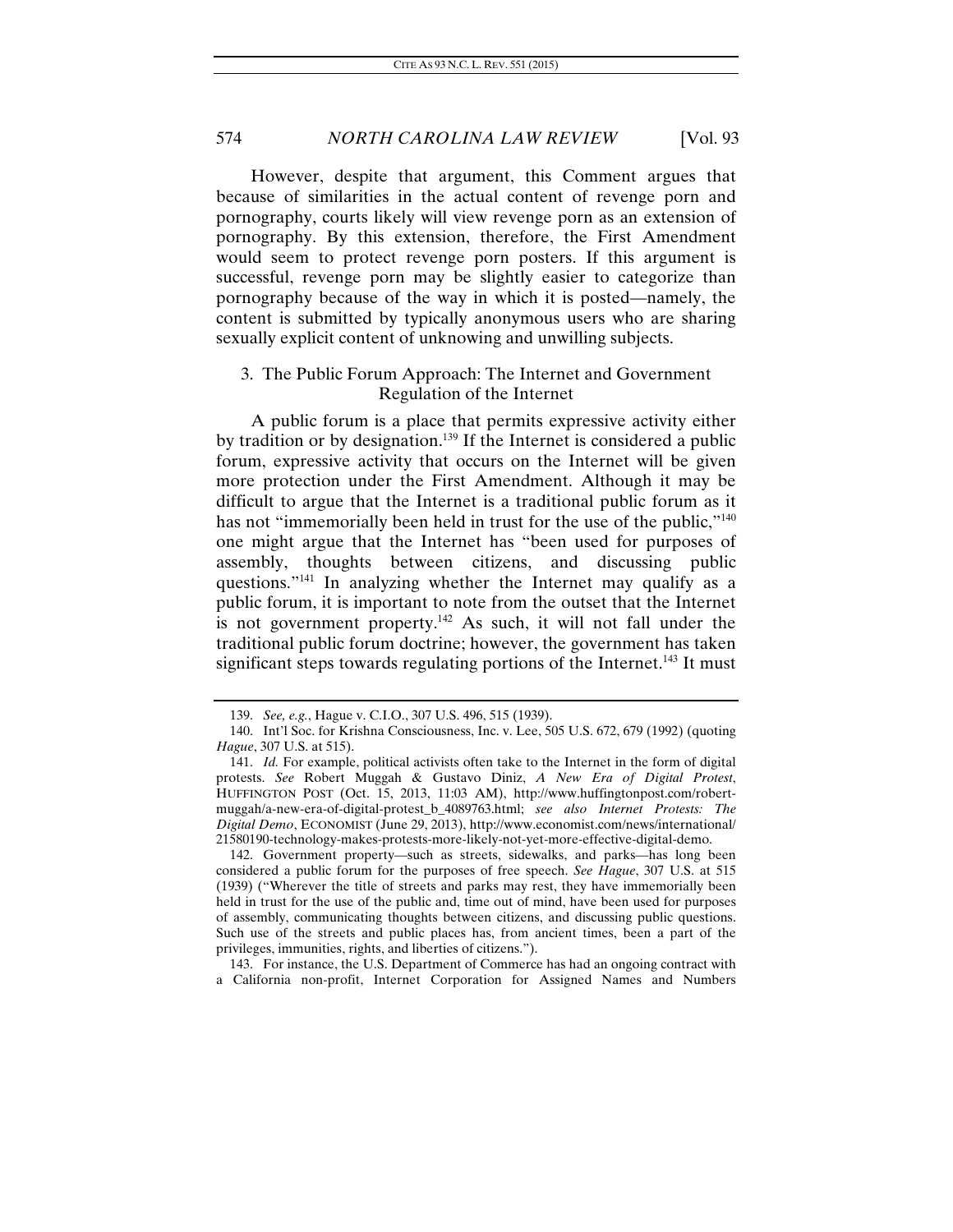However, despite that argument, this Comment argues that because of similarities in the actual content of revenge porn and pornography, courts likely will view revenge porn as an extension of pornography. By this extension, therefore, the First Amendment would seem to protect revenge porn posters. If this argument is successful, revenge porn may be slightly easier to categorize than pornography because of the way in which it is posted—namely, the content is submitted by typically anonymous users who are sharing sexually explicit content of unknowing and unwilling subjects.

### 3. The Public Forum Approach: The Internet and Government Regulation of the Internet

A public forum is a place that permits expressive activity either by tradition or by designation.[139] If the Internet is considered a public forum, expressive activity that occurs on the Internet will be given more protection under the First Amendment. Although it may be difficult to argue that the Internet is a traditional public forum as it has not "immemorially been held in trust for the use of the public,"[140] one might argue that the Internet has "been used for purposes of assembly, thoughts between citizens, and discussing public questions."[141] In analyzing whether the Internet may qualify as a public forum, it is important to note from the outset that the Internet is not government property.[142] As such, it will not fall under the traditional public forum doctrine; however, the government has taken significant steps towards regulating portions of the Internet.[143] It must

---

139. *See, e.g.*, Hague v. C.I.O., 307 U.S. 496, 515 (1939).

140. Int'l Soc. for Krishna Consciousness, Inc. v. Lee, 505 U.S. 672, 679 (1992) (quoting *Hague*, 307 U.S. at 515).

141. *Id.* For example, political activists often take to the Internet in the form of digital protests. *See* Robert Muggah & Gustavo Diniz, *A New Era of Digital Protest*, HUFFINGTON POST (Oct. 15, 2013, 11:03 AM), http://www.huffingtonpost.com/robert-muggah/a-new-era-of-digital-protest_b_4089763.html; *see also Internet Protests: The Digital Demo*, ECONOMIST (June 29, 2013), http://www.economist.com/news/international/21580190-technology-makes-protests-more-likely-not-yet-more-effective-digital-demo.

142. Government property—such as streets, sidewalks, and parks—has long been considered a public forum for the purposes of free speech. *See Hague*, 307 U.S. at 515 (1939) ("Wherever the title of streets and parks may rest, they have immemorially been held in trust for the use of the public and, time out of mind, have been used for purposes of assembly, communicating thoughts between citizens, and discussing public questions. Such use of the streets and public places has, from ancient times, been a part of the privileges, immunities, rights, and liberties of citizens.").

143. For instance, the U.S. Department of Commerce has had an ongoing contract with a California non-profit, Internet Corporation for Assigned Names and Numbers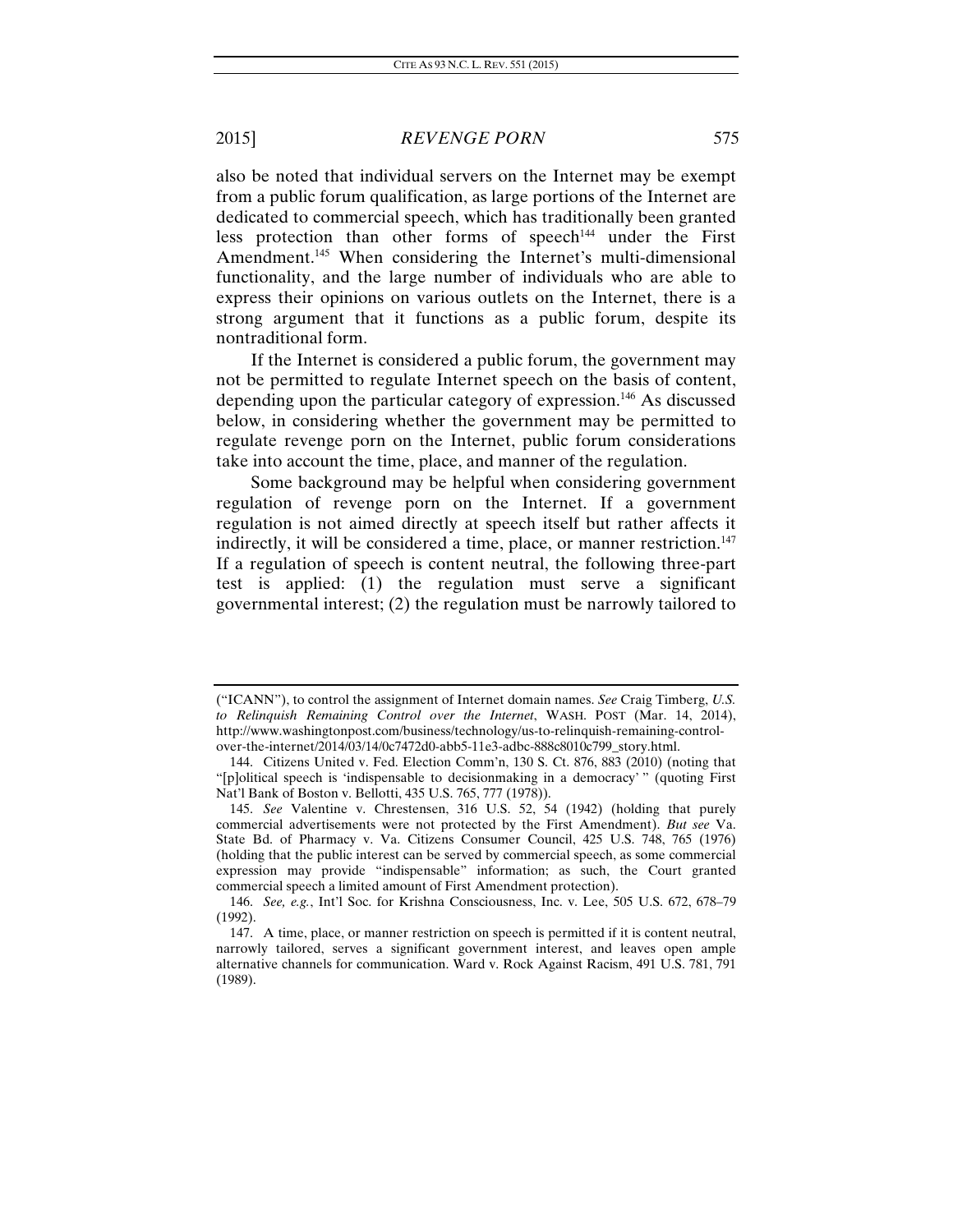also be noted that individual servers on the Internet may be exempt from a public forum qualification, as large portions of the Internet are dedicated to commercial speech, which has traditionally been granted less protection than other forms of speech[144] under the First Amendment.[145] When considering the Internet's multi-dimensional functionality, and the large number of individuals who are able to express their opinions on various outlets on the Internet, there is a strong argument that it functions as a public forum, despite its nontraditional form.

If the Internet is considered a public forum, the government may not be permitted to regulate Internet speech on the basis of content, depending upon the particular category of expression.[146] As discussed below, in considering whether the government may be permitted to regulate revenge porn on the Internet, public forum considerations take into account the time, place, and manner of the regulation.

Some background may be helpful when considering government regulation of revenge porn on the Internet. If a government regulation is not aimed directly at speech itself but rather affects it indirectly, it will be considered a time, place, or manner restriction.[147] If a regulation of speech is content neutral, the following three-part test is applied: (1) the regulation must serve a significant governmental interest; (2) the regulation must be narrowly tailored to

---

("ICANN"), to control the assignment of Internet domain names. *See* Craig Timberg, *U.S. to Relinquish Remaining Control over the Internet*, WASH. POST (Mar. 14, 2014), http://www.washingtonpost.com/business/technology/us-to-relinquish-remaining-control-over-the-internet/2014/03/14/0c7472d0-abb5-11e3-adbc-888c8010c799_story.html.

144. Citizens United v. Fed. Election Comm'n, 130 S. Ct. 876, 883 (2010) (noting that "[p]olitical speech is 'indispensable to decisionmaking in a democracy' " (quoting First Nat'l Bank of Boston v. Bellotti, 435 U.S. 765, 777 (1978)).

145. *See* Valentine v. Chrestensen, 316 U.S. 52, 54 (1942) (holding that purely commercial advertisements were not protected by the First Amendment). *But see* Va. State Bd. of Pharmacy v. Va. Citizens Consumer Council, 425 U.S. 748, 765 (1976) (holding that the public interest can be served by commercial speech, as some commercial expression may provide "indispensable" information; as such, the Court granted commercial speech a limited amount of First Amendment protection).

146. *See, e.g.*, Int'l Soc. for Krishna Consciousness, Inc. v. Lee, 505 U.S. 672, 678–79 (1992).

147. A time, place, or manner restriction on speech is permitted if it is content neutral, narrowly tailored, serves a significant government interest, and leaves open ample alternative channels for communication. Ward v. Rock Against Racism, 491 U.S. 781, 791 (1989).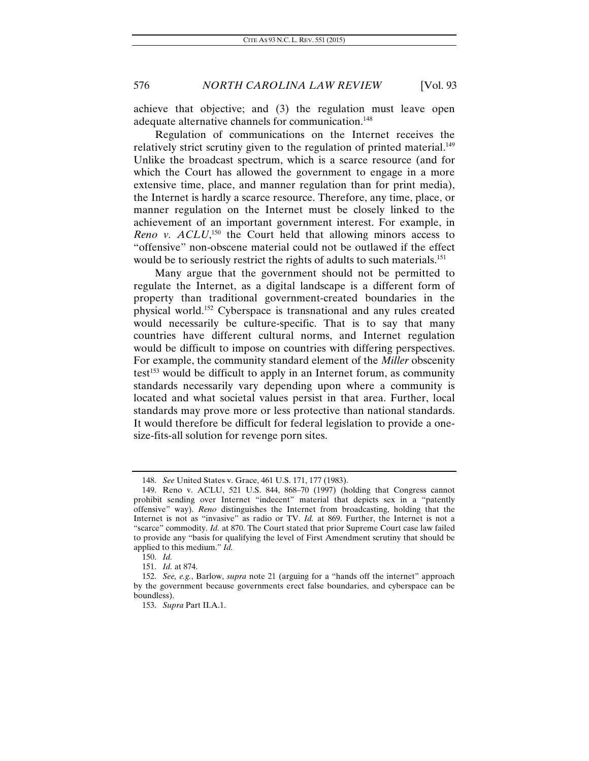achieve that objective; and (3) the regulation must leave open adequate alternative channels for communication.[148]

Regulation of communications on the Internet receives the relatively strict scrutiny given to the regulation of printed material.[149] Unlike the broadcast spectrum, which is a scarce resource (and for which the Court has allowed the government to engage in a more extensive time, place, and manner regulation than for print media), the Internet is hardly a scarce resource. Therefore, any time, place, or manner regulation on the Internet must be closely linked to the achievement of an important government interest. For example, in *Reno v. ACLU*,[150] the Court held that allowing minors access to "offensive" non-obscene material could not be outlawed if the effect would be to seriously restrict the rights of adults to such materials.[151]

Many argue that the government should not be permitted to regulate the Internet, as a digital landscape is a different form of property than traditional government-created boundaries in the physical world.[152] Cyberspace is transnational and any rules created would necessarily be culture-specific. That is to say that many countries have different cultural norms, and Internet regulation would be difficult to impose on countries with differing perspectives. For example, the community standard element of the *Miller* obscenity test[153] would be difficult to apply in an Internet forum, as community standards necessarily vary depending upon where a community is located and what societal values persist in that area. Further, local standards may prove more or less protective than national standards. It would therefore be difficult for federal legislation to provide a one-size-fits-all solution for revenge porn sites.

---

148. *See* United States v. Grace, 461 U.S. 171, 177 (1983).

149. Reno v. ACLU, 521 U.S. 844, 868–70 (1997) (holding that Congress cannot prohibit sending over Internet "indecent" material that depicts sex in a "patently offensive" way). *Reno* distinguishes the Internet from broadcasting, holding that the Internet is not as "invasive" as radio or TV. *Id.* at 869. Further, the Internet is not a "scarce" commodity. *Id.* at 870. The Court stated that prior Supreme Court case law failed to provide any "basis for qualifying the level of First Amendment scrutiny that should be applied to this medium." *Id.*

150. *Id.*

151. *Id.* at 874.

152. *See, e.g.*, Barlow, *supra* note 21 (arguing for a "hands off the internet" approach by the government because governments erect false boundaries, and cyberspace can be boundless).

153. *Supra* Part II.A.1.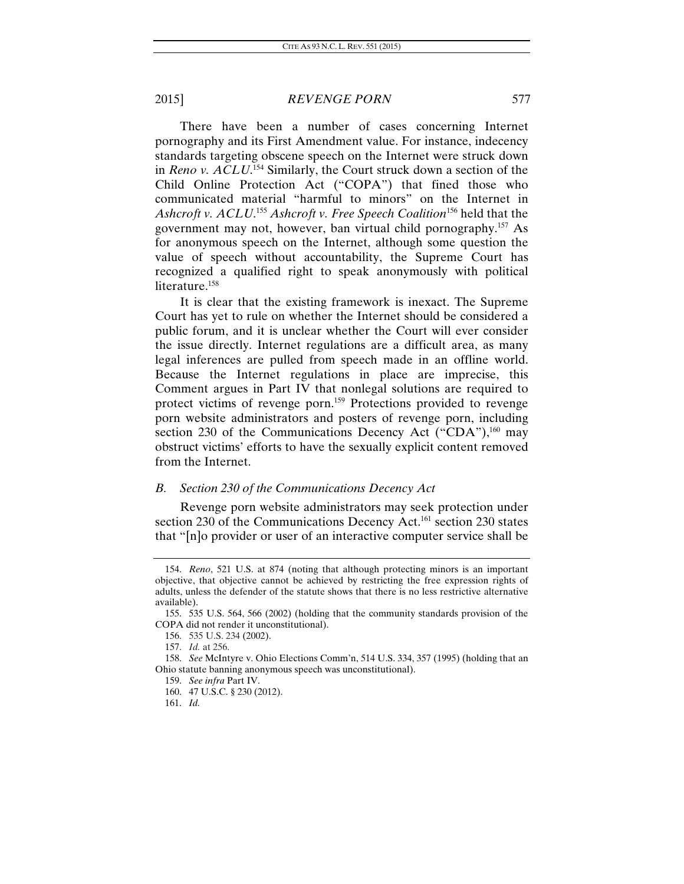There have been a number of cases concerning Internet pornography and its First Amendment value. For instance, indecency standards targeting obscene speech on the Internet were struck down in *Reno v. ACLU*.[154] Similarly, the Court struck down a section of the Child Online Protection Act ("COPA") that fined those who communicated material "harmful to minors" on the Internet in *Ashcroft v. ACLU*.[155] *Ashcroft v. Free Speech Coalition*[156] held that the government may not, however, ban virtual child pornography.[157] As for anonymous speech on the Internet, although some question the value of speech without accountability, the Supreme Court has recognized a qualified right to speak anonymously with political literature.[158]

It is clear that the existing framework is inexact. The Supreme Court has yet to rule on whether the Internet should be considered a public forum, and it is unclear whether the Court will ever consider the issue directly. Internet regulations are a difficult area, as many legal inferences are pulled from speech made in an offline world. Because the Internet regulations in place are imprecise, this Comment argues in Part IV that nonlegal solutions are required to protect victims of revenge porn.[159] Protections provided to revenge porn website administrators and posters of revenge porn, including section 230 of the Communications Decency Act ("CDA"),[160] may obstruct victims' efforts to have the sexually explicit content removed from the Internet.

### B. *Section 230 of the Communications Decency Act*

Revenge porn website administrators may seek protection under section 230 of the Communications Decency Act.[161] section 230 states that "[n]o provider or user of an interactive computer service shall be

---

154. *Reno*, 521 U.S. at 874 (noting that although protecting minors is an important objective, that objective cannot be achieved by restricting the free expression rights of adults, unless the defender of the statute shows that there is no less restrictive alternative available).

155. 535 U.S. 564, 566 (2002) (holding that the community standards provision of the COPA did not render it unconstitutional).

156. 535 U.S. 234 (2002).

157. *Id.* at 256.

158. *See* McIntyre v. Ohio Elections Comm'n, 514 U.S. 334, 357 (1995) (holding that an Ohio statute banning anonymous speech was unconstitutional).

159. *See infra* Part IV.

160. 47 U.S.C. § 230 (2012).

161. *Id.*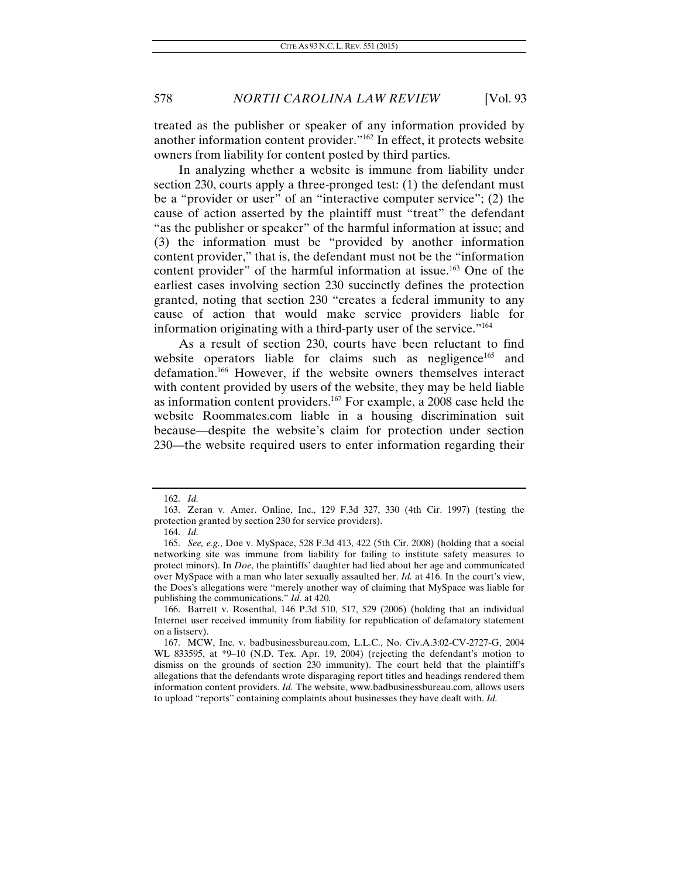treated as the publisher or speaker of any information provided by another information content provider."[162] In effect, it protects website owners from liability for content posted by third parties.

In analyzing whether a website is immune from liability under section 230, courts apply a three-pronged test: (1) the defendant must be a "provider or user" of an "interactive computer service"; (2) the cause of action asserted by the plaintiff must "treat" the defendant "as the publisher or speaker" of the harmful information at issue; and (3) the information must be "provided by another information content provider," that is, the defendant must not be the "information content provider" of the harmful information at issue.[163] One of the earliest cases involving section 230 succinctly defines the protection granted, noting that section 230 "creates a federal immunity to any cause of action that would make service providers liable for information originating with a third-party user of the service."[164]

As a result of section 230, courts have been reluctant to find website operators liable for claims such as negligence[165] and defamation.[166] However, if the website owners themselves interact with content provided by users of the website, they may be held liable as information content providers.[167] For example, a 2008 case held the website Roommates.com liable in a housing discrimination suit because—despite the website's claim for protection under section 230—the website required users to enter information regarding their

---

162. *Id.*

163. Zeran v. Amer. Online, Inc., 129 F.3d 327, 330 (4th Cir. 1997) (testing the protection granted by section 230 for service providers).

164. *Id.*

165. *See, e.g.*, Doe v. MySpace, 528 F.3d 413, 422 (5th Cir. 2008) (holding that a social networking site was immune from liability for failing to institute safety measures to protect minors). In *Doe*, the plaintiffs' daughter had lied about her age and communicated over MySpace with a man who later sexually assaulted her. *Id.* at 416. In the court's view, the Does's allegations were "merely another way of claiming that MySpace was liable for publishing the communications." *Id.* at 420.

166. Barrett v. Rosenthal, 146 P.3d 510, 517, 529 (2006) (holding that an individual Internet user received immunity from liability for republication of defamatory statement on a listserv).

167. MCW, Inc. v. badbusinessbureau.com, L.L.C., No. Civ.A.3:02-CV-2727-G, 2004 WL 833595, at *9–10 (N.D. Tex. Apr. 19, 2004) (rejecting the defendant's motion to dismiss on the grounds of section 230 immunity). The court held that the plaintiff's allegations that the defendants wrote disparaging report titles and headings rendered them information content providers. *Id.* The website, www.badbusinessbureau.com, allows users to upload "reports" containing complaints about businesses they have dealt with. *Id.*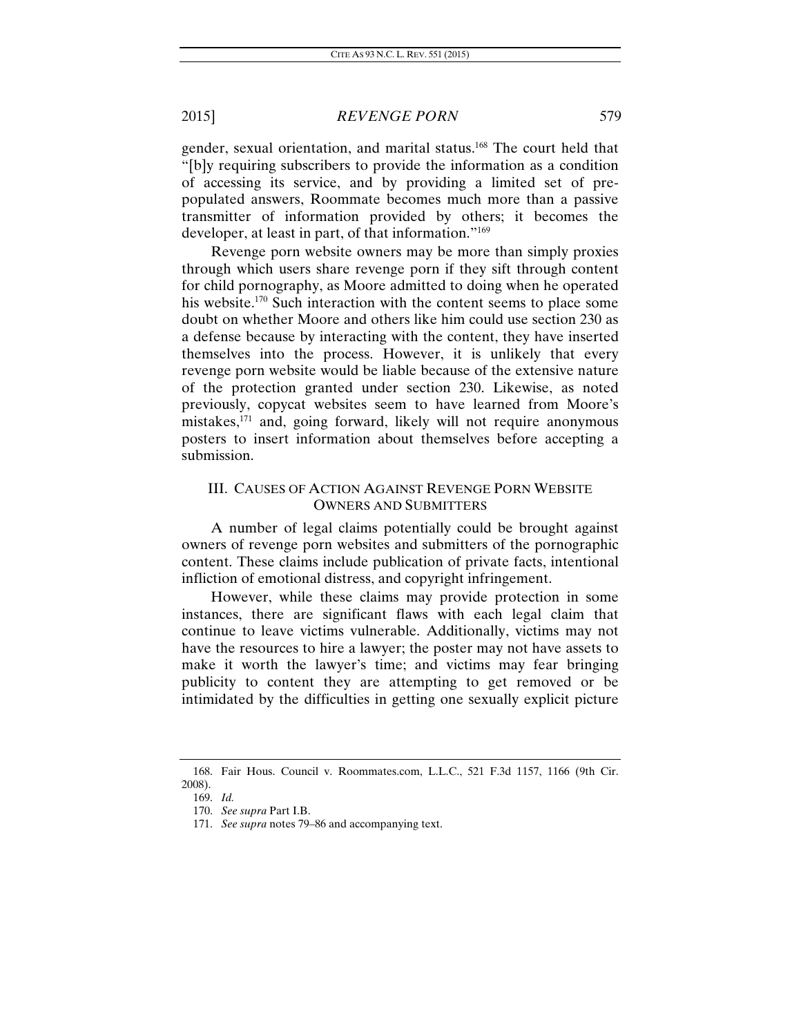gender, sexual orientation, and marital status.[168] The court held that "[b]y requiring subscribers to provide the information as a condition of accessing its service, and by providing a limited set of pre-populated answers, Roommate becomes much more than a passive transmitter of information provided by others; it becomes the developer, at least in part, of that information."[169]

Revenge porn website owners may be more than simply proxies through which users share revenge porn if they sift through content for child pornography, as Moore admitted to doing when he operated his website.[170] Such interaction with the content seems to place some doubt on whether Moore and others like him could use section 230 as a defense because by interacting with the content, they have inserted themselves into the process. However, it is unlikely that every revenge porn website would be liable because of the extensive nature of the protection granted under section 230. Likewise, as noted previously, copycat websites seem to have learned from Moore's mistakes,[171] and, going forward, likely will not require anonymous posters to insert information about themselves before accepting a submission.

## III. CAUSES OF ACTION AGAINST REVENGE PORN WEBSITE OWNERS AND SUBMITTERS

A number of legal claims potentially could be brought against owners of revenge porn websites and submitters of the pornographic content. These claims include publication of private facts, intentional infliction of emotional distress, and copyright infringement.

However, while these claims may provide protection in some instances, there are significant flaws with each legal claim that continue to leave victims vulnerable. Additionally, victims may not have the resources to hire a lawyer; the poster may not have assets to make it worth the lawyer's time; and victims may fear bringing publicity to content they are attempting to get removed or be intimidated by the difficulties in getting one sexually explicit picture

---

168. Fair Hous. Council v. Roommates.com, L.L.C., 521 F.3d 1157, 1166 (9th Cir. 2008).

169. *Id.*

170. *See supra* Part I.B.

171. *See supra* notes 79–86 and accompanying text.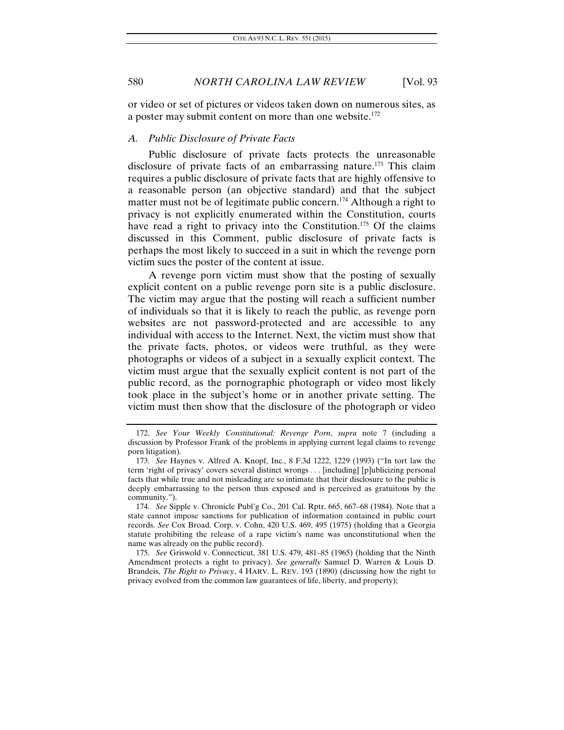or video or set of pictures or videos taken down on numerous sites, as a poster may submit content on more than one website.[172]

### *A. Public Disclosure of Private Facts*

Public disclosure of private facts protects the unreasonable disclosure of private facts of an embarrassing nature.[173] This claim requires a public disclosure of private facts that are highly offensive to a reasonable person (an objective standard) and that the subject matter must not be of legitimate public concern.[174] Although a right to privacy is not explicitly enumerated within the Constitution, courts have read a right to privacy into the Constitution.[175] Of the claims discussed in this Comment, public disclosure of private facts is perhaps the most likely to succeed in a suit in which the revenge porn victim sues the poster of the content at issue.

A revenge porn victim must show that the posting of sexually explicit content on a public revenge porn site is a public disclosure. The victim may argue that the posting will reach a sufficient number of individuals so that it is likely to reach the public, as revenge porn websites are not password-protected and are accessible to any individual with access to the Internet. Next, the victim must show that the private facts, photos, or videos were truthful, as they were photographs or videos of a subject in a sexually explicit context. The victim must argue that the sexually explicit content is not part of the public record, as the pornographic photograph or video most likely took place in the subject's home or in another private setting. The victim must then show that the disclosure of the photograph or video

---

172. *See Your Weekly Constitutional: Revenge Porn*, *supra* note 7 (including a discussion by Professor Frank of the problems in applying current legal claims to revenge porn litigation).

173. *See* Haynes v. Alfred A. Knopf, Inc., 8 F.3d 1222, 1229 (1993) ("In tort law the term 'right of privacy' covers several distinct wrongs . . . [including] [p]ublicizing personal facts that while true and not misleading are so intimate that their disclosure to the public is deeply embarrassing to the person thus exposed and is perceived as gratuitous by the community.").

174. *See* Sipple v. Chronicle Publ'g Co., 201 Cal. Rptr. 665, 667–68 (1984). Note that a state cannot impose sanctions for publication of information contained in public court records. *See* Cox Broad. Corp. v. Cohn, 420 U.S. 469, 495 (1975) (holding that a Georgia statute prohibiting the release of a rape victim's name was unconstitutional when the name was already on the public record).

175. *See* Griswold v. Connecticut, 381 U.S. 479, 481–85 (1965) (holding that the Ninth Amendment protects a right to privacy). *See generally* Samuel D. Warren & Louis D. Brandeis, *The Right to Privacy*, 4 HARV. L. REV. 193 (1890) (discussing how the right to privacy evolved from the common law guarantees of life, liberty, and property);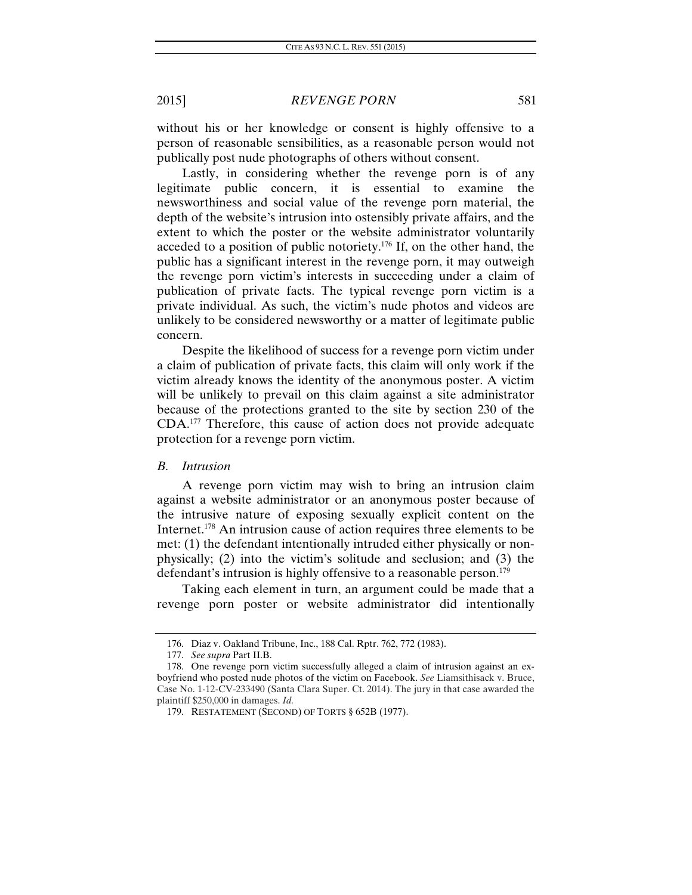without his or her knowledge or consent is highly offensive to a person of reasonable sensibilities, as a reasonable person would not publically post nude photographs of others without consent.

Lastly, in considering whether the revenge porn is of any legitimate public concern, it is essential to examine the newsworthiness and social value of the revenge porn material, the depth of the website's intrusion into ostensibly private affairs, and the extent to which the poster or the website administrator voluntarily acceded to a position of public notoriety.[176] If, on the other hand, the public has a significant interest in the revenge porn, it may outweigh the revenge porn victim's interests in succeeding under a claim of publication of private facts. The typical revenge porn victim is a private individual. As such, the victim's nude photos and videos are unlikely to be considered newsworthy or a matter of legitimate public concern.

Despite the likelihood of success for a revenge porn victim under a claim of publication of private facts, this claim will only work if the victim already knows the identity of the anonymous poster. A victim will be unlikely to prevail on this claim against a site administrator because of the protections granted to the site by section 230 of the CDA.[177] Therefore, this cause of action does not provide adequate protection for a revenge porn victim.

### *B. Intrusion*

A revenge porn victim may wish to bring an intrusion claim against a website administrator or an anonymous poster because of the intrusive nature of exposing sexually explicit content on the Internet.[178] An intrusion cause of action requires three elements to be met: (1) the defendant intentionally intruded either physically or non-physically; (2) into the victim's solitude and seclusion; and (3) the defendant's intrusion is highly offensive to a reasonable person.[179]

Taking each element in turn, an argument could be made that a revenge porn poster or website administrator did intentionally

---

176. Diaz v. Oakland Tribune, Inc., 188 Cal. Rptr. 762, 772 (1983).

177. *See supra* Part II.B.

178. One revenge porn victim successfully alleged a claim of intrusion against an ex-boyfriend who posted nude photos of the victim on Facebook. *See* Liamsithisack v. Bruce, Case No. 1-12-CV-233490 (Santa Clara Super. Ct. 2014). The jury in that case awarded the plaintiff $250,000 in damages. *Id.*

179. RESTATEMENT (SECOND) OF TORTS § 652B (1977).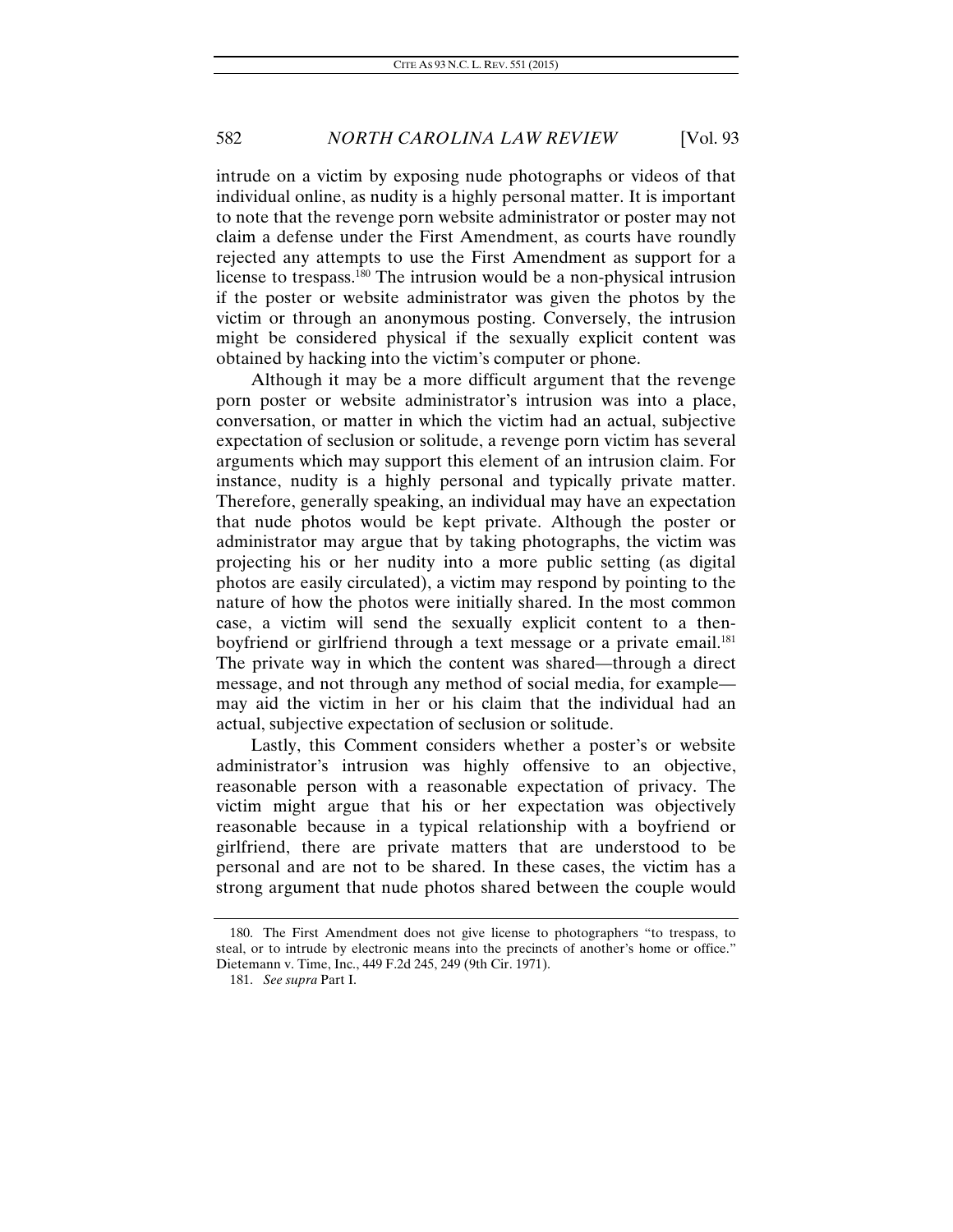intrude on a victim by exposing nude photographs or videos of that individual online, as nudity is a highly personal matter. It is important to note that the revenge porn website administrator or poster may not claim a defense under the First Amendment, as courts have roundly rejected any attempts to use the First Amendment as support for a license to trespass.[180] The intrusion would be a non-physical intrusion if the poster or website administrator was given the photos by the victim or through an anonymous posting. Conversely, the intrusion might be considered physical if the sexually explicit content was obtained by hacking into the victim's computer or phone.

Although it may be a more difficult argument that the revenge porn poster or website administrator's intrusion was into a place, conversation, or matter in which the victim had an actual, subjective expectation of seclusion or solitude, a revenge porn victim has several arguments which may support this element of an intrusion claim. For instance, nudity is a highly personal and typically private matter. Therefore, generally speaking, an individual may have an expectation that nude photos would be kept private. Although the poster or administrator may argue that by taking photographs, the victim was projecting his or her nudity into a more public setting (as digital photos are easily circulated), a victim may respond by pointing to the nature of how the photos were initially shared. In the most common case, a victim will send the sexually explicit content to a then-boyfriend or girlfriend through a text message or a private email.[181] The private way in which the content was shared—through a direct message, and not through any method of social media, for example—may aid the victim in her or his claim that the individual had an actual, subjective expectation of seclusion or solitude.

Lastly, this Comment considers whether a poster's or website administrator's intrusion was highly offensive to an objective, reasonable person with a reasonable expectation of privacy. The victim might argue that his or her expectation was objectively reasonable because in a typical relationship with a boyfriend or girlfriend, there are private matters that are understood to be personal and are not to be shared. In these cases, the victim has a strong argument that nude photos shared between the couple would

---

180. The First Amendment does not give license to photographers "to trespass, to steal, or to intrude by electronic means into the precincts of another's home or office." Dietemann v. Time, Inc., 449 F.2d 245, 249 (9th Cir. 1971).

181. *See supra* Part I.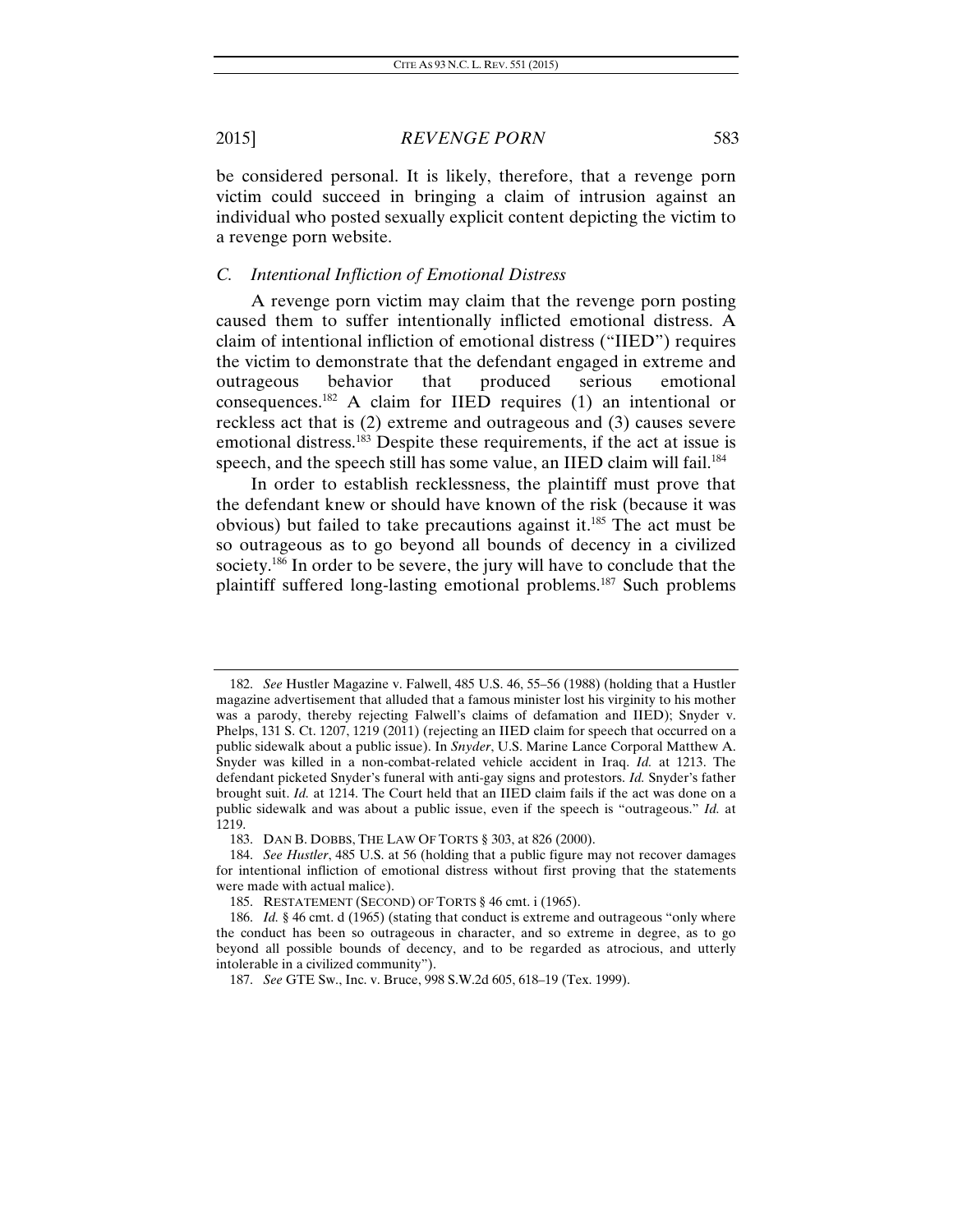be considered personal. It is likely, therefore, that a revenge porn victim could succeed in bringing a claim of intrusion against an individual who posted sexually explicit content depicting the victim to a revenge porn website.

### *C. Intentional Infliction of Emotional Distress*

A revenge porn victim may claim that the revenge porn posting caused them to suffer intentionally inflicted emotional distress. A claim of intentional infliction of emotional distress ("IIED") requires the victim to demonstrate that the defendant engaged in extreme and outrageous behavior that produced serious emotional consequences.[182] A claim for IIED requires (1) an intentional or reckless act that is (2) extreme and outrageous and (3) causes severe emotional distress.[183] Despite these requirements, if the act at issue is speech, and the speech still has some value, an IIED claim will fail.[184]

In order to establish recklessness, the plaintiff must prove that the defendant knew or should have known of the risk (because it was obvious) but failed to take precautions against it.[185] The act must be so outrageous as to go beyond all bounds of decency in a civilized society.[186] In order to be severe, the jury will have to conclude that the plaintiff suffered long-lasting emotional problems.[187] Such problems

---

182. *See* Hustler Magazine v. Falwell, 485 U.S. 46, 55–56 (1988) (holding that a Hustler magazine advertisement that alluded that a famous minister lost his virginity to his mother was a parody, thereby rejecting Falwell's claims of defamation and IIED); Snyder v. Phelps, 131 S. Ct. 1207, 1219 (2011) (rejecting an IIED claim for speech that occurred on a public sidewalk about a public issue). In *Snyder*, U.S. Marine Lance Corporal Matthew A. Snyder was killed in a non-combat-related vehicle accident in Iraq. *Id.* at 1213. The defendant picketed Snyder's funeral with anti-gay signs and protestors. *Id.* Snyder's father brought suit. *Id.* at 1214. The Court held that an IIED claim fails if the act was done on a public sidewalk and was about a public issue, even if the speech is "outrageous." *Id.* at 1219.

183. DAN B. DOBBS, THE LAW OF TORTS § 303, at 826 (2000).

184. *See Hustler*, 485 U.S. at 56 (holding that a public figure may not recover damages for intentional infliction of emotional distress without first proving that the statements were made with actual malice).

185. RESTATEMENT (SECOND) OF TORTS § 46 cmt. i (1965).

186. *Id.* § 46 cmt. d (1965) (stating that conduct is extreme and outrageous "only where the conduct has been so outrageous in character, and so extreme in degree, as to go beyond all possible bounds of decency, and to be regarded as atrocious, and utterly intolerable in a civilized community").

187. *See* GTE Sw., Inc. v. Bruce, 998 S.W.2d 605, 618–19 (Tex. 1999).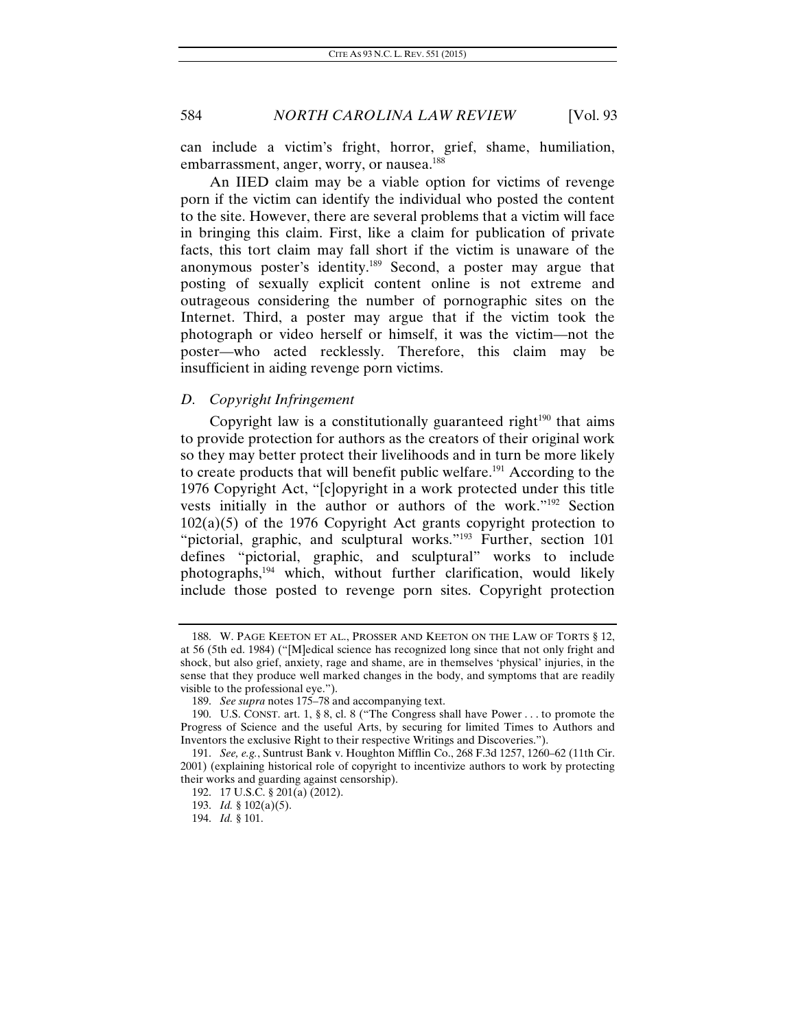can include a victim's fright, horror, grief, shame, humiliation, embarrassment, anger, worry, or nausea.[188]

An IIED claim may be a viable option for victims of revenge porn if the victim can identify the individual who posted the content to the site. However, there are several problems that a victim will face in bringing this claim. First, like a claim for publication of private facts, this tort claim may fall short if the victim is unaware of the anonymous poster's identity.[189] Second, a poster may argue that posting of sexually explicit content online is not extreme and outrageous considering the number of pornographic sites on the Internet. Third, a poster may argue that if the victim took the photograph or video herself or himself, it was the victim—not the poster—who acted recklessly. Therefore, this claim may be insufficient in aiding revenge porn victims.

### *D. Copyright Infringement*

Copyright law is a constitutionally guaranteed right[190] that aims to provide protection for authors as the creators of their original work so they may better protect their livelihoods and in turn be more likely to create products that will benefit public welfare.[191] According to the 1976 Copyright Act, "[c]opyright in a work protected under this title vests initially in the author or authors of the work."[192] Section 102(a)(5) of the 1976 Copyright Act grants copyright protection to "pictorial, graphic, and sculptural works."[193] Further, section 101 defines "pictorial, graphic, and sculptural" works to include photographs,[194] which, without further clarification, would likely include those posted to revenge porn sites. Copyright protection

---

188. W. PAGE KEETON ET AL., PROSSER AND KEETON ON THE LAW OF TORTS § 12, at 56 (5th ed. 1984) ("[M]edical science has recognized long since that not only fright and shock, but also grief, anxiety, rage and shame, are in themselves 'physical' injuries, in the sense that they produce well marked changes in the body, and symptoms that are readily visible to the professional eye.").

189. *See supra* notes 175–78 and accompanying text.

190. U.S. CONST. art. 1, § 8, cl. 8 ("The Congress shall have Power . . . to promote the Progress of Science and the useful Arts, by securing for limited Times to Authors and Inventors the exclusive Right to their respective Writings and Discoveries.").

191. *See, e.g.*, Suntrust Bank v. Houghton Mifflin Co., 268 F.3d 1257, 1260–62 (11th Cir. 2001) (explaining historical role of copyright to incentivize authors to work by protecting their works and guarding against censorship).

192. 17 U.S.C. § 201(a) (2012).

193. *Id.* § 102(a)(5).

194. *Id.* § 101.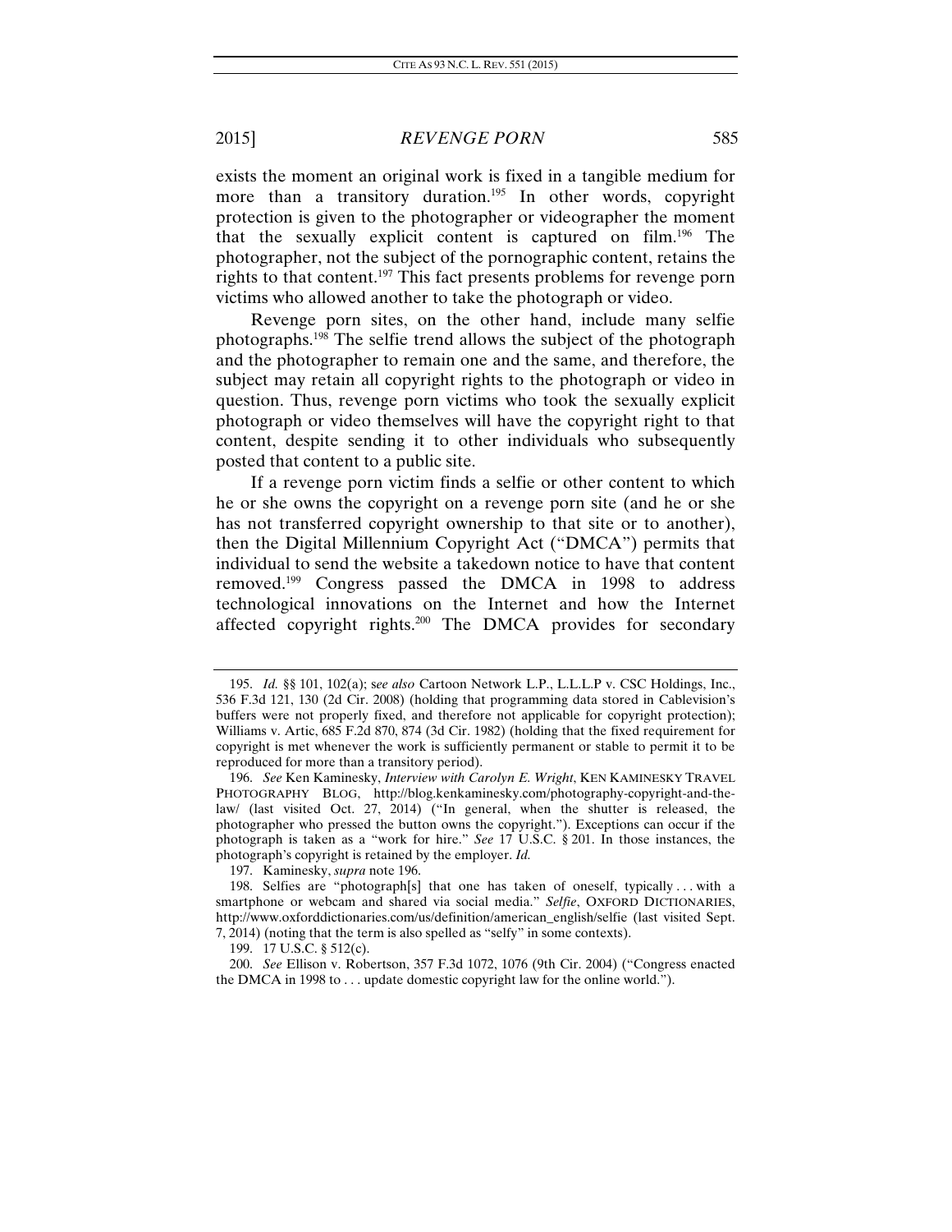exists the moment an original work is fixed in a tangible medium for more than a transitory duration.[195] In other words, copyright protection is given to the photographer or videographer the moment that the sexually explicit content is captured on film.[196] The photographer, not the subject of the pornographic content, retains the rights to that content.[197] This fact presents problems for revenge porn victims who allowed another to take the photograph or video.

Revenge porn sites, on the other hand, include many selfie photographs.[198] The selfie trend allows the subject of the photograph and the photographer to remain one and the same, and therefore, the subject may retain all copyright rights to the photograph or video in question. Thus, revenge porn victims who took the sexually explicit photograph or video themselves will have the copyright right to that content, despite sending it to other individuals who subsequently posted that content to a public site.

If a revenge porn victim finds a selfie or other content to which he or she owns the copyright on a revenge porn site (and he or she has not transferred copyright ownership to that site or to another), then the Digital Millennium Copyright Act ("DMCA") permits that individual to send the website a takedown notice to have that content removed.[199] Congress passed the DMCA in 1998 to address technological innovations on the Internet and how the Internet affected copyright rights.[200] The DMCA provides for secondary

---

195. *Id.* §§ 101, 102(a); s*ee also* Cartoon Network L.P., L.L.L.P v. CSC Holdings, Inc., 536 F.3d 121, 130 (2d Cir. 2008) (holding that programming data stored in Cablevision's buffers were not properly fixed, and therefore not applicable for copyright protection); Williams v. Artic, 685 F.2d 870, 874 (3d Cir. 1982) (holding that the fixed requirement for copyright is met whenever the work is sufficiently permanent or stable to permit it to be reproduced for more than a transitory period).

196. *See* Ken Kaminesky, *Interview with Carolyn E. Wright*, KEN KAMINESKY TRAVEL PHOTOGRAPHY BLOG, http://blog.kenkaminesky.com/photography-copyright-and-the-law/ (last visited Oct. 27, 2014) ("In general, when the shutter is released, the photographer who pressed the button owns the copyright."). Exceptions can occur if the photograph is taken as a "work for hire." *See* 17 U.S.C. § 201. In those instances, the photograph's copyright is retained by the employer. *Id.*

197. Kaminesky, *supra* note 196.

198. Selfies are "photograph[s] that one has taken of oneself, typically . . . with a smartphone or webcam and shared via social media." *Selfie*, OXFORD DICTIONARIES, http://www.oxforddictionaries.com/us/definition/american_english/selfie (last visited Sept. 7, 2014) (noting that the term is also spelled as "selfy" in some contexts).

199. 17 U.S.C. § 512(c).

200. *See* Ellison v. Robertson, 357 F.3d 1072, 1076 (9th Cir. 2004) ("Congress enacted the DMCA in 1998 to . . . update domestic copyright law for the online world.").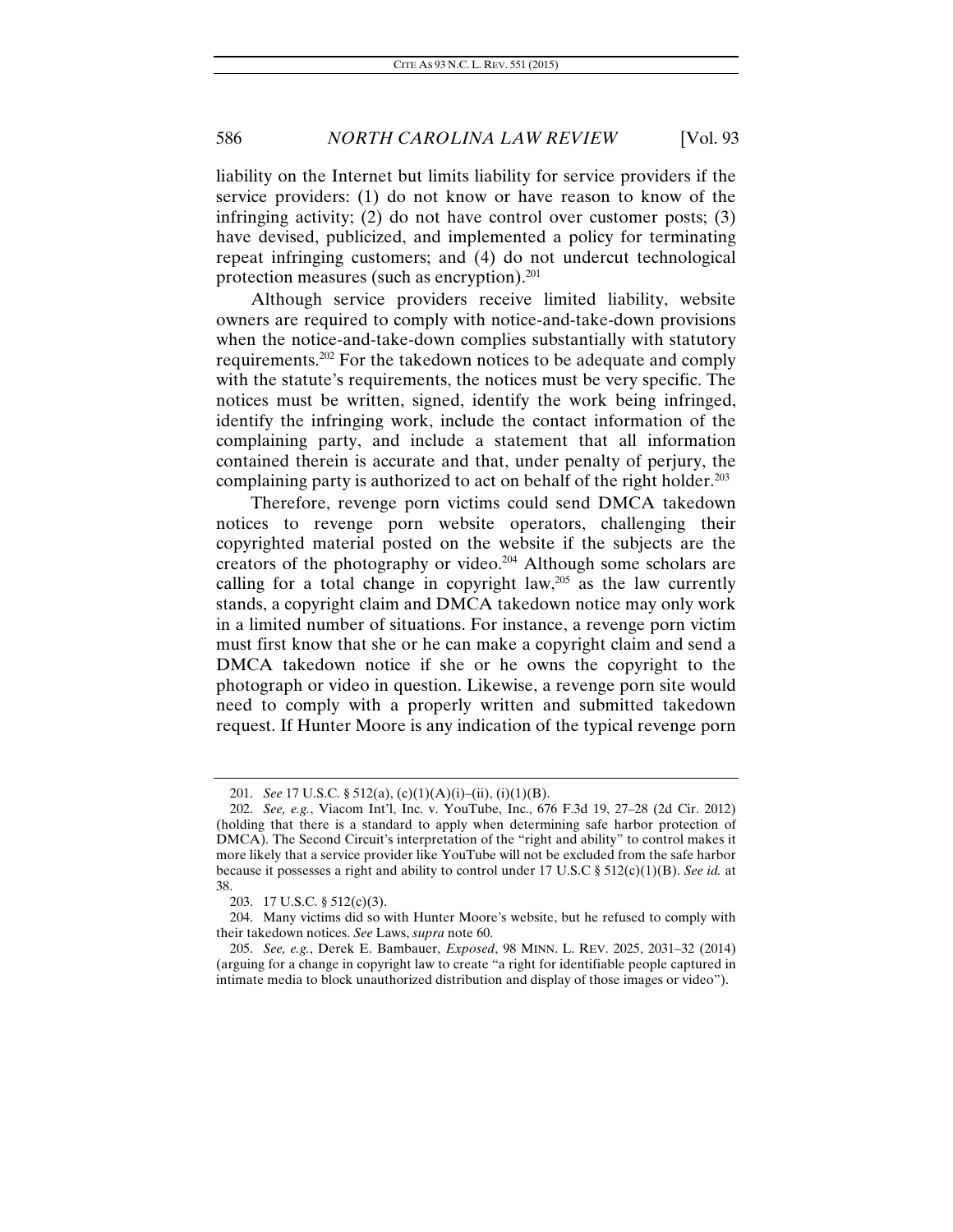liability on the Internet but limits liability for service providers if the service providers: (1) do not know or have reason to know of the infringing activity; (2) do not have control over customer posts; (3) have devised, publicized, and implemented a policy for terminating repeat infringing customers; and (4) do not undercut technological protection measures (such as encryption).[201]

Although service providers receive limited liability, website owners are required to comply with notice-and-take-down provisions when the notice-and-take-down complies substantially with statutory requirements.[202] For the takedown notices to be adequate and comply with the statute's requirements, the notices must be very specific. The notices must be written, signed, identify the work being infringed, identify the infringing work, include the contact information of the complaining party, and include a statement that all information contained therein is accurate and that, under penalty of perjury, the complaining party is authorized to act on behalf of the right holder.[203]

Therefore, revenge porn victims could send DMCA takedown notices to revenge porn website operators, challenging their copyrighted material posted on the website if the subjects are the creators of the photography or video.[204] Although some scholars are calling for a total change in copyright law,[205] as the law currently stands, a copyright claim and DMCA takedown notice may only work in a limited number of situations. For instance, a revenge porn victim must first know that she or he can make a copyright claim and send a DMCA takedown notice if she or he owns the copyright to the photograph or video in question. Likewise, a revenge porn site would need to comply with a properly written and submitted takedown request. If Hunter Moore is any indication of the typical revenge porn

---

201. *See* 17 U.S.C. § 512(a), (c)(1)(A)(i)–(ii), (i)(1)(B).

202. *See, e.g.*, Viacom Int'l, Inc. v. YouTube, Inc., 676 F.3d 19, 27–28 (2d Cir. 2012) (holding that there is a standard to apply when determining safe harbor protection of DMCA). The Second Circuit's interpretation of the "right and ability" to control makes it more likely that a service provider like YouTube will not be excluded from the safe harbor because it possesses a right and ability to control under 17 U.S.C § 512(c)(1)(B). *See id.* at 38.

203. 17 U.S.C. § 512(c)(3).

204. Many victims did so with Hunter Moore's website, but he refused to comply with their takedown notices. *See* Laws, *supra* note 60.

205. *See, e.g.*, Derek E. Bambauer, *Exposed*, 98 MINN. L. REV. 2025, 2031–32 (2014) (arguing for a change in copyright law to create "a right for identifiable people captured in intimate media to block unauthorized distribution and display of those images or video").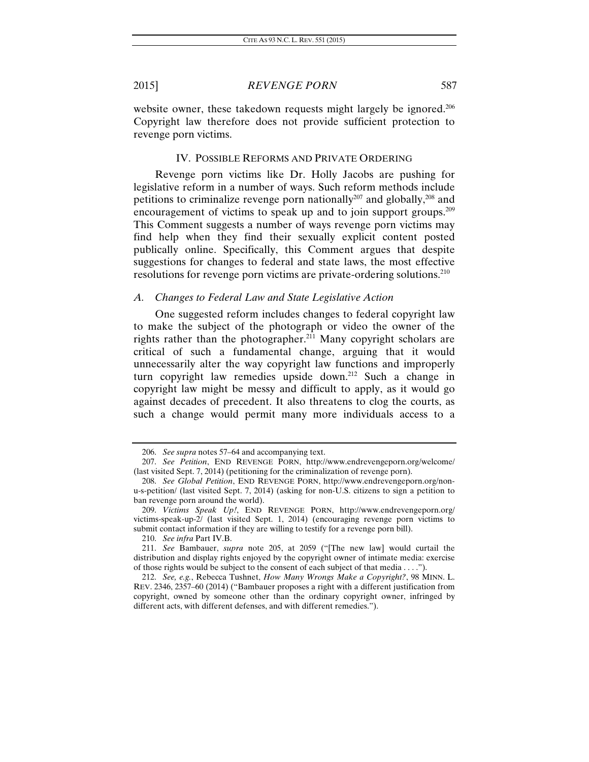website owner, these takedown requests might largely be ignored.[206] Copyright law therefore does not provide sufficient protection to revenge porn victims.

## IV. POSSIBLE REFORMS AND PRIVATE ORDERING

Revenge porn victims like Dr. Holly Jacobs are pushing for legislative reform in a number of ways. Such reform methods include petitions to criminalize revenge porn nationally[207] and globally,[208] and encouragement of victims to speak up and to join support groups.[209] This Comment suggests a number of ways revenge porn victims may find help when they find their sexually explicit content posted publically online. Specifically, this Comment argues that despite suggestions for changes to federal and state laws, the most effective resolutions for revenge porn victims are private-ordering solutions.[210]

### *A. Changes to Federal Law and State Legislative Action*

One suggested reform includes changes to federal copyright law to make the subject of the photograph or video the owner of the rights rather than the photographer.[211] Many copyright scholars are critical of such a fundamental change, arguing that it would unnecessarily alter the way copyright law functions and improperly turn copyright law remedies upside down.[212] Such a change in copyright law might be messy and difficult to apply, as it would go against decades of precedent. It also threatens to clog the courts, as such a change would permit many more individuals access to a

---

206. *See supra* notes 57–64 and accompanying text.

207. *See Petition*, END REVENGE PORN, http://www.endrevengeporn.org/welcome/ (last visited Sept. 7, 2014) (petitioning for the criminalization of revenge porn).

208. *See Global Petition*, END REVENGE PORN, http://www.endrevengeporn.org/non-u-s-petition/ (last visited Sept. 7, 2014) (asking for non-U.S. citizens to sign a petition to ban revenge porn around the world).

209. *Victims Speak Up!*, END REVENGE PORN, http://www.endrevengeporn.org/victims-speak-up-2/ (last visited Sept. 1, 2014) (encouraging revenge porn victims to submit contact information if they are willing to testify for a revenge porn bill).

210. *See infra* Part IV.B.

211. *See* Bambauer, *supra* note 205, at 2059 ("[The new law] would curtail the distribution and display rights enjoyed by the copyright owner of intimate media: exercise of those rights would be subject to the consent of each subject of that media . . . .").

212. *See, e.g.*, Rebecca Tushnet, *How Many Wrongs Make a Copyright?*, 98 MINN. L. REV. 2346, 2357–60 (2014) ("Bambauer proposes a right with a different justification from copyright, owned by someone other than the ordinary copyright owner, infringed by different acts, with different defenses, and with different remedies.").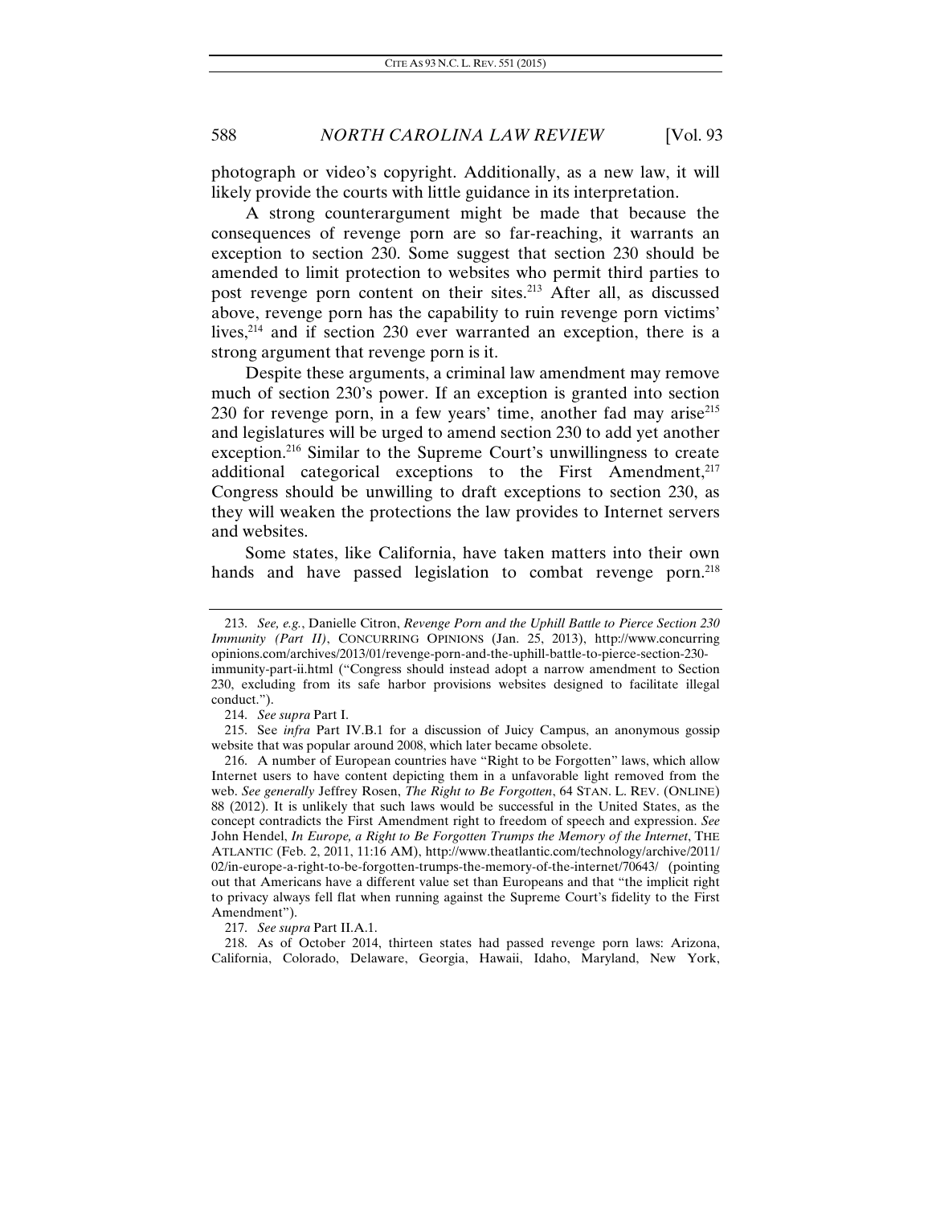photograph or video's copyright. Additionally, as a new law, it will likely provide the courts with little guidance in its interpretation.

A strong counterargument might be made that because the consequences of revenge porn are so far-reaching, it warrants an exception to section 230. Some suggest that section 230 should be amended to limit protection to websites who permit third parties to post revenge porn content on their sites.[213] After all, as discussed above, revenge porn has the capability to ruin revenge porn victims' lives,[214] and if section 230 ever warranted an exception, there is a strong argument that revenge porn is it.

Despite these arguments, a criminal law amendment may remove much of section 230's power. If an exception is granted into section 230 for revenge porn, in a few years' time, another fad may arise[215] and legislatures will be urged to amend section 230 to add yet another exception.[216] Similar to the Supreme Court's unwillingness to create additional categorical exceptions to the First Amendment,[217] Congress should be unwilling to draft exceptions to section 230, as they will weaken the protections the law provides to Internet servers and websites.

Some states, like California, have taken matters into their own hands and have passed legislation to combat revenge porn.[218]

---

213. *See, e.g.*, Danielle Citron, *Revenge Porn and the Uphill Battle to Pierce Section 230 Immunity (Part II)*, CONCURRING OPINIONS (Jan. 25, 2013), http://www.concurringopinions.com/archives/2013/01/revenge-porn-and-the-uphill-battle-to-pierce-section-230-immunity-part-ii.html ("Congress should instead adopt a narrow amendment to Section 230, excluding from its safe harbor provisions websites designed to facilitate illegal conduct.").

214. *See supra* Part I.

215. See *infra* Part IV.B.1 for a discussion of Juicy Campus, an anonymous gossip website that was popular around 2008, which later became obsolete.

216. A number of European countries have "Right to be Forgotten" laws, which allow Internet users to have content depicting them in a unfavorable light removed from the web. *See generally* Jeffrey Rosen, *The Right to Be Forgotten*, 64 STAN. L. REV. (ONLINE) 88 (2012). It is unlikely that such laws would be successful in the United States, as the concept contradicts the First Amendment right to freedom of speech and expression. *See* John Hendel, *In Europe, a Right to Be Forgotten Trumps the Memory of the Internet*, THE ATLANTIC (Feb. 2, 2011, 11:16 AM), http://www.theatlantic.com/technology/archive/2011/02/in-europe-a-right-to-be-forgotten-trumps-the-memory-of-the-internet/70643/ (pointing out that Americans have a different value set than Europeans and that "the implicit right to privacy always fell flat when running against the Supreme Court's fidelity to the First Amendment").

217. *See supra* Part II.A.1.

218. As of October 2014, thirteen states had passed revenge porn laws: Arizona, California, Colorado, Delaware, Georgia, Hawaii, Idaho, Maryland, New York,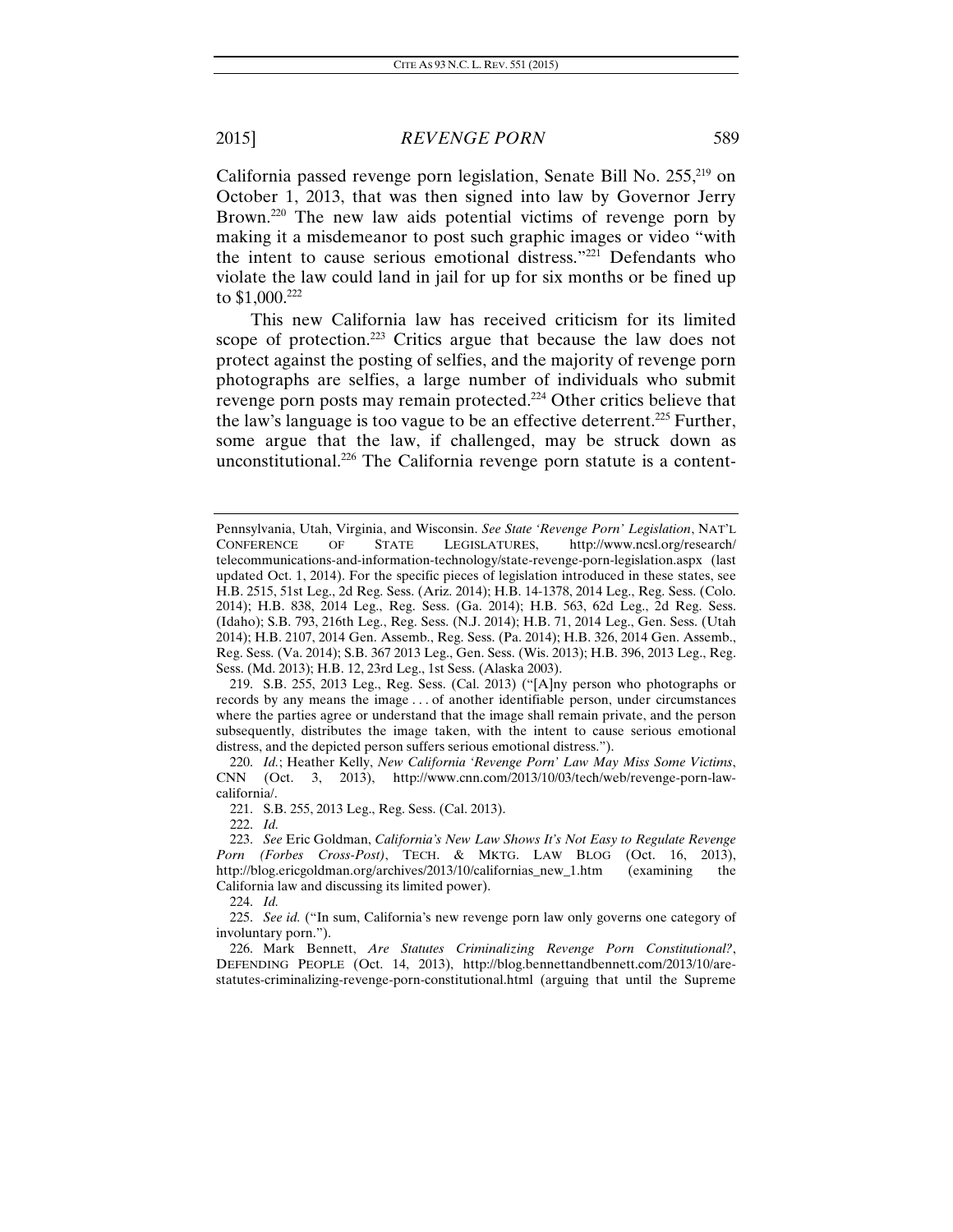California passed revenge porn legislation, Senate Bill No. 255,[219] on October 1, 2013, that was then signed into law by Governor Jerry Brown.[220] The new law aids potential victims of revenge porn by making it a misdemeanor to post such graphic images or video "with the intent to cause serious emotional distress."[221] Defendants who violate the law could land in jail for up for six months or be fined up to $1,000.[222]

This new California law has received criticism for its limited scope of protection.[223] Critics argue that because the law does not protect against the posting of selfies, and the majority of revenge porn photographs are selfies, a large number of individuals who submit revenge porn posts may remain protected.[224] Other critics believe that the law's language is too vague to be an effective deterrent.[225] Further, some argue that the law, if challenged, may be struck down as unconstitutional.[226] The California revenge porn statute is a content-

---

Pennsylvania, Utah, Virginia, and Wisconsin. *See State 'Revenge Porn' Legislation*, NAT'L CONFERENCE OF STATE LEGISLATURES, http://www.ncsl.org/research/telecommunications-and-information-technology/state-revenge-porn-legislation.aspx (last updated Oct. 1, 2014). For the specific pieces of legislation introduced in these states, see H.B. 2515, 51st Leg., 2d Reg. Sess. (Ariz. 2014); H.B. 14-1378, 2014 Leg., Reg. Sess. (Colo. 2014); H.B. 838, 2014 Leg., Reg. Sess. (Ga. 2014); H.B. 563, 62d Leg., 2d Reg. Sess. (Idaho); S.B. 793, 216th Leg., Reg. Sess. (N.J. 2014); H.B. 71, 2014 Leg., Gen. Sess. (Utah 2014); H.B. 2107, 2014 Gen. Assemb., Reg. Sess. (Pa. 2014); H.B. 326, 2014 Gen. Assemb., Reg. Sess. (Va. 2014); S.B. 367 2013 Leg., Gen. Sess. (Wis. 2013); H.B. 396, 2013 Leg., Reg. Sess. (Md. 2013); H.B. 12, 23rd Leg., 1st Sess. (Alaska 2003).

219. S.B. 255, 2013 Leg., Reg. Sess. (Cal. 2013) ("[A]ny person who photographs or records by any means the image . . . of another identifiable person, under circumstances where the parties agree or understand that the image shall remain private, and the person subsequently, distributes the image taken, with the intent to cause serious emotional distress, and the depicted person suffers serious emotional distress.").

220. *Id.*; Heather Kelly, *New California 'Revenge Porn' Law May Miss Some Victims*, CNN (Oct. 3, 2013), http://www.cnn.com/2013/10/03/tech/web/revenge-porn-law-california/.

221. S.B. 255, 2013 Leg., Reg. Sess. (Cal. 2013).

222. *Id.*

223. *See* Eric Goldman, *California's New Law Shows It's Not Easy to Regulate Revenge Porn (Forbes Cross-Post)*, TECH. & MKTG. LAW BLOG (Oct. 16, 2013), http://blog.ericgoldman.org/archives/2013/10/californias_new_1.htm (examining the California law and discussing its limited power).

224. *Id.*

225. *See id.* ("In sum, California's new revenge porn law only governs one category of involuntary porn.").

226. Mark Bennett, *Are Statutes Criminalizing Revenge Porn Constitutional?*, DEFENDING PEOPLE (Oct. 14, 2013), http://blog.bennettandbennett.com/2013/10/are-statutes-criminalizing-revenge-porn-constitutional.html (arguing that until the Supreme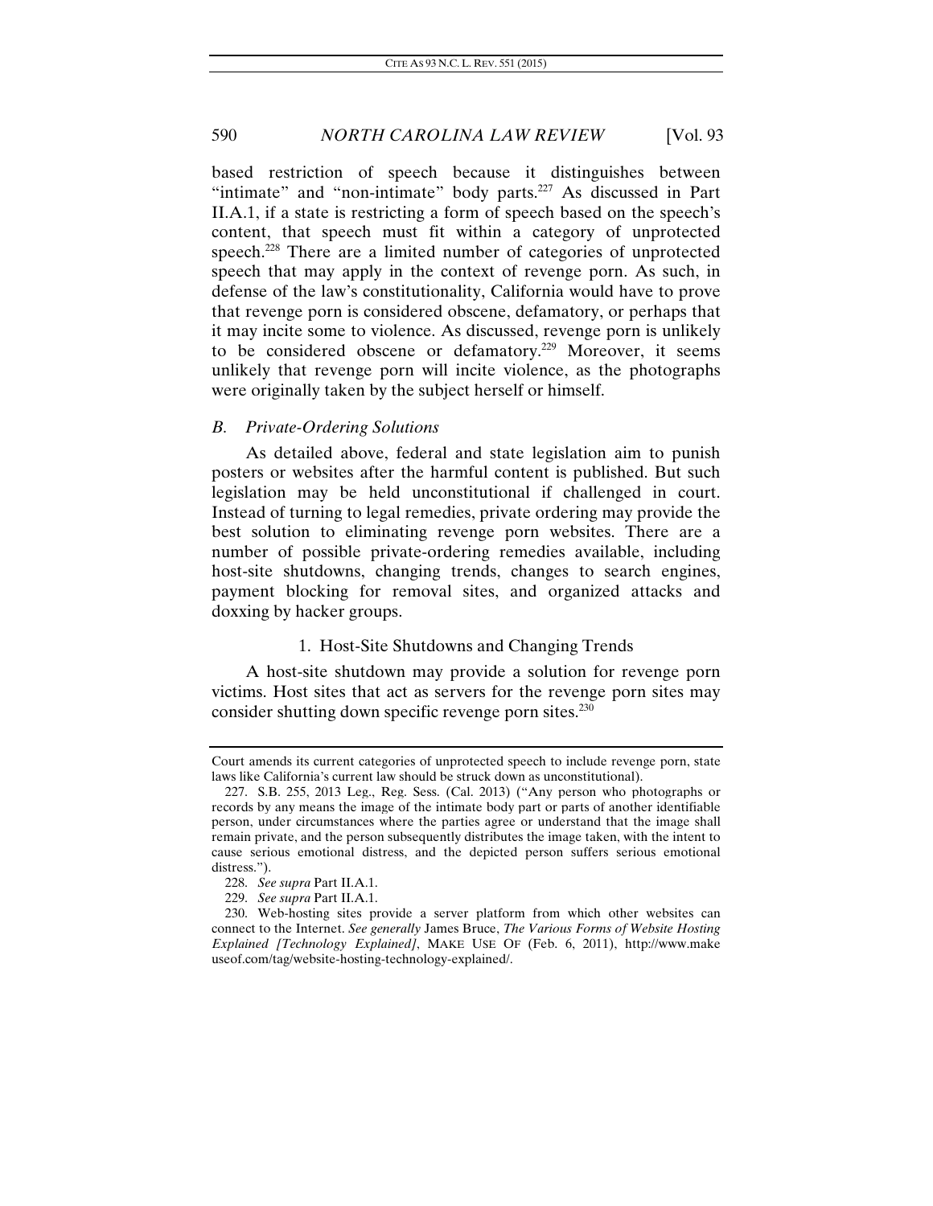based restriction of speech because it distinguishes between "intimate" and "non-intimate" body parts.[227] As discussed in Part II.A.1, if a state is restricting a form of speech based on the speech's content, that speech must fit within a category of unprotected speech.[228] There are a limited number of categories of unprotected speech that may apply in the context of revenge porn. As such, in defense of the law's constitutionality, California would have to prove that revenge porn is considered obscene, defamatory, or perhaps that it may incite some to violence. As discussed, revenge porn is unlikely to be considered obscene or defamatory.[229] Moreover, it seems unlikely that revenge porn will incite violence, as the photographs were originally taken by the subject herself or himself.

### *B. Private-Ordering Solutions*

As detailed above, federal and state legislation aim to punish posters or websites after the harmful content is published. But such legislation may be held unconstitutional if challenged in court. Instead of turning to legal remedies, private ordering may provide the best solution to eliminating revenge porn websites. There are a number of possible private-ordering remedies available, including host-site shutdowns, changing trends, changes to search engines, payment blocking for removal sites, and organized attacks and doxxing by hacker groups.

#### 1. Host-Site Shutdowns and Changing Trends

A host-site shutdown may provide a solution for revenge porn victims. Host sites that act as servers for the revenge porn sites may consider shutting down specific revenge porn sites.[230]

---

Court amends its current categories of unprotected speech to include revenge porn, state laws like California's current law should be struck down as unconstitutional).

227. S.B. 255, 2013 Leg., Reg. Sess. (Cal. 2013) ("Any person who photographs or records by any means the image of the intimate body part or parts of another identifiable person, under circumstances where the parties agree or understand that the image shall remain private, and the person subsequently distributes the image taken, with the intent to cause serious emotional distress, and the depicted person suffers serious emotional distress.").

228. *See supra* Part II.A.1.

229. *See supra* Part II.A.1.

230. Web-hosting sites provide a server platform from which other websites can connect to the Internet. *See generally* James Bruce, *The Various Forms of Website Hosting Explained [Technology Explained]*, MAKE USE OF (Feb. 6, 2011), http://www.makeuseof.com/tag/website-hosting-technology-explained/.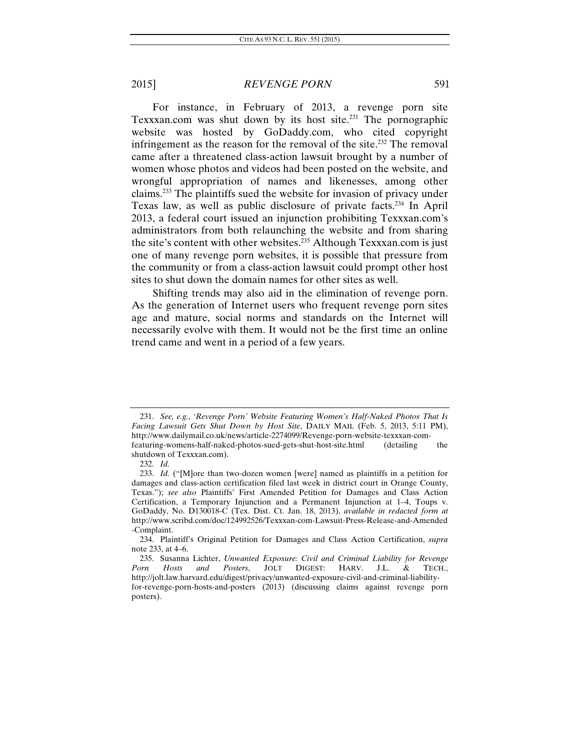For instance, in February of 2013, a revenge porn site Texxxan.com was shut down by its host site.[231] The pornographic website was hosted by GoDaddy.com, who cited copyright infringement as the reason for the removal of the site.[232] The removal came after a threatened class-action lawsuit brought by a number of women whose photos and videos had been posted on the website, and wrongful appropriation of names and likenesses, among other claims.[233] The plaintiffs sued the website for invasion of privacy under Texas law, as well as public disclosure of private facts.[234] In April 2013, a federal court issued an injunction prohibiting Texxxan.com's administrators from both relaunching the website and from sharing the site's content with other websites.[235] Although Texxxan.com is just one of many revenge porn websites, it is possible that pressure from the community or from a class-action lawsuit could prompt other host sites to shut down the domain names for other sites as well.

Shifting trends may also aid in the elimination of revenge porn. As the generation of Internet users who frequent revenge porn sites age and mature, social norms and standards on the Internet will necessarily evolve with them. It would not be the first time an online trend came and went in a period of a few years.

---

231. *See, e.g.*, *'Revenge Porn' Website Featuring Women's Half-Naked Photos That Is Facing Lawsuit Gets Shut Down by Host Site*, DAILY MAIL (Feb. 5, 2013, 5:11 PM), http://www.dailymail.co.uk/news/article-2274099/Revenge-porn-website-texxxan-com-featuring-womens-half-naked-photos-sued-gets-shut-host-site.html (detailing the shutdown of Texxxan.com).

232. *Id.*

233. *Id.* ("[M]ore than two-dozen women [were] named as plaintiffs in a petition for damages and class-action certification filed last week in district court in Orange County, Texas."); *see also* Plaintiffs' First Amended Petition for Damages and Class Action Certification, a Temporary Injunction and a Permanent Injunction at 1–4, Toups v. GoDaddy, No. D130018-C (Tex. Dist. Ct. Jan. 18, 2013), *available in redacted form at* http://www.scribd.com/doc/124992526/Texxxan-com-Lawsuit-Press-Release-and-Amended-Complaint.

234. Plaintiff's Original Petition for Damages and Class Action Certification, *supra* note 233, at 4–6.

235. Susanna Lichter, *Unwanted Exposure: Civil and Criminal Liability for Revenge Porn Hosts and Posters*, JOLT DIGEST: HARV. J.L. & TECH., http://jolt.law.harvard.edu/digest/privacy/unwanted-exposure-civil-and-criminal-liability-for-revenge-porn-hosts-and-posters (2013) (discussing claims against revenge porn posters).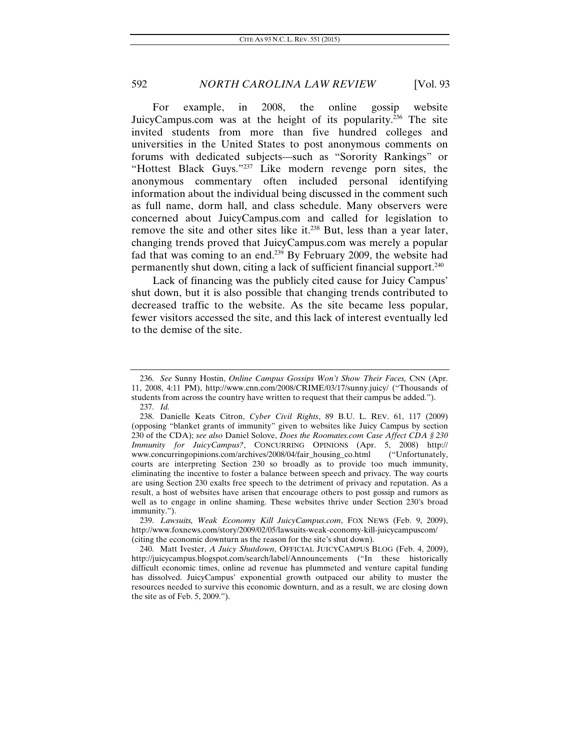For example, in 2008, the online gossip website JuicyCampus.com was at the height of its popularity.[236] The site invited students from more than five hundred colleges and universities in the United States to post anonymous comments on forums with dedicated subjects—such as "Sorority Rankings" or "Hottest Black Guys."[237] Like modern revenge porn sites, the anonymous commentary often included personal identifying information about the individual being discussed in the comment such as full name, dorm hall, and class schedule. Many observers were concerned about JuicyCampus.com and called for legislation to remove the site and other sites like it.[238] But, less than a year later, changing trends proved that JuicyCampus.com was merely a popular fad that was coming to an end.[239] By February 2009, the website had permanently shut down, citing a lack of sufficient financial support.[240]

Lack of financing was the publicly cited cause for Juicy Campus' shut down, but it is also possible that changing trends contributed to decreased traffic to the website. As the site became less popular, fewer visitors accessed the site, and this lack of interest eventually led to the demise of the site.

---

236. *See* Sunny Hostin, *Online Campus Gossips Won't Show Their Faces,* CNN (Apr. 11, 2008, 4:11 PM), http://www.cnn.com/2008/CRIME/03/17/sunny.juicy/ ("Thousands of students from across the country have written to request that their campus be added.").

237. *Id.*

238. Danielle Keats Citron, *Cyber Civil Rights*, 89 B.U. L. REV. 61, 117 (2009) (opposing "blanket grants of immunity" given to websites like Juicy Campus by section 230 of the CDA); *see also* Daniel Solove, *Does the Roomates.com Case Affect CDA § 230 Immunity for JuicyCampus?*, CONCURRING OPINIONS (Apr. 5, 2008) http://www.concurringopinions.com/archives/2008/04/fair_housing_co.html ("Unfortunately, courts are interpreting Section 230 so broadly as to provide too much immunity, eliminating the incentive to foster a balance between speech and privacy. The way courts are using Section 230 exalts free speech to the detriment of privacy and reputation. As a result, a host of websites have arisen that encourage others to post gossip and rumors as well as to engage in online shaming. These websites thrive under Section 230's broad immunity.").

239. *Lawsuits, Weak Economy Kill JuicyCampus.com*, FOX NEWS (Feb. 9, 2009), http://www.foxnews.com/story/2009/02/05/lawsuits-weak-economy-kill-juicycampuscom/ (citing the economic downturn as the reason for the site's shut down).

240. Matt Ivester, *A Juicy Shutdown*, OFFICIAL JUICYCAMPUS BLOG (Feb. 4, 2009), http://juicycampus.blogspot.com/search/label/Announcements ("In these historically difficult economic times, online ad revenue has plummeted and venture capital funding has dissolved. JuicyCampus' exponential growth outpaced our ability to muster the resources needed to survive this economic downturn, and as a result, we are closing down the site as of Feb. 5, 2009.").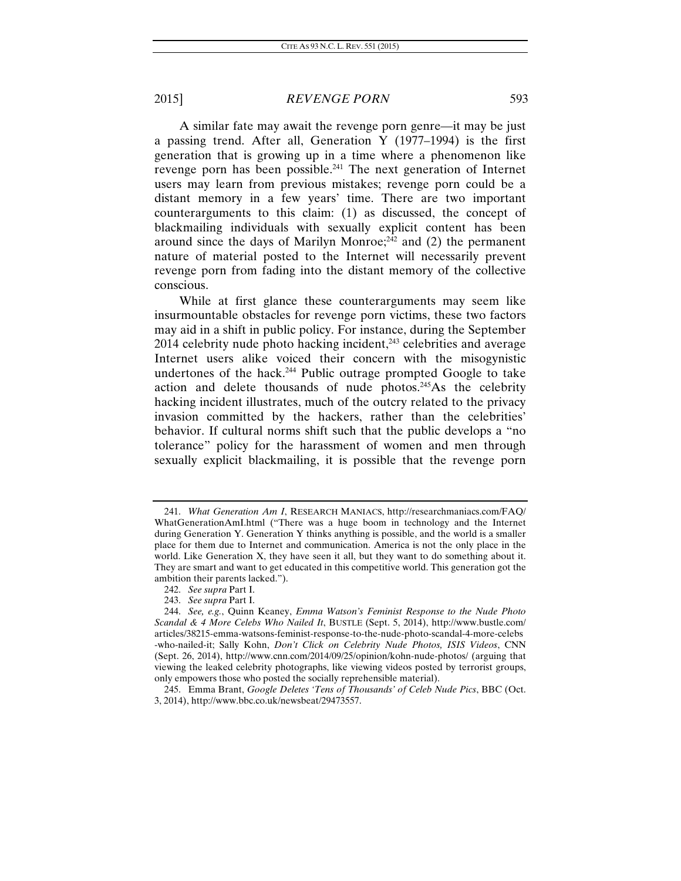A similar fate may await the revenge porn genre—it may be just a passing trend. After all, Generation Y (1977–1994) is the first generation that is growing up in a time where a phenomenon like revenge porn has been possible.[241] The next generation of Internet users may learn from previous mistakes; revenge porn could be a distant memory in a few years' time. There are two important counterarguments to this claim: (1) as discussed, the concept of blackmailing individuals with sexually explicit content has been around since the days of Marilyn Monroe;[242] and (2) the permanent nature of material posted to the Internet will necessarily prevent revenge porn from fading into the distant memory of the collective conscious.

While at first glance these counterarguments may seem like insurmountable obstacles for revenge porn victims, these two factors may aid in a shift in public policy. For instance, during the September 2014 celebrity nude photo hacking incident,[243] celebrities and average Internet users alike voiced their concern with the misogynistic undertones of the hack.[244] Public outrage prompted Google to take action and delete thousands of nude photos.[245]As the celebrity hacking incident illustrates, much of the outcry related to the privacy invasion committed by the hackers, rather than the celebrities' behavior. If cultural norms shift such that the public develops a "no tolerance" policy for the harassment of women and men through sexually explicit blackmailing, it is possible that the revenge porn

---

241. *What Generation Am I*, RESEARCH MANIACS, http://researchmaniacs.com/FAQ/WhatGenerationAmI.html ("There was a huge boom in technology and the Internet during Generation Y. Generation Y thinks anything is possible, and the world is a smaller place for them due to Internet and communication. America is not the only place in the world. Like Generation X, they have seen it all, but they want to do something about it. They are smart and want to get educated in this competitive world. This generation got the ambition their parents lacked.").

242. *See supra* Part I.

243. *See supra* Part I.

244. *See, e.g.*, Quinn Keaney, *Emma Watson's Feminist Response to the Nude Photo Scandal & 4 More Celebs Who Nailed It*, BUSTLE (Sept. 5, 2014), http://www.bustle.com/articles/38215-emma-watsons-feminist-response-to-the-nude-photo-scandal-4-more-celebs-who-nailed-it; Sally Kohn, *Don't Click on Celebrity Nude Photos, ISIS Videos*, CNN (Sept. 26, 2014), http://www.cnn.com/2014/09/25/opinion/kohn-nude-photos/ (arguing that viewing the leaked celebrity photographs, like viewing videos posted by terrorist groups, only empowers those who posted the socially reprehensible material).

245. Emma Brant, *Google Deletes 'Tens of Thousands' of Celeb Nude Pics*, BBC (Oct. 3, 2014), http://www.bbc.co.uk/newsbeat/29473557.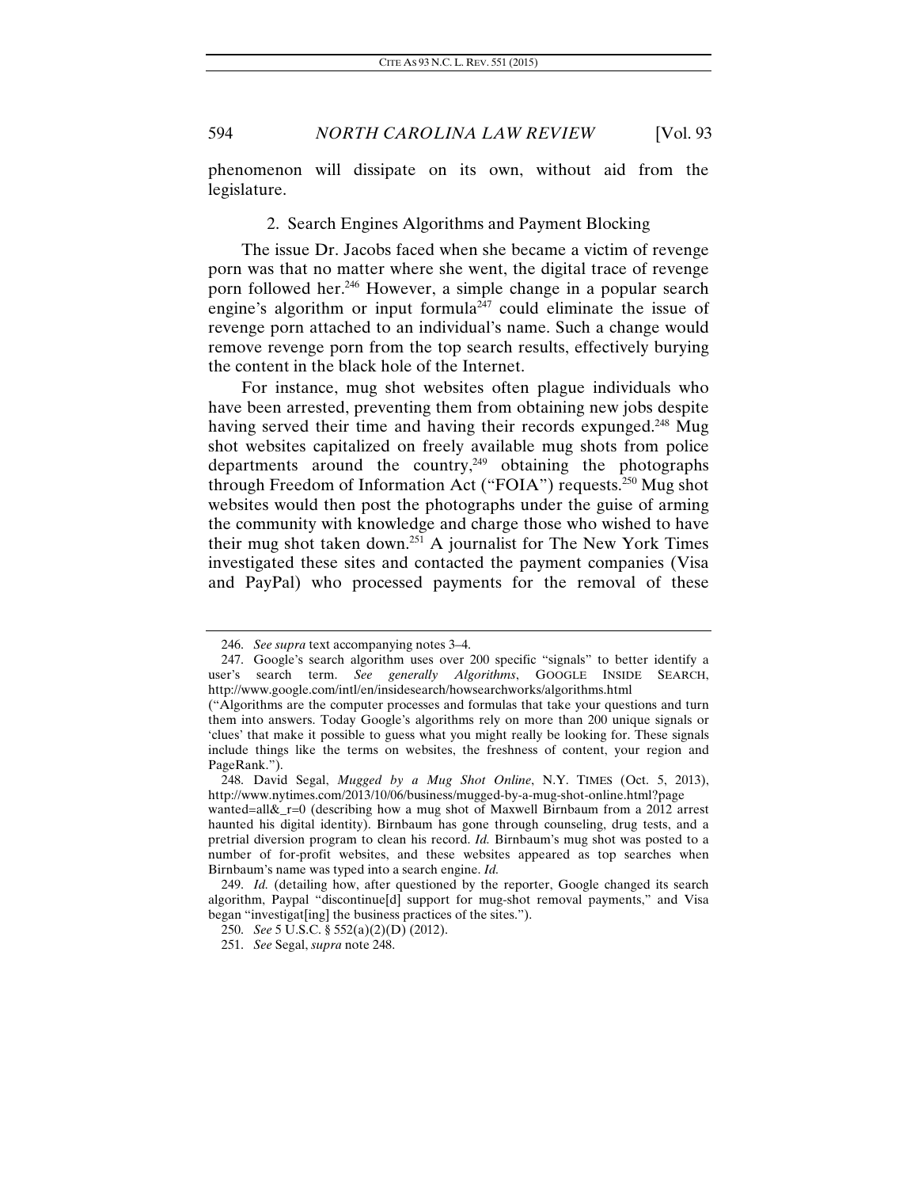phenomenon will dissipate on its own, without aid from the legislature.

### 2. Search Engines Algorithms and Payment Blocking

The issue Dr. Jacobs faced when she became a victim of revenge porn was that no matter where she went, the digital trace of revenge porn followed her.[246] However, a simple change in a popular search engine's algorithm or input formula[247] could eliminate the issue of revenge porn attached to an individual's name. Such a change would remove revenge porn from the top search results, effectively burying the content in the black hole of the Internet.

For instance, mug shot websites often plague individuals who have been arrested, preventing them from obtaining new jobs despite having served their time and having their records expunged.[248] Mug shot websites capitalized on freely available mug shots from police departments around the country,[249] obtaining the photographs through Freedom of Information Act ("FOIA") requests.[250] Mug shot websites would then post the photographs under the guise of arming the community with knowledge and charge those who wished to have their mug shot taken down.[251] A journalist for The New York Times investigated these sites and contacted the payment companies (Visa and PayPal) who processed payments for the removal of these

---

246. *See supra* text accompanying notes 3–4.

247. Google's search algorithm uses over 200 specific "signals" to better identify a user's search term. *See generally Algorithms*, GOOGLE INSIDE SEARCH, http://www.google.com/intl/en/insidesearch/howsearchworks/algorithms.html ("Algorithms are the computer processes and formulas that take your questions and turn them into answers. Today Google's algorithms rely on more than 200 unique signals or 'clues' that make it possible to guess what you might really be looking for. These signals include things like the terms on websites, the freshness of content, your region and PageRank.").

248. David Segal, *Mugged by a Mug Shot Online*, N.Y. TIMES (Oct. 5, 2013), http://www.nytimes.com/2013/10/06/business/mugged-by-a-mug-shot-online.html?pagewanted=all&_r=0 (describing how a mug shot of Maxwell Birnbaum from a 2012 arrest haunted his digital identity). Birnbaum has gone through counseling, drug tests, and a pretrial diversion program to clean his record. *Id.* Birnbaum's mug shot was posted to a number of for-profit websites, and these websites appeared as top searches when Birnbaum's name was typed into a search engine. *Id.*

249. *Id.* (detailing how, after questioned by the reporter, Google changed its search algorithm, Paypal "discontinue[d] support for mug-shot removal payments," and Visa began "investigat[ing] the business practices of the sites.").

250. *See* 5 U.S.C. § 552(a)(2)(D) (2012).

251. *See* Segal, *supra* note 248.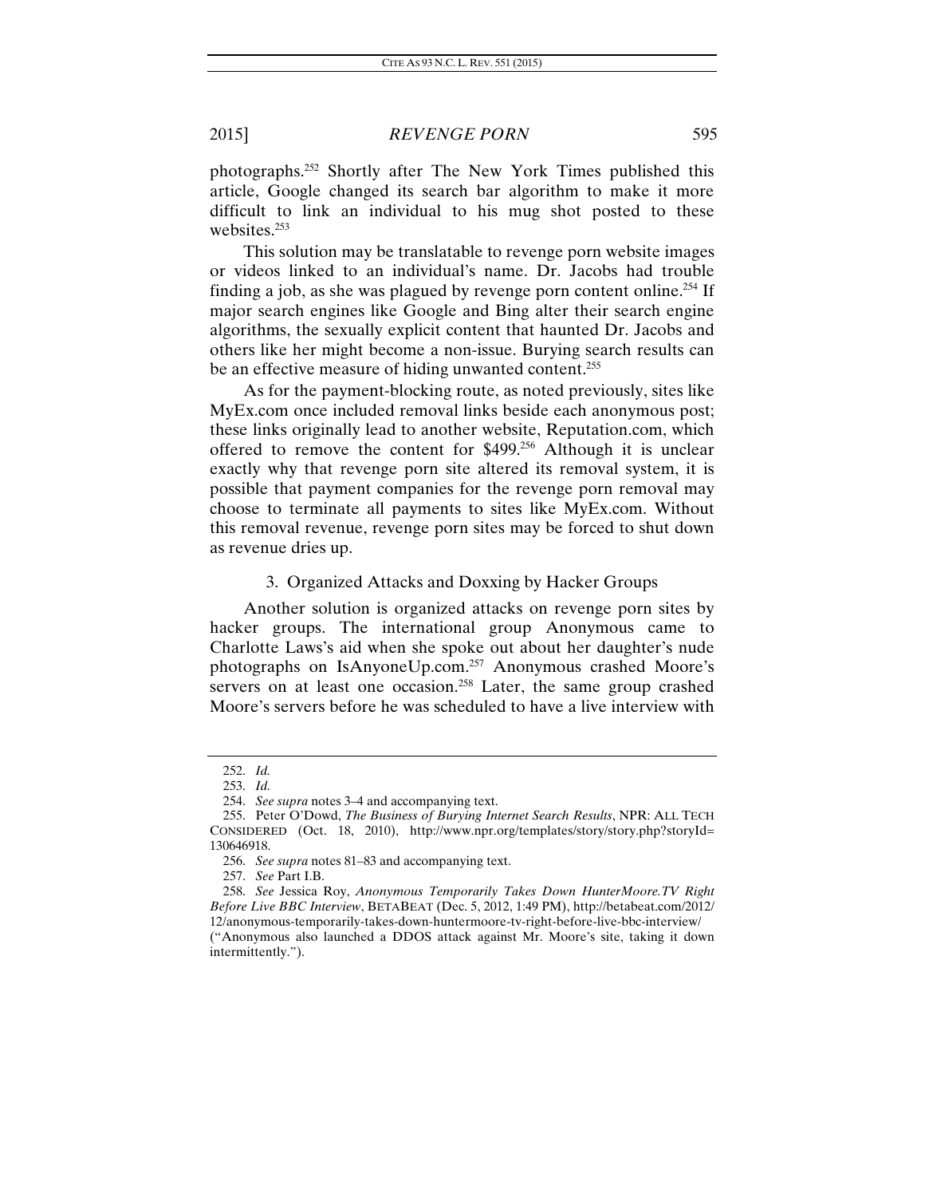photographs.[252] Shortly after The New York Times published this article, Google changed its search bar algorithm to make it more difficult to link an individual to his mug shot posted to these websites.[253]

This solution may be translatable to revenge porn website images or videos linked to an individual's name. Dr. Jacobs had trouble finding a job, as she was plagued by revenge porn content online.[254] If major search engines like Google and Bing alter their search engine algorithms, the sexually explicit content that haunted Dr. Jacobs and others like her might become a non-issue. Burying search results can be an effective measure of hiding unwanted content.[255]

As for the payment-blocking route, as noted previously, sites like MyEx.com once included removal links beside each anonymous post; these links originally lead to another website, Reputation.com, which offered to remove the content for $499.[256] Although it is unclear exactly why that revenge porn site altered its removal system, it is possible that payment companies for the revenge porn removal may choose to terminate all payments to sites like MyEx.com. Without this removal revenue, revenge porn sites may be forced to shut down as revenue dries up.

### 3. Organized Attacks and Doxxing by Hacker Groups

Another solution is organized attacks on revenge porn sites by hacker groups. The international group Anonymous came to Charlotte Laws's aid when she spoke out about her daughter's nude photographs on IsAnyoneUp.com.[257] Anonymous crashed Moore's servers on at least one occasion.[258] Later, the same group crashed Moore's servers before he was scheduled to have a live interview with

---

252. *Id.*

253. *Id.*

254. *See supra* notes 3–4 and accompanying text.

255. Peter O'Dowd, *The Business of Burying Internet Search Results*, NPR: ALL TECH CONSIDERED (Oct. 18, 2010), http://www.npr.org/templates/story/story.php?storyId=130646918.

256. *See supra* notes 81–83 and accompanying text.

257. *See* Part I.B.

258. *See* Jessica Roy, *Anonymous Temporarily Takes Down HunterMoore.TV Right Before Live BBC Interview*, BETABEAT (Dec. 5, 2012, 1:49 PM), http://betabeat.com/2012/12/anonymous-temporarily-takes-down-huntermoore-tv-right-before-live-bbc-interview/ ("Anonymous also launched a DDOS attack against Mr. Moore's site, taking it down intermittently.").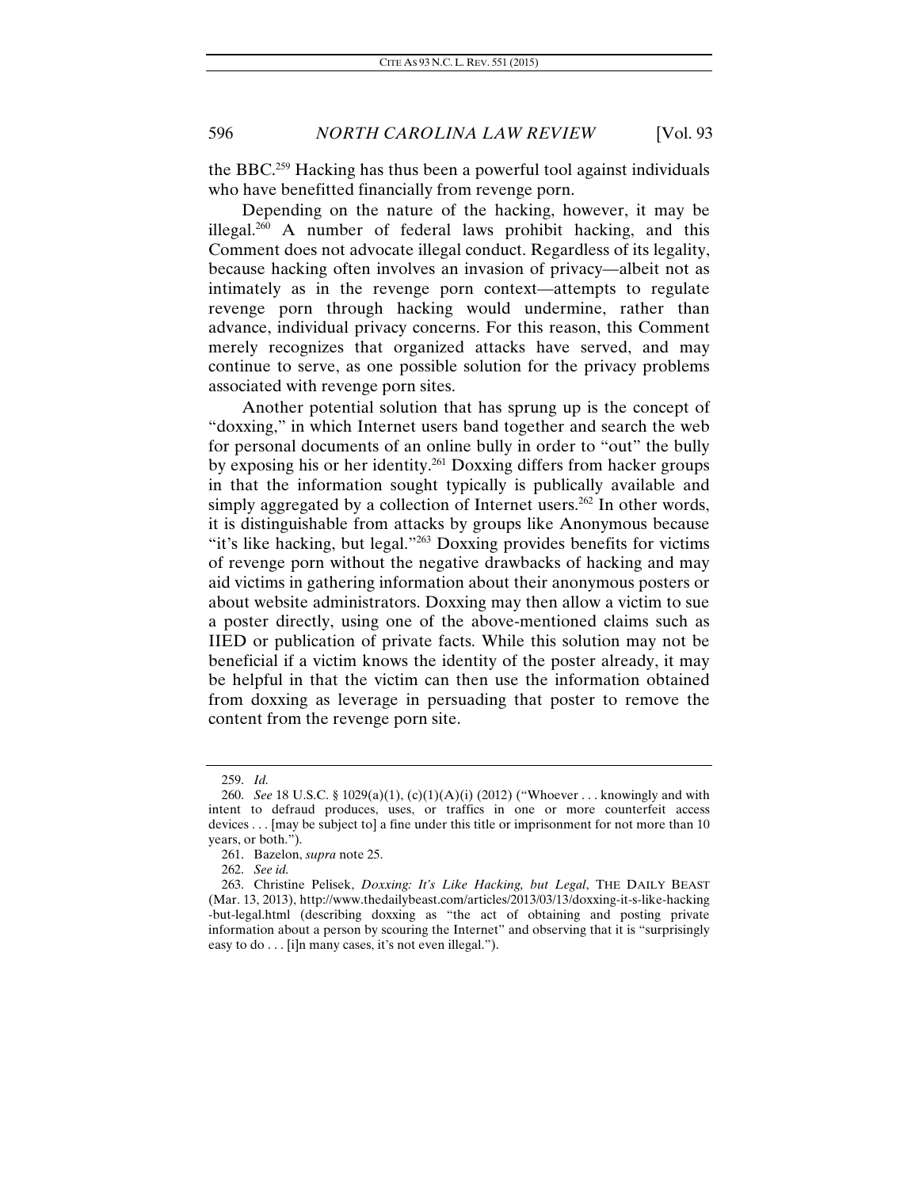the BBC.[259] Hacking has thus been a powerful tool against individuals who have benefitted financially from revenge porn.

Depending on the nature of the hacking, however, it may be illegal.[260] A number of federal laws prohibit hacking, and this Comment does not advocate illegal conduct. Regardless of its legality, because hacking often involves an invasion of privacy—albeit not as intimately as in the revenge porn context—attempts to regulate revenge porn through hacking would undermine, rather than advance, individual privacy concerns. For this reason, this Comment merely recognizes that organized attacks have served, and may continue to serve, as one possible solution for the privacy problems associated with revenge porn sites.

Another potential solution that has sprung up is the concept of "doxxing," in which Internet users band together and search the web for personal documents of an online bully in order to "out" the bully by exposing his or her identity.[261] Doxxing differs from hacker groups in that the information sought typically is publically available and simply aggregated by a collection of Internet users.[262] In other words, it is distinguishable from attacks by groups like Anonymous because "it's like hacking, but legal."[263] Doxxing provides benefits for victims of revenge porn without the negative drawbacks of hacking and may aid victims in gathering information about their anonymous posters or about website administrators. Doxxing may then allow a victim to sue a poster directly, using one of the above-mentioned claims such as IIED or publication of private facts. While this solution may not be beneficial if a victim knows the identity of the poster already, it may be helpful in that the victim can then use the information obtained from doxxing as leverage in persuading that poster to remove the content from the revenge porn site.

---

259. *Id.*

260. *See* 18 U.S.C. § 1029(a)(1), (c)(1)(A)(i) (2012) ("Whoever . . . knowingly and with intent to defraud produces, uses, or traffics in one or more counterfeit access devices . . . [may be subject to] a fine under this title or imprisonment for not more than 10 years, or both.").

261. Bazelon, *supra* note 25.

262. *See id.*

263. Christine Pelisek, *Doxxing: It's Like Hacking, but Legal*, THE DAILY BEAST (Mar. 13, 2013), http://www.thedailybeast.com/articles/2013/03/13/doxxing-it-s-like-hacking-but-legal.html (describing doxxing as "the act of obtaining and posting private information about a person by scouring the Internet" and observing that it is "surprisingly easy to do . . . [i]n many cases, it's not even illegal.").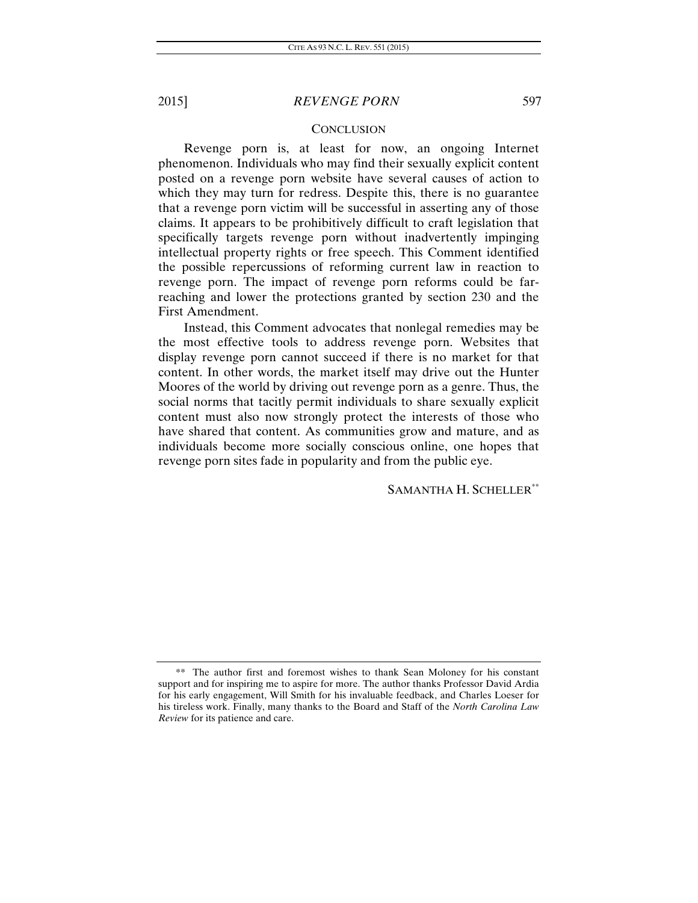## CONCLUSION

Revenge porn is, at least for now, an ongoing Internet phenomenon. Individuals who may find their sexually explicit content posted on a revenge porn website have several causes of action to which they may turn for redress. Despite this, there is no guarantee that a revenge porn victim will be successful in asserting any of those claims. It appears to be prohibitively difficult to craft legislation that specifically targets revenge porn without inadvertently impinging intellectual property rights or free speech. This Comment identified the possible repercussions of reforming current law in reaction to revenge porn. The impact of revenge porn reforms could be far-reaching and lower the protections granted by section 230 and the First Amendment.

Instead, this Comment advocates that nonlegal remedies may be the most effective tools to address revenge porn. Websites that display revenge porn cannot succeed if there is no market for that content. In other words, the market itself may drive out the Hunter Moores of the world by driving out revenge porn as a genre. Thus, the social norms that tacitly permit individuals to share sexually explicit content must also now strongly protect the interests of those who have shared that content. As communities grow and mature, and as individuals become more socially conscious online, one hopes that revenge porn sites fade in popularity and from the public eye.

SAMANTHA H. SCHELLER[**]

---

** The author first and foremost wishes to thank Sean Moloney for his constant support and for inspiring me to aspire for more. The author thanks Professor David Ardia for his early engagement, Will Smith for his invaluable feedback, and Charles Loeser for his tireless work. Finally, many thanks to the Board and Staff of the *North Carolina Law Review* for its patience and care.